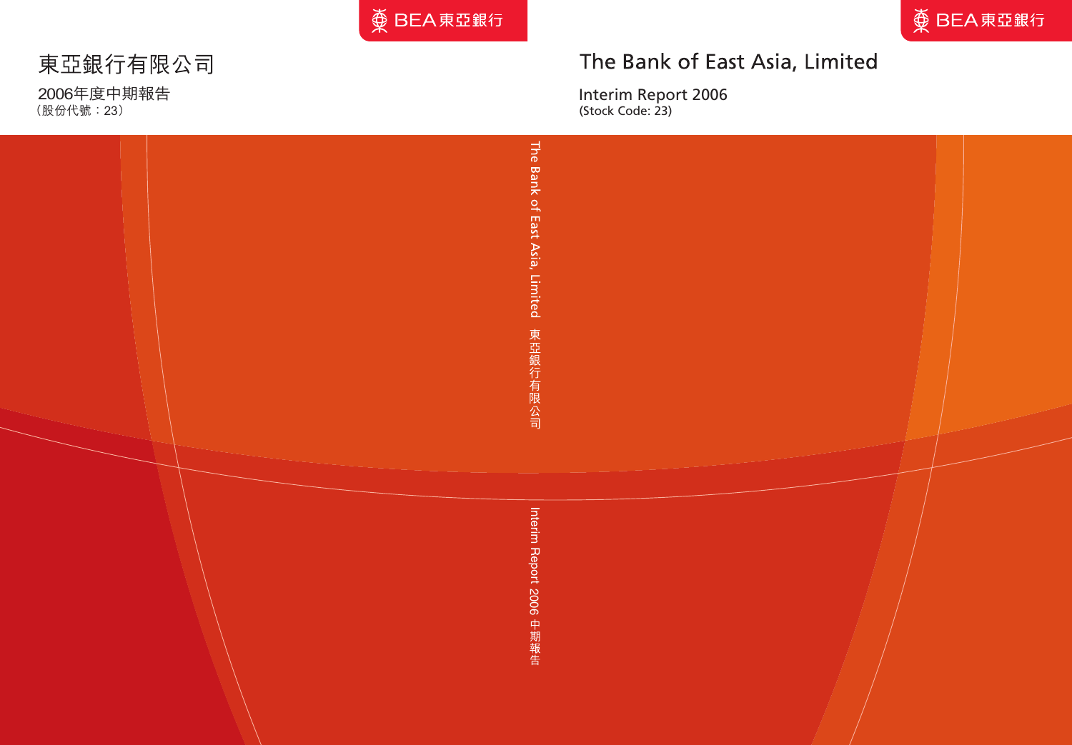BEA東亞銀行

# 東亞銀行有限公司

2006年度中期報告
（股份代號：23）

BEA東亞銀行

# The Bank of East Asia, Limited

Interim Report 2006
(Stock Code: 23)

The Bank of East Asia, Limited 東亞銀行有限公司

Interim Report 2006 中期報告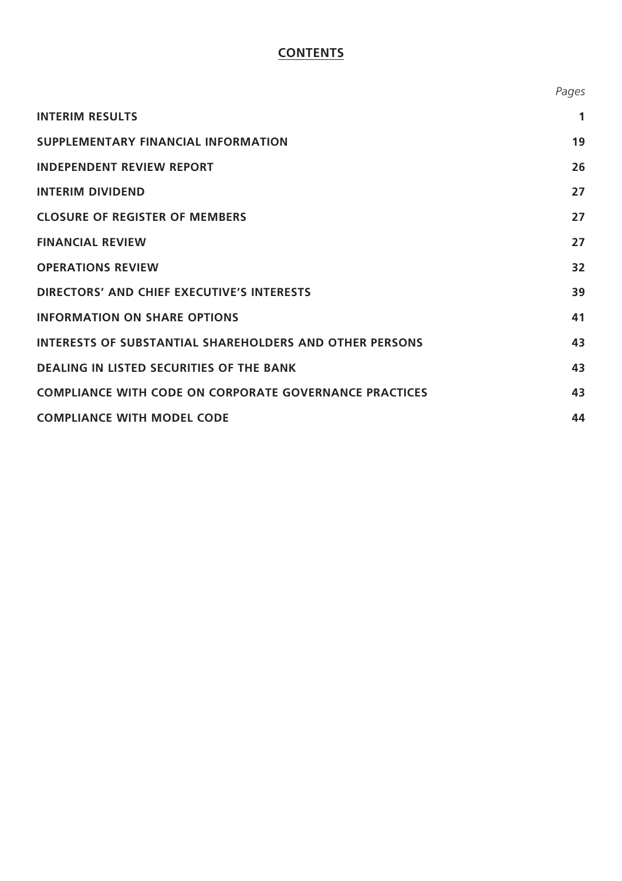# CONTENTS

| | *Pages* |
|---|---|
| **INTERIM RESULTS** | **1** |
| **SUPPLEMENTARY FINANCIAL INFORMATION** | **19** |
| **INDEPENDENT REVIEW REPORT** | **26** |
| **INTERIM DIVIDEND** | **27** |
| **CLOSURE OF REGISTER OF MEMBERS** | **27** |
| **FINANCIAL REVIEW** | **27** |
| **OPERATIONS REVIEW** | **32** |
| **DIRECTORS' AND CHIEF EXECUTIVE'S INTERESTS** | **39** |
| **INFORMATION ON SHARE OPTIONS** | **41** |
| **INTERESTS OF SUBSTANTIAL SHAREHOLDERS AND OTHER PERSONS** | **43** |
| **DEALING IN LISTED SECURITIES OF THE BANK** | **43** |
| **COMPLIANCE WITH CODE ON CORPORATE GOVERNANCE PRACTICES** | **43** |
| **COMPLIANCE WITH MODEL CODE** | **44** |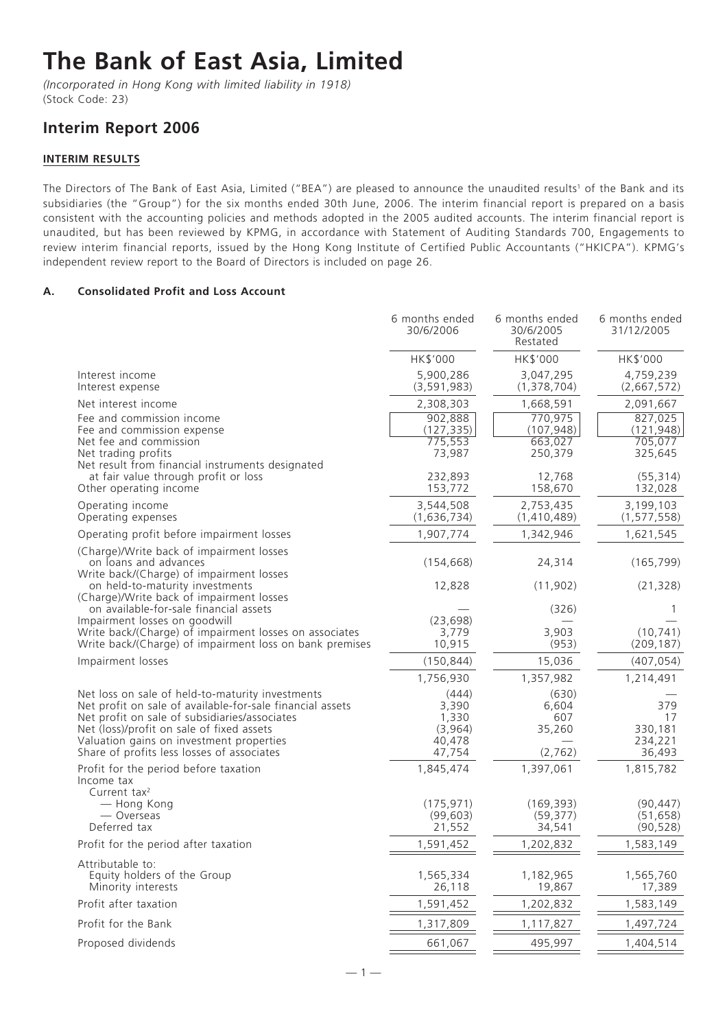# The Bank of East Asia, Limited

*(Incorporated in Hong Kong with limited liability in 1918)*
(Stock Code: 23)

## Interim Report 2006

### INTERIM RESULTS

The Directors of The Bank of East Asia, Limited ("BEA") are pleased to announce the unaudited results[1] of the Bank and its subsidiaries (the "Group") for the six months ended 30th June, 2006. The interim financial report is prepared on a basis consistent with the accounting policies and methods adopted in the 2005 audited accounts. The interim financial report is unaudited, but has been reviewed by KPMG, in accordance with Statement of Auditing Standards 700, Engagements to review interim financial reports, issued by the Hong Kong Institute of Certified Public Accountants ("HKICPA"). KPMG's independent review report to the Board of Directors is included on page 26.

#### A. Consolidated Profit and Loss Account

| | 6 months ended 30/6/2006 | 6 months ended 30/6/2005 Restated | 6 months ended 31/12/2005 |
|---|---|---|---|
| | HK$'000 | HK$'000 | HK$'000 |
| Interest income | 5,900,286 | 3,047,295 | 4,759,239 |
| Interest expense | (3,591,983) | (1,378,704) | (2,667,572) |
| Net interest income | 2,308,303 | 1,668,591 | 2,091,667 |
| Fee and commission income | 902,888 | 770,975 | 827,025 |
| Fee and commission expense | (127,335) | (107,948) | (121,948) |
| Net fee and commission | 775,553 | 663,027 | 705,077 |
| Net trading profits | 73,987 | 250,379 | 325,645 |
| Net result from financial instruments designated at fair value through profit or loss | 232,893 | 12,768 | (55,314) |
| Other operating income | 153,772 | 158,670 | 132,028 |
| Operating income | 3,544,508 | 2,753,435 | 3,199,103 |
| Operating expenses | (1,636,734) | (1,410,489) | (1,577,558) |
| Operating profit before impairment losses | 1,907,774 | 1,342,946 | 1,621,545 |
| (Charge)/Write back of impairment losses on loans and advances | (154,668) | 24,314 | (165,799) |
| Write back/(Charge) of impairment losses on held-to-maturity investments | 12,828 | (11,902) | (21,328) |
| (Charge)/Write back of impairment losses on available-for-sale financial assets | — | (326) | 1 |
| Impairment losses on goodwill | (23,698) | — | — |
| Write back/(Charge) of impairment losses on associates | 3,779 | 3,903 | (10,741) |
| Write back/(Charge) of impairment loss on bank premises | 10,915 | (953) | (209,187) |
| Impairment losses | (150,844) | 15,036 | (407,054) |
| | 1,756,930 | 1,357,982 | 1,214,491 |
| Net loss on sale of held-to-maturity investments | (444) | (630) | — |
| Net profit on sale of available-for-sale financial assets | 3,390 | 6,604 | 379 |
| Net profit on sale of subsidiaries/associates | 1,330 | 607 | 17 |
| Net (loss)/profit on sale of fixed assets | (3,964) | 35,260 | 330,181 |
| Valuation gains on investment properties | 40,478 | — | 234,221 |
| Share of profits less losses of associates | 47,754 | (2,762) | 36,493 |
| Profit for the period before taxation | 1,845,474 | 1,397,061 | 1,815,782 |
| Income tax | | | |
| Current tax[2] | | | |
| — Hong Kong | (175,971) | (169,393) | (90,447) |
| — Overseas | (99,603) | (59,377) | (51,658) |
| Deferred tax | 21,552 | 34,541 | (90,528) |
| Profit for the period after taxation | 1,591,452 | 1,202,832 | 1,583,149 |
| Attributable to: | | | |
| Equity holders of the Group | 1,565,334 | 1,182,965 | 1,565,760 |
| Minority interests | 26,118 | 19,867 | 17,389 |
| Profit after taxation | 1,591,452 | 1,202,832 | 1,583,149 |
| Profit for the Bank | 1,317,809 | 1,117,827 | 1,497,724 |
| Proposed dividends | 661,067 | 495,997 | 1,404,514 |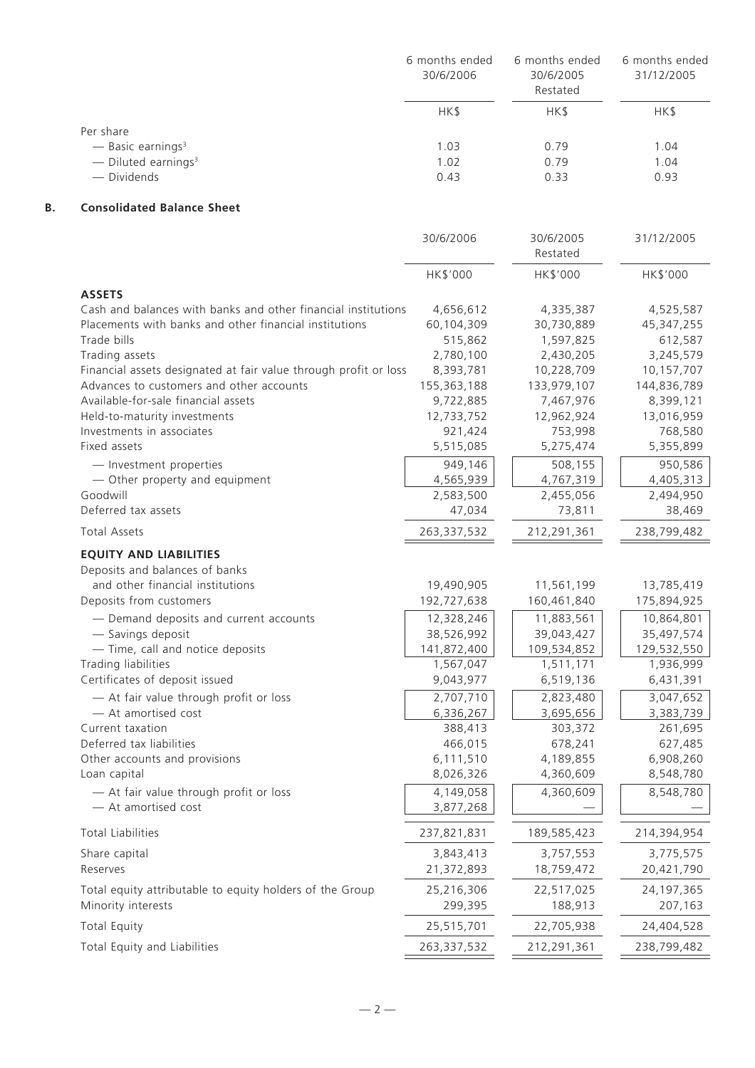| | 6 months ended 30/6/2006 | 6 months ended 30/6/2005 Restated | 6 months ended 31/12/2005 |
|---|---|---|---|
| | HK$ | HK$ | HK$ |
| Per share | | | |
| — Basic earnings[3] | 1.03 | 0.79 | 1.04 |
| — Diluted earnings[3] | 1.02 | 0.79 | 1.04 |
| — Dividends | 0.43 | 0.33 | 0.93 |

## B. Consolidated Balance Sheet

| | 30/6/2006 | 30/6/2005 Restated | 31/12/2005 |
|---|---|---|---|
| | HK$'000 | HK$'000 | HK$'000 |
| **ASSETS** | | | |
| Cash and balances with banks and other financial institutions | 4,656,612 | 4,335,387 | 4,525,587 |
| Placements with banks and other financial institutions | 60,104,309 | 30,730,889 | 45,347,255 |
| Trade bills | 515,862 | 1,597,825 | 612,587 |
| Trading assets | 2,780,100 | 2,430,205 | 3,245,579 |
| Financial assets designated at fair value through profit or loss | 8,393,781 | 10,228,709 | 10,157,707 |
| Advances to customers and other accounts | 155,363,188 | 133,979,107 | 144,836,789 |
| Available-for-sale financial assets | 9,722,885 | 7,467,976 | 8,399,121 |
| Held-to-maturity investments | 12,733,752 | 12,962,924 | 13,016,959 |
| Investments in associates | 921,424 | 753,998 | 768,580 |
| Fixed assets | 5,515,085 | 5,275,474 | 5,355,899 |
| — Investment properties | 949,146 | 508,155 | 950,586 |
| — Other property and equipment | 4,565,939 | 4,767,319 | 4,405,313 |
| Goodwill | 2,583,500 | 2,455,056 | 2,494,950 |
| Deferred tax assets | 47,034 | 73,811 | 38,469 |
| Total Assets | 263,337,532 | 212,291,361 | 238,799,482 |
| **EQUITY AND LIABILITIES** | | | |
| Deposits and balances of banks and other financial institutions | 19,490,905 | 11,561,199 | 13,785,419 |
| Deposits from customers | 192,727,638 | 160,461,840 | 175,894,925 |
| — Demand deposits and current accounts | 12,328,246 | 11,883,561 | 10,864,801 |
| — Savings deposit | 38,526,992 | 39,043,427 | 35,497,574 |
| — Time, call and notice deposits | 141,872,400 | 109,534,852 | 129,532,550 |
| Trading liabilities | 1,567,047 | 1,511,171 | 1,936,999 |
| Certificates of deposit issued | 9,043,977 | 6,519,136 | 6,431,391 |
| — At fair value through profit or loss | 2,707,710 | 2,823,480 | 3,047,652 |
| — At amortised cost | 6,336,267 | 3,695,656 | 3,383,739 |
| Current taxation | 388,413 | 303,372 | 261,695 |
| Deferred tax liabilities | 466,015 | 678,241 | 627,485 |
| Other accounts and provisions | 6,111,510 | 4,189,855 | 6,908,260 |
| Loan capital | 8,026,326 | 4,360,609 | 8,548,780 |
| — At fair value through profit or loss | 4,149,058 | 4,360,609 | 8,548,780 |
| — At amortised cost | 3,877,268 | — | — |
| Total Liabilities | 237,821,831 | 189,585,423 | 214,394,954 |
| Share capital | 3,843,413 | 3,757,553 | 3,775,575 |
| Reserves | 21,372,893 | 18,759,472 | 20,421,790 |
| Total equity attributable to equity holders of the Group | 25,216,306 | 22,517,025 | 24,197,365 |
| Minority interests | 299,395 | 188,913 | 207,163 |
| Total Equity | 25,515,701 | 22,705,938 | 24,404,528 |
| Total Equity and Liabilities | 263,337,532 | 212,291,361 | 238,799,482 |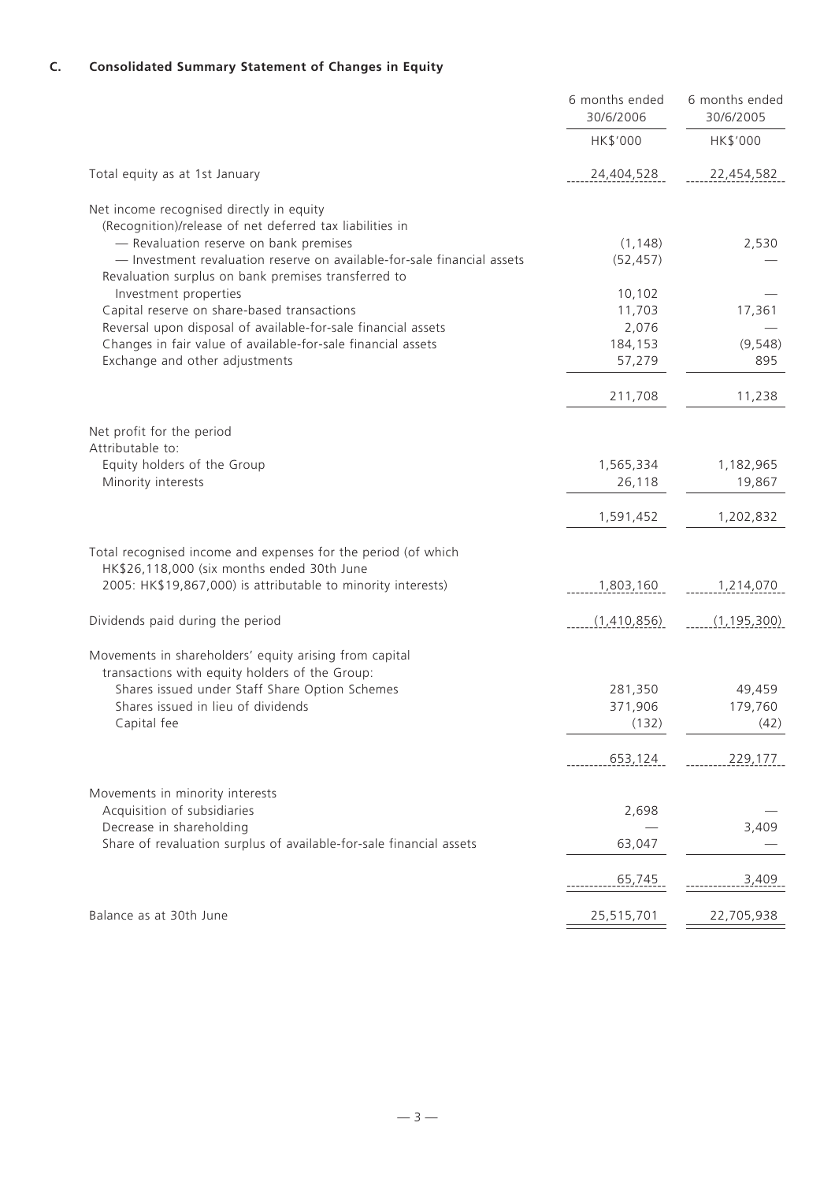## C. Consolidated Summary Statement of Changes in Equity

| | 6 months ended 30/6/2006 | 6 months ended 30/6/2005 |
|---|---|---|
| | HK$'000 | HK$'000 |
| Total equity as at 1st January | 24,404,528 | 22,454,582 |
| Net income recognised directly in equity | | |
| (Recognition)/release of net deferred tax liabilities in | | |
| — Revaluation reserve on bank premises | (1,148) | 2,530 |
| — Investment revaluation reserve on available-for-sale financial assets | (52,457) | — |
| Revaluation surplus on bank premises transferred to Investment properties | 10,102 | — |
| Capital reserve on share-based transactions | 11,703 | 17,361 |
| Reversal upon disposal of available-for-sale financial assets | 2,076 | — |
| Changes in fair value of available-for-sale financial assets | 184,153 | (9,548) |
| Exchange and other adjustments | 57,279 | 895 |
| | 211,708 | 11,238 |
| Net profit for the period | | |
| Attributable to: | | |
| Equity holders of the Group | 1,565,334 | 1,182,965 |
| Minority interests | 26,118 | 19,867 |
| | 1,591,452 | 1,202,832 |
| Total recognised income and expenses for the period (of which HK$26,118,000 (six months ended 30th June 2005: HK$19,867,000) is attributable to minority interests) | 1,803,160 | 1,214,070 |
| Dividends paid during the period | (1,410,856) | (1,195,300) |
| Movements in shareholders' equity arising from capital transactions with equity holders of the Group: | | |
| Shares issued under Staff Share Option Schemes | 281,350 | 49,459 |
| Shares issued in lieu of dividends | 371,906 | 179,760 |
| Capital fee | (132) | (42) |
| | 653,124 | 229,177 |
| Movements in minority interests | | |
| Acquisition of subsidiaries | 2,698 | — |
| Decrease in shareholding | — | 3,409 |
| Share of revaluation surplus of available-for-sale financial assets | 63,047 | — |
| | 65,745 | 3,409 |
| Balance as at 30th June | 25,515,701 | 22,705,938 |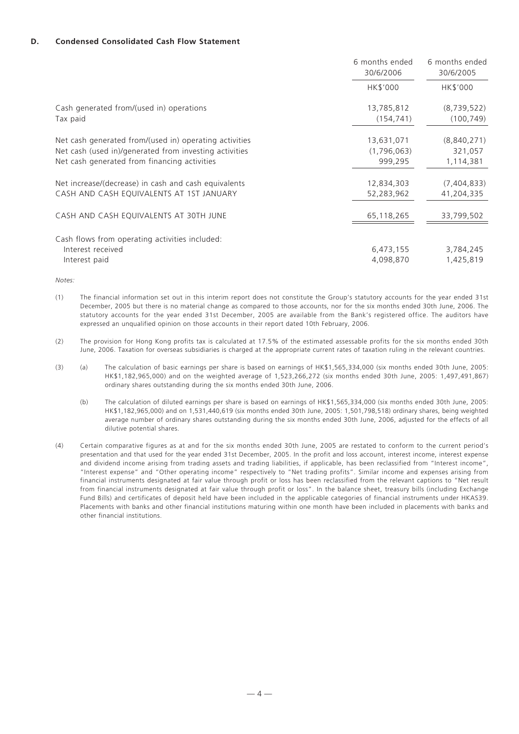### D. Condensed Consolidated Cash Flow Statement

| | 6 months ended 30/6/2006 | 6 months ended 30/6/2005 |
|---|---|---|
| | HK$'000 | HK$'000 |
| Cash generated from/(used in) operations | 13,785,812 | (8,739,522) |
| Tax paid | (154,741) | (100,749) |
| Net cash generated from/(used in) operating activities | 13,631,071 | (8,840,271) |
| Net cash (used in)/generated from investing activities | (1,796,063) | 321,057 |
| Net cash generated from financing activities | 999,295 | 1,114,381 |
| Net increase/(decrease) in cash and cash equivalents | 12,834,303 | (7,404,833) |
| CASH AND CASH EQUIVALENTS AT 1ST JANUARY | 52,283,962 | 41,204,335 |
| CASH AND CASH EQUIVALENTS AT 30TH JUNE | 65,118,265 | 33,799,502 |
| Cash flows from operating activities included: | | |
| Interest received | 6,473,155 | 3,784,245 |
| Interest paid | 4,098,870 | 1,425,819 |

*Notes:*

(1) The financial information set out in this interim report does not constitute the Group's statutory accounts for the year ended 31st December, 2005 but there is no material change as compared to those accounts, nor for the six months ended 30th June, 2006. The statutory accounts for the year ended 31st December, 2005 are available from the Bank's registered office. The auditors have expressed an unqualified opinion on those accounts in their report dated 10th February, 2006.

(2) The provision for Hong Kong profits tax is calculated at 17.5% of the estimated assessable profits for the six months ended 30th June, 2006. Taxation for overseas subsidiaries is charged at the appropriate current rates of taxation ruling in the relevant countries.

(3) (a) The calculation of basic earnings per share is based on earnings of HK$1,565,334,000 (six months ended 30th June, 2005: HK$1,182,965,000) and on the weighted average of 1,523,266,272 (six months ended 30th June, 2005: 1,497,491,867) ordinary shares outstanding during the six months ended 30th June, 2006.

(b) The calculation of diluted earnings per share is based on earnings of HK$1,565,334,000 (six months ended 30th June, 2005: HK$1,182,965,000) and on 1,531,440,619 (six months ended 30th June, 2005: 1,501,798,518) ordinary shares, being weighted average number of ordinary shares outstanding during the six months ended 30th June, 2006, adjusted for the effects of all dilutive potential shares.

(4) Certain comparative figures as at and for the six months ended 30th June, 2005 are restated to conform to the current period's presentation and that used for the year ended 31st December, 2005. In the profit and loss account, interest income, interest expense and dividend income arising from trading assets and trading liabilities, if applicable, has been reclassified from "Interest income", "Interest expense" and "Other operating income" respectively to "Net trading profits". Similar income and expenses arising from financial instruments designated at fair value through profit or loss has been reclassified from the relevant captions to "Net result from financial instruments designated at fair value through profit or loss". In the balance sheet, treasury bills (including Exchange Fund Bills) and certificates of deposit held have been included in the applicable categories of financial instruments under HKAS39. Placements with banks and other financial institutions maturing within one month have been included in placements with banks and other financial institutions.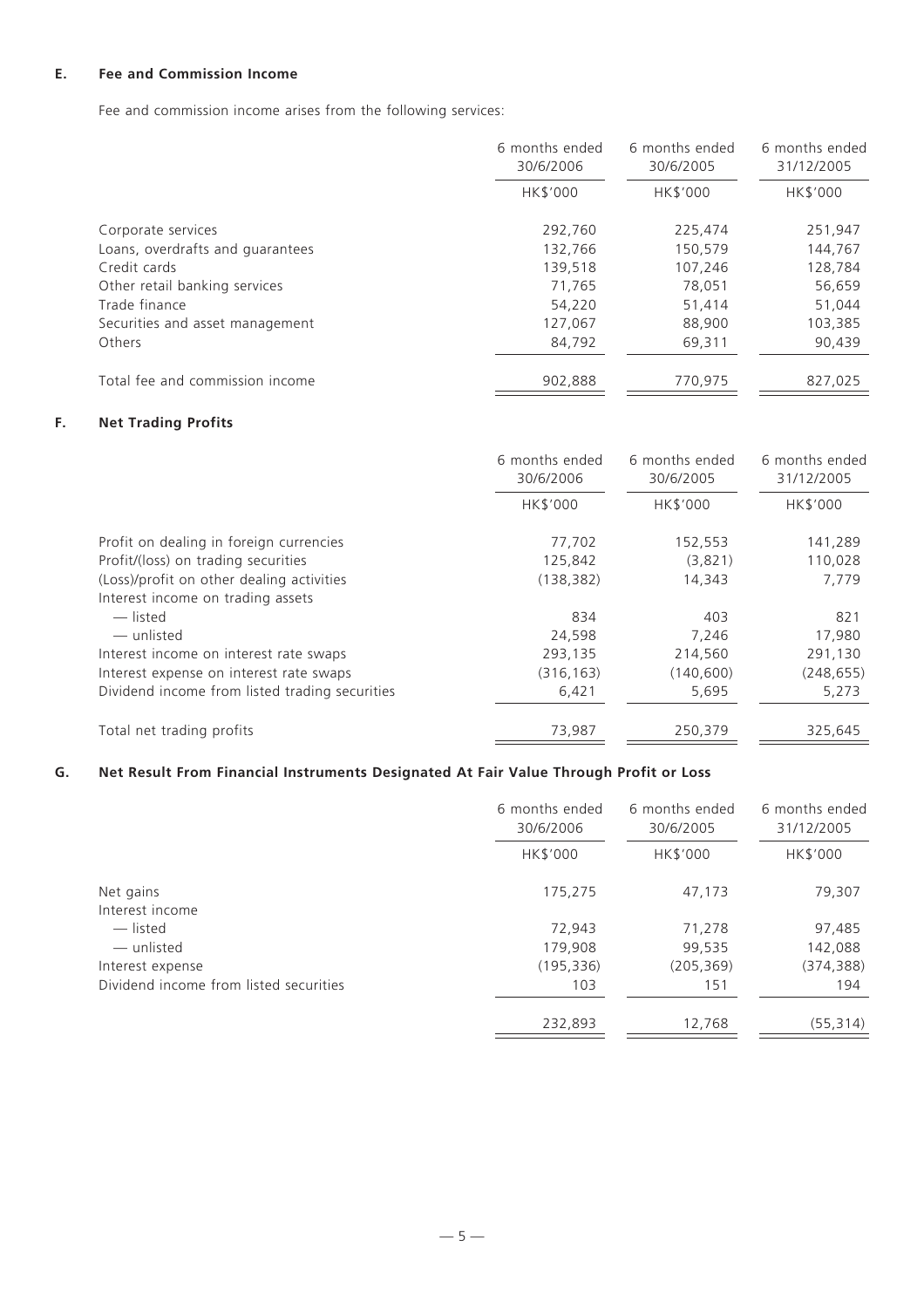### E. Fee and Commission Income

Fee and commission income arises from the following services:

| | 6 months ended 30/6/2006 | 6 months ended 30/6/2005 | 6 months ended 31/12/2005 |
|---|---|---|---|
| | HK$'000 | HK$'000 | HK$'000 |
| Corporate services | 292,760 | 225,474 | 251,947 |
| Loans, overdrafts and guarantees | 132,766 | 150,579 | 144,767 |
| Credit cards | 139,518 | 107,246 | 128,784 |
| Other retail banking services | 71,765 | 78,051 | 56,659 |
| Trade finance | 54,220 | 51,414 | 51,044 |
| Securities and asset management | 127,067 | 88,900 | 103,385 |
| Others | 84,792 | 69,311 | 90,439 |
| Total fee and commission income | 902,888 | 770,975 | 827,025 |

### F. Net Trading Profits

| | 6 months ended 30/6/2006 | 6 months ended 30/6/2005 | 6 months ended 31/12/2005 |
|---|---|---|---|
| | HK$'000 | HK$'000 | HK$'000 |
| Profit on dealing in foreign currencies | 77,702 | 152,553 | 141,289 |
| Profit/(loss) on trading securities | 125,842 | (3,821) | 110,028 |
| (Loss)/profit on other dealing activities | (138,382) | 14,343 | 7,779 |
| Interest income on trading assets | | | |
| — listed | 834 | 403 | 821 |
| — unlisted | 24,598 | 7,246 | 17,980 |
| Interest income on interest rate swaps | 293,135 | 214,560 | 291,130 |
| Interest expense on interest rate swaps | (316,163) | (140,600) | (248,655) |
| Dividend income from listed trading securities | 6,421 | 5,695 | 5,273 |
| Total net trading profits | 73,987 | 250,379 | 325,645 |

### G. Net Result From Financial Instruments Designated At Fair Value Through Profit or Loss

| | 6 months ended 30/6/2006 | 6 months ended 30/6/2005 | 6 months ended 31/12/2005 |
|---|---|---|---|
| | HK$'000 | HK$'000 | HK$'000 |
| Net gains | 175,275 | 47,173 | 79,307 |
| Interest income | | | |
| — listed | 72,943 | 71,278 | 97,485 |
| — unlisted | 179,908 | 99,535 | 142,088 |
| Interest expense | (195,336) | (205,369) | (374,388) |
| Dividend income from listed securities | 103 | 151 | 194 |
| | 232,893 | 12,768 | (55,314) |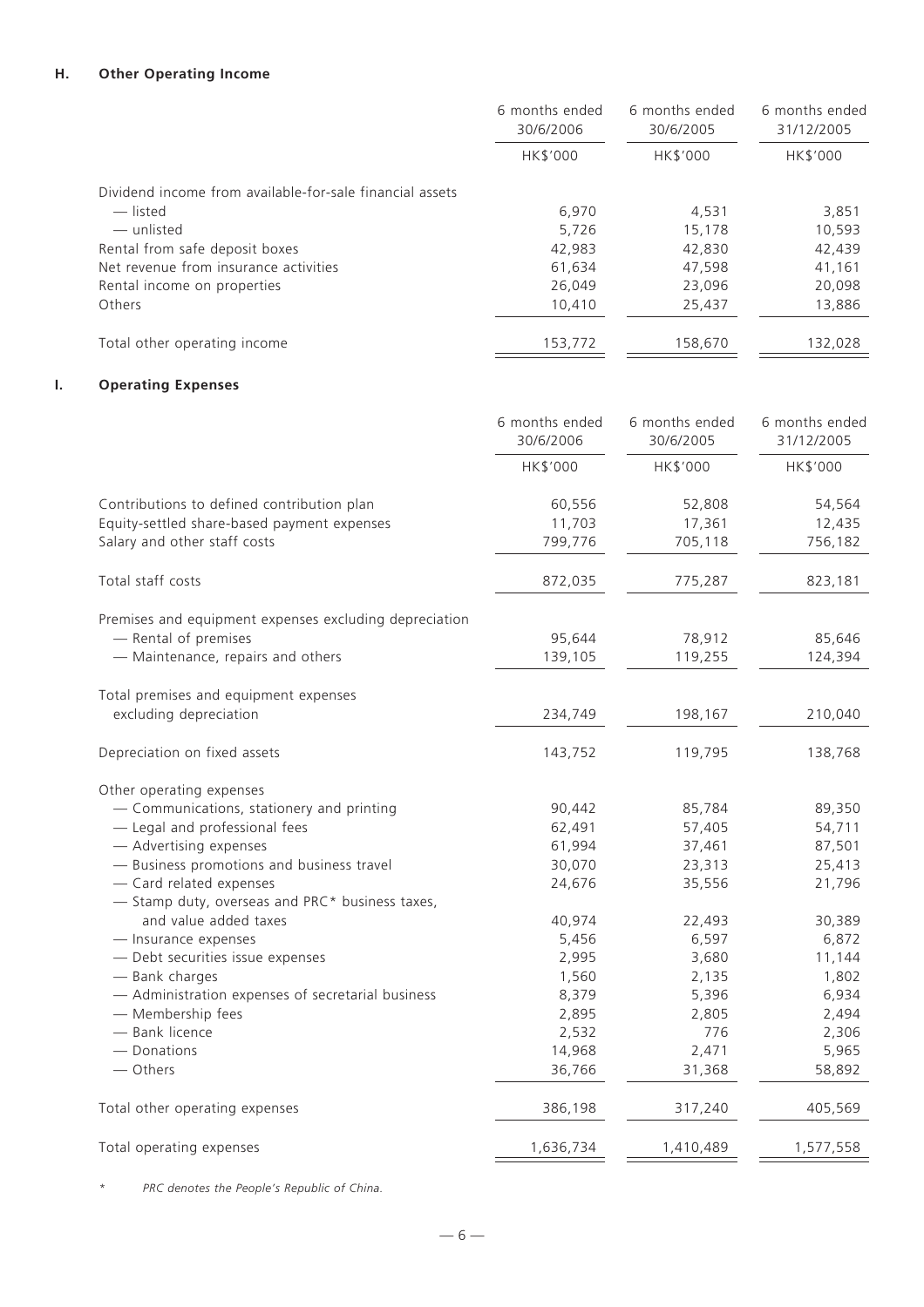## H. Other Operating Income

| | 6 months ended 30/6/2006 | 6 months ended 30/6/2005 | 6 months ended 31/12/2005 |
|---|---|---|---|
| | HK$'000 | HK$'000 | HK$'000 |
| Dividend income from available-for-sale financial assets | | | |
| — listed | 6,970 | 4,531 | 3,851 |
| — unlisted | 5,726 | 15,178 | 10,593 |
| Rental from safe deposit boxes | 42,983 | 42,830 | 42,439 |
| Net revenue from insurance activities | 61,634 | 47,598 | 41,161 |
| Rental income on properties | 26,049 | 23,096 | 20,098 |
| Others | 10,410 | 25,437 | 13,886 |
| Total other operating income | 153,772 | 158,670 | 132,028 |

## I. Operating Expenses

| | 6 months ended 30/6/2006 | 6 months ended 30/6/2005 | 6 months ended 31/12/2005 |
|---|---|---|---|
| | HK$'000 | HK$'000 | HK$'000 |
| Contributions to defined contribution plan | 60,556 | 52,808 | 54,564 |
| Equity-settled share-based payment expenses | 11,703 | 17,361 | 12,435 |
| Salary and other staff costs | 799,776 | 705,118 | 756,182 |
| Total staff costs | 872,035 | 775,287 | 823,181 |
| Premises and equipment expenses excluding depreciation | | | |
| — Rental of premises | 95,644 | 78,912 | 85,646 |
| — Maintenance, repairs and others | 139,105 | 119,255 | 124,394 |
| Total premises and equipment expenses excluding depreciation | 234,749 | 198,167 | 210,040 |
| Depreciation on fixed assets | 143,752 | 119,795 | 138,768 |
| Other operating expenses | | | |
| — Communications, stationery and printing | 90,442 | 85,784 | 89,350 |
| — Legal and professional fees | 62,491 | 57,405 | 54,711 |
| — Advertising expenses | 61,994 | 37,461 | 87,501 |
| — Business promotions and business travel | 30,070 | 23,313 | 25,413 |
| — Card related expenses | 24,676 | 35,556 | 21,796 |
| — Stamp duty, overseas and PRC* business taxes, and value added taxes | 40,974 | 22,493 | 30,389 |
| — Insurance expenses | 5,456 | 6,597 | 6,872 |
| — Debt securities issue expenses | 2,995 | 3,680 | 11,144 |
| — Bank charges | 1,560 | 2,135 | 1,802 |
| — Administration expenses of secretarial business | 8,379 | 5,396 | 6,934 |
| — Membership fees | 2,895 | 2,805 | 2,494 |
| — Bank licence | 2,532 | 776 | 2,306 |
| — Donations | 14,968 | 2,471 | 5,965 |
| — Others | 36,766 | 31,368 | 58,892 |
| Total other operating expenses | 386,198 | 317,240 | 405,569 |
| Total operating expenses | 1,636,734 | 1,410,489 | 1,577,558 |

* *PRC denotes the People's Republic of China.*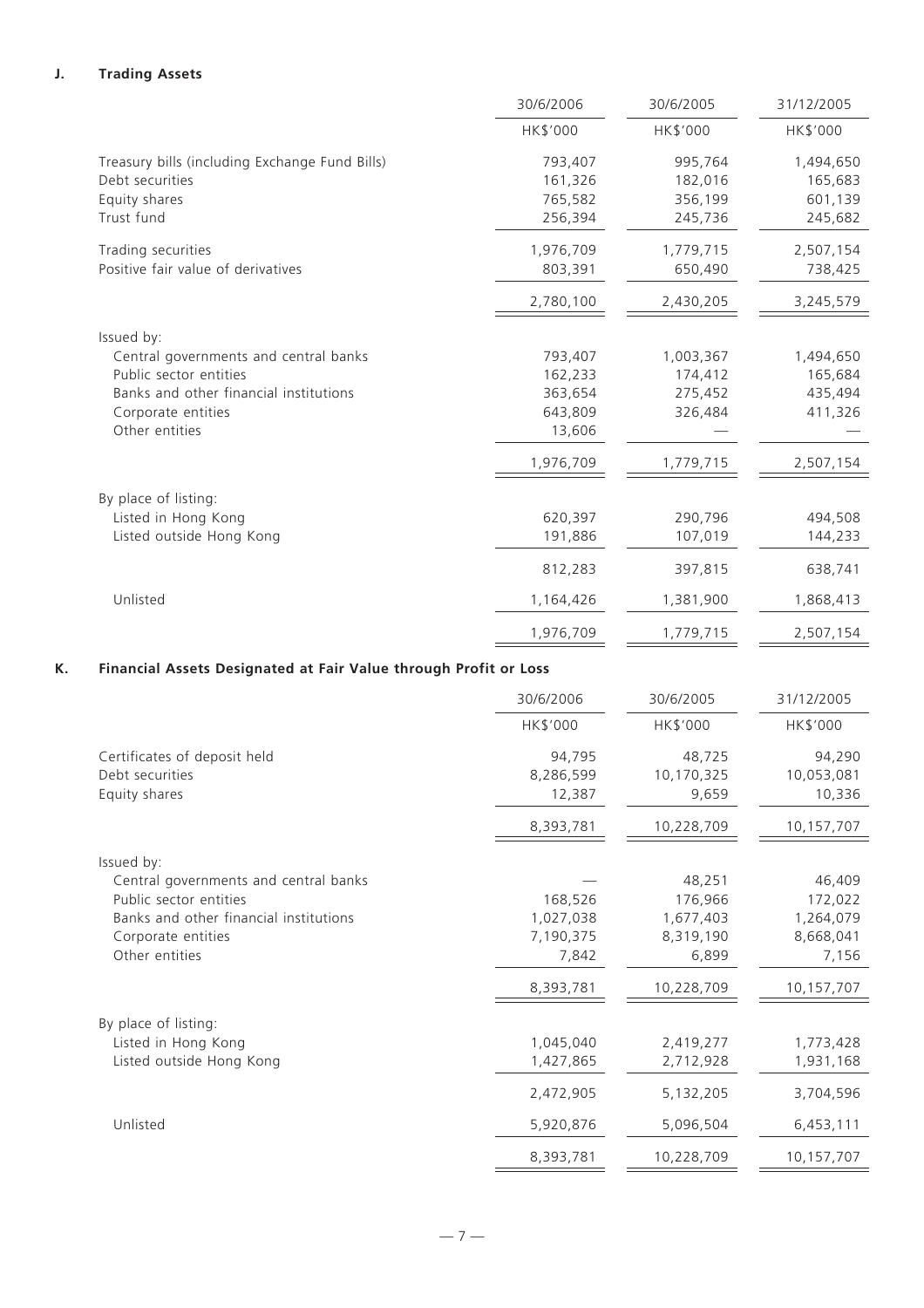## J. Trading Assets

| | 30/6/2006 | 30/6/2005 | 31/12/2005 |
|---|---|---|---|
| | HK$'000 | HK$'000 | HK$'000 |
| Treasury bills (including Exchange Fund Bills) | 793,407 | 995,764 | 1,494,650 |
| Debt securities | 161,326 | 182,016 | 165,683 |
| Equity shares | 765,582 | 356,199 | 601,139 |
| Trust fund | 256,394 | 245,736 | 245,682 |
| Trading securities | 1,976,709 | 1,779,715 | 2,507,154 |
| Positive fair value of derivatives | 803,391 | 650,490 | 738,425 |
| | 2,780,100 | 2,430,205 | 3,245,579 |
| Issued by: | | | |
| Central governments and central banks | 793,407 | 1,003,367 | 1,494,650 |
| Public sector entities | 162,233 | 174,412 | 165,684 |
| Banks and other financial institutions | 363,654 | 275,452 | 435,494 |
| Corporate entities | 643,809 | 326,484 | 411,326 |
| Other entities | 13,606 | — | — |
| | 1,976,709 | 1,779,715 | 2,507,154 |
| By place of listing: | | | |
| Listed in Hong Kong | 620,397 | 290,796 | 494,508 |
| Listed outside Hong Kong | 191,886 | 107,019 | 144,233 |
| | 812,283 | 397,815 | 638,741 |
| Unlisted | 1,164,426 | 1,381,900 | 1,868,413 |
| | 1,976,709 | 1,779,715 | 2,507,154 |

## K. Financial Assets Designated at Fair Value through Profit or Loss

| | 30/6/2006 | 30/6/2005 | 31/12/2005 |
|---|---|---|---|
| | HK$'000 | HK$'000 | HK$'000 |
| Certificates of deposit held | 94,795 | 48,725 | 94,290 |
| Debt securities | 8,286,599 | 10,170,325 | 10,053,081 |
| Equity shares | 12,387 | 9,659 | 10,336 |
| | 8,393,781 | 10,228,709 | 10,157,707 |
| Issued by: | | | |
| Central governments and central banks | — | 48,251 | 46,409 |
| Public sector entities | 168,526 | 176,966 | 172,022 |
| Banks and other financial institutions | 1,027,038 | 1,677,403 | 1,264,079 |
| Corporate entities | 7,190,375 | 8,319,190 | 8,668,041 |
| Other entities | 7,842 | 6,899 | 7,156 |
| | 8,393,781 | 10,228,709 | 10,157,707 |
| By place of listing: | | | |
| Listed in Hong Kong | 1,045,040 | 2,419,277 | 1,773,428 |
| Listed outside Hong Kong | 1,427,865 | 2,712,928 | 1,931,168 |
| | 2,472,905 | 5,132,205 | 3,704,596 |
| Unlisted | 5,920,876 | 5,096,504 | 6,453,111 |
| | 8,393,781 | 10,228,709 | 10,157,707 |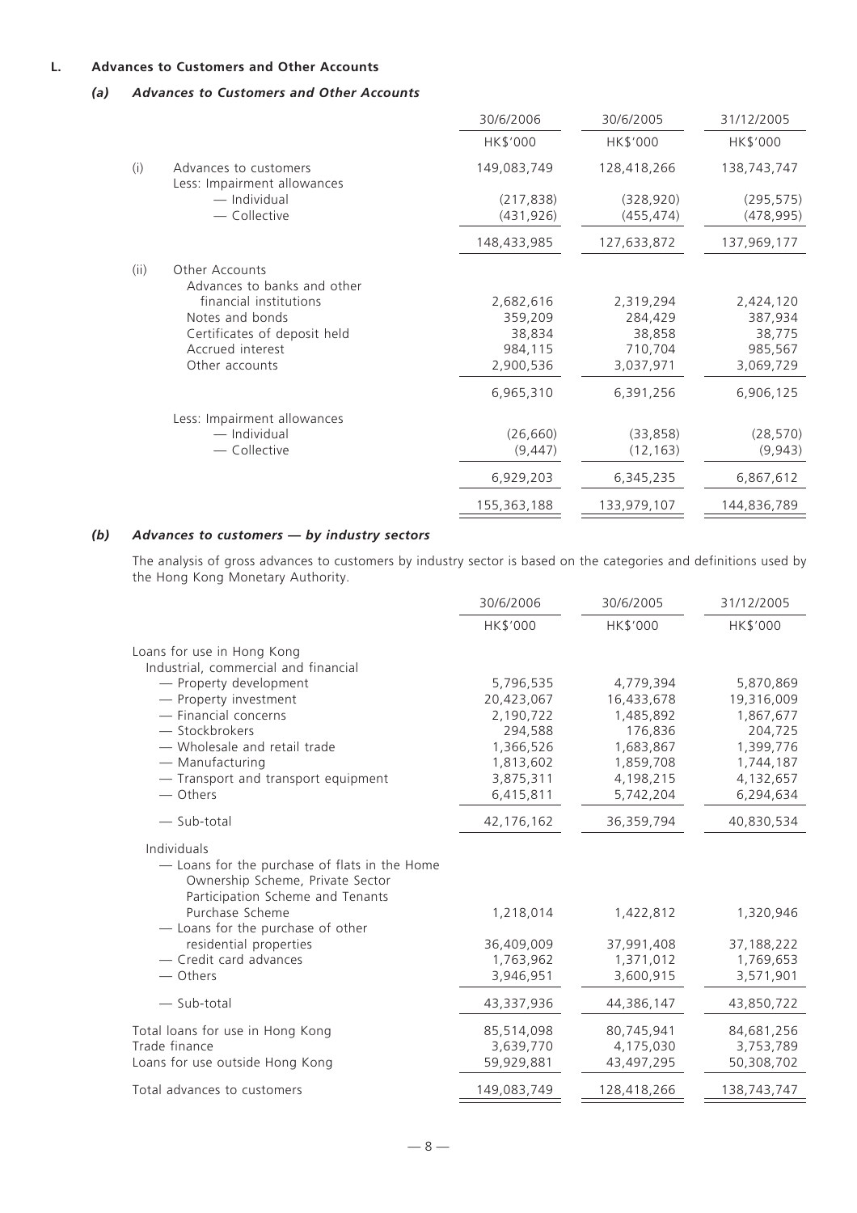## L. Advances to Customers and Other Accounts

### *(a) Advances to Customers and Other Accounts*

| | 30/6/2006 | 30/6/2005 | 31/12/2005 |
|---|---|---|---|
| | HK$'000 | HK$'000 | HK$'000 |
| (i) Advances to customers | 149,083,749 | 128,418,266 | 138,743,747 |
| Less: Impairment allowances | | | |
| — Individual | (217,838) | (328,920) | (295,575) |
| — Collective | (431,926) | (455,474) | (478,995) |
| | 148,433,985 | 127,633,872 | 137,969,177 |
| (ii) Other Accounts | | | |
| Advances to banks and other financial institutions | 2,682,616 | 2,319,294 | 2,424,120 |
| Notes and bonds | 359,209 | 284,429 | 387,934 |
| Certificates of deposit held | 38,834 | 38,858 | 38,775 |
| Accrued interest | 984,115 | 710,704 | 985,567 |
| Other accounts | 2,900,536 | 3,037,971 | 3,069,729 |
| | 6,965,310 | 6,391,256 | 6,906,125 |
| Less: Impairment allowances | | | |
| — Individual | (26,660) | (33,858) | (28,570) |
| — Collective | (9,447) | (12,163) | (9,943) |
| | 6,929,203 | 6,345,235 | 6,867,612 |
| | 155,363,188 | 133,979,107 | 144,836,789 |

### *(b) Advances to customers — by industry sectors*

The analysis of gross advances to customers by industry sector is based on the categories and definitions used by the Hong Kong Monetary Authority.

| | 30/6/2006 | 30/6/2005 | 31/12/2005 |
|---|---|---|---|
| | HK$'000 | HK$'000 | HK$'000 |
| Loans for use in Hong Kong | | | |
| Industrial, commercial and financial | | | |
| — Property development | 5,796,535 | 4,779,394 | 5,870,869 |
| — Property investment | 20,423,067 | 16,433,678 | 19,316,009 |
| — Financial concerns | 2,190,722 | 1,485,892 | 1,867,677 |
| — Stockbrokers | 294,588 | 176,836 | 204,725 |
| — Wholesale and retail trade | 1,366,526 | 1,683,867 | 1,399,776 |
| — Manufacturing | 1,813,602 | 1,859,708 | 1,744,187 |
| — Transport and transport equipment | 3,875,311 | 4,198,215 | 4,132,657 |
| — Others | 6,415,811 | 5,742,204 | 6,294,634 |
| — Sub-total | 42,176,162 | 36,359,794 | 40,830,534 |
| Individuals | | | |
| — Loans for the purchase of flats in the Home Ownership Scheme, Private Sector Participation Scheme and Tenants Purchase Scheme | 1,218,014 | 1,422,812 | 1,320,946 |
| — Loans for the purchase of other residential properties | 36,409,009 | 37,991,408 | 37,188,222 |
| — Credit card advances | 1,763,962 | 1,371,012 | 1,769,653 |
| — Others | 3,946,951 | 3,600,915 | 3,571,901 |
| — Sub-total | 43,337,936 | 44,386,147 | 43,850,722 |
| Total loans for use in Hong Kong | 85,514,098 | 80,745,941 | 84,681,256 |
| Trade finance | 3,639,770 | 4,175,030 | 3,753,789 |
| Loans for use outside Hong Kong | 59,929,881 | 43,497,295 | 50,308,702 |
| Total advances to customers | 149,083,749 | 128,418,266 | 138,743,747 |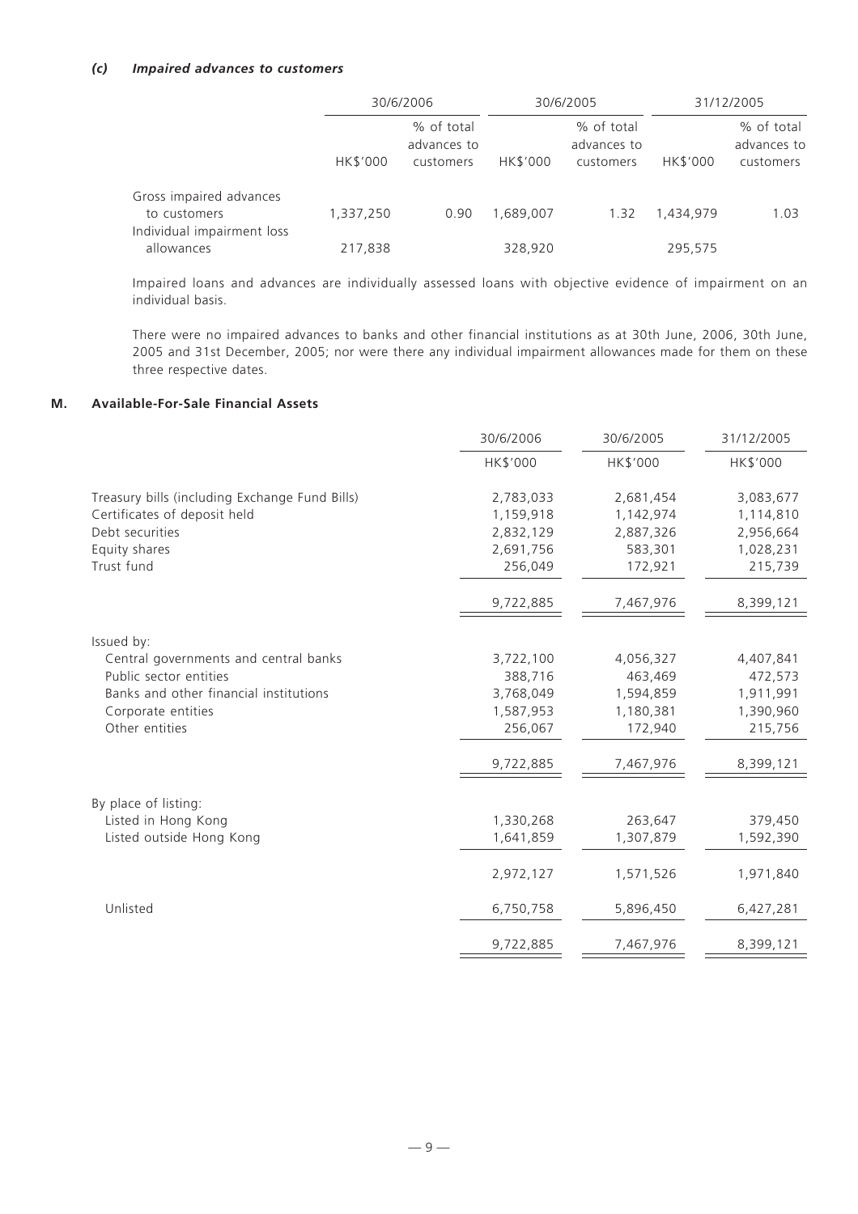### *(c) Impaired advances to customers*

| | 30/6/2006 | | 30/6/2005 | | 31/12/2005 | |
|---|---|---|---|---|---|---|
| | HK$'000 | % of total advances to customers | HK$'000 | % of total advances to customers | HK$'000 | % of total advances to customers |
| Gross impaired advances to customers | 1,337,250 | 0.90 | 1,689,007 | 1.32 | 1,434,979 | 1.03 |
| Individual impairment loss allowances | 217,838 | | 328,920 | | 295,575 | |

Impaired loans and advances are individually assessed loans with objective evidence of impairment on an individual basis.

There were no impaired advances to banks and other financial institutions as at 30th June, 2006, 30th June, 2005 and 31st December, 2005; nor were there any individual impairment allowances made for them on these three respective dates.

## M. Available-For-Sale Financial Assets

| | 30/6/2006 | 30/6/2005 | 31/12/2005 |
|---|---|---|---|
| | HK$'000 | HK$'000 | HK$'000 |
| Treasury bills (including Exchange Fund Bills) | 2,783,033 | 2,681,454 | 3,083,677 |
| Certificates of deposit held | 1,159,918 | 1,142,974 | 1,114,810 |
| Debt securities | 2,832,129 | 2,887,326 | 2,956,664 |
| Equity shares | 2,691,756 | 583,301 | 1,028,231 |
| Trust fund | 256,049 | 172,921 | 215,739 |
| | 9,722,885 | 7,467,976 | 8,399,121 |
| Issued by: | | | |
| Central governments and central banks | 3,722,100 | 4,056,327 | 4,407,841 |
| Public sector entities | 388,716 | 463,469 | 472,573 |
| Banks and other financial institutions | 3,768,049 | 1,594,859 | 1,911,991 |
| Corporate entities | 1,587,953 | 1,180,381 | 1,390,960 |
| Other entities | 256,067 | 172,940 | 215,756 |
| | 9,722,885 | 7,467,976 | 8,399,121 |
| By place of listing: | | | |
| Listed in Hong Kong | 1,330,268 | 263,647 | 379,450 |
| Listed outside Hong Kong | 1,641,859 | 1,307,879 | 1,592,390 |
| | 2,972,127 | 1,571,526 | 1,971,840 |
| Unlisted | 6,750,758 | 5,896,450 | 6,427,281 |
| | 9,722,885 | 7,467,976 | 8,399,121 |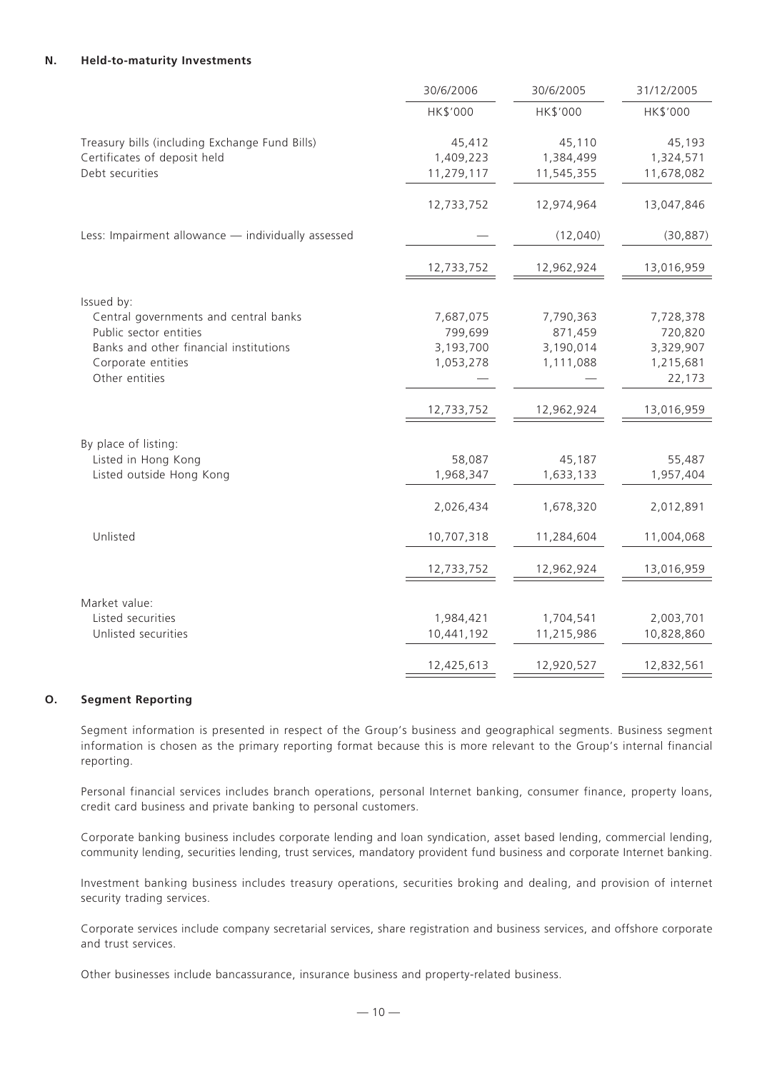## N. Held-to-maturity Investments

| | 30/6/2006 | 30/6/2005 | 31/12/2005 |
|---|---|---|---|
| | HK$'000 | HK$'000 | HK$'000 |
| Treasury bills (including Exchange Fund Bills) | 45,412 | 45,110 | 45,193 |
| Certificates of deposit held | 1,409,223 | 1,384,499 | 1,324,571 |
| Debt securities | 11,279,117 | 11,545,355 | 11,678,082 |
| | 12,733,752 | 12,974,964 | 13,047,846 |
| Less: Impairment allowance — individually assessed | — | (12,040) | (30,887) |
| | 12,733,752 | 12,962,924 | 13,016,959 |
| Issued by: | | | |
| Central governments and central banks | 7,687,075 | 7,790,363 | 7,728,378 |
| Public sector entities | 799,699 | 871,459 | 720,820 |
| Banks and other financial institutions | 3,193,700 | 3,190,014 | 3,329,907 |
| Corporate entities | 1,053,278 | 1,111,088 | 1,215,681 |
| Other entities | — | — | 22,173 |
| | 12,733,752 | 12,962,924 | 13,016,959 |
| By place of listing: | | | |
| Listed in Hong Kong | 58,087 | 45,187 | 55,487 |
| Listed outside Hong Kong | 1,968,347 | 1,633,133 | 1,957,404 |
| | 2,026,434 | 1,678,320 | 2,012,891 |
| Unlisted | 10,707,318 | 11,284,604 | 11,004,068 |
| | 12,733,752 | 12,962,924 | 13,016,959 |
| Market value: | | | |
| Listed securities | 1,984,421 | 1,704,541 | 2,003,701 |
| Unlisted securities | 10,441,192 | 11,215,986 | 10,828,860 |
| | 12,425,613 | 12,920,527 | 12,832,561 |

## O. Segment Reporting

Segment information is presented in respect of the Group's business and geographical segments. Business segment information is chosen as the primary reporting format because this is more relevant to the Group's internal financial reporting.

Personal financial services includes branch operations, personal Internet banking, consumer finance, property loans, credit card business and private banking to personal customers.

Corporate banking business includes corporate lending and loan syndication, asset based lending, commercial lending, community lending, securities lending, trust services, mandatory provident fund business and corporate Internet banking.

Investment banking business includes treasury operations, securities broking and dealing, and provision of internet security trading services.

Corporate services include company secretarial services, share registration and business services, and offshore corporate and trust services.

Other businesses include bancassurance, insurance business and property-related business.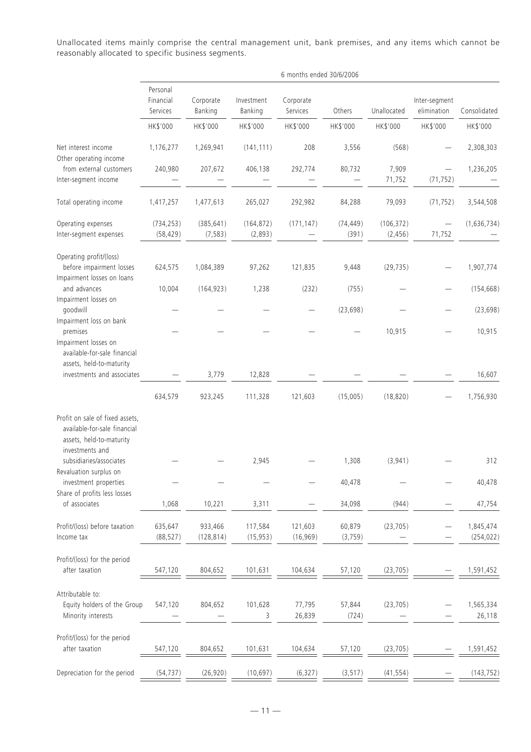Unallocated items mainly comprise the central management unit, bank premises, and any items which cannot be reasonably allocated to specific business segments.

| | 6 months ended 30/6/2006 | | | | | | | |
|---|---|---|---|---|---|---|---|---|
| | Personal Financial Services | Corporate Banking | Investment Banking | Corporate Services | Others | Unallocated | Inter-segment elimination | Consolidated |
| | HK$'000 | HK$'000 | HK$'000 | HK$'000 | HK$'000 | HK$'000 | HK$'000 | HK$'000 |
| Net interest income | 1,176,277 | 1,269,941 | (141,111) | 208 | 3,556 | (568) | — | 2,308,303 |
| Other operating income from external customers | 240,980 | 207,672 | 406,138 | 292,774 | 80,732 | 7,909 | — | 1,236,205 |
| Inter-segment income | — | — | — | — | — | 71,752 | (71,752) | — |
| Total operating income | 1,417,257 | 1,477,613 | 265,027 | 292,982 | 84,288 | 79,093 | (71,752) | 3,544,508 |
| Operating expenses | (734,253) | (385,641) | (164,872) | (171,147) | (74,449) | (106,372) | — | (1,636,734) |
| Inter-segment expenses | (58,429) | (7,583) | (2,893) | — | (391) | (2,456) | 71,752 | — |
| Operating profit/(loss) before impairment losses | 624,575 | 1,084,389 | 97,262 | 121,835 | 9,448 | (29,735) | — | 1,907,774 |
| Impairment losses on loans and advances | 10,004 | (164,923) | 1,238 | (232) | (755) | — | — | (154,668) |
| Impairment losses on goodwill | — | — | — | — | (23,698) | — | — | (23,698) |
| Impairment loss on bank premises | — | — | — | — | — | 10,915 | — | 10,915 |
| Impairment losses on available-for-sale financial assets, held-to-maturity investments and associates | — | 3,779 | 12,828 | — | — | — | — | 16,607 |
| | 634,579 | 923,245 | 111,328 | 121,603 | (15,005) | (18,820) | — | 1,756,930 |
| Profit on sale of fixed assets, available-for-sale financial assets, held-to-maturity investments and subsidiaries/associates | — | — | 2,945 | — | 1,308 | (3,941) | — | 312 |
| Revaluation surplus on investment properties | — | — | — | — | 40,478 | — | — | 40,478 |
| Share of profits less losses of associates | 1,068 | 10,221 | 3,311 | — | 34,098 | (944) | — | 47,754 |
| Profit/(loss) before taxation | 635,647 | 933,466 | 117,584 | 121,603 | 60,879 | (23,705) | — | 1,845,474 |
| Income tax | (88,527) | (128,814) | (15,953) | (16,969) | (3,759) | — | — | (254,022) |
| Profit/(loss) for the period after taxation | 547,120 | 804,652 | 101,631 | 104,634 | 57,120 | (23,705) | — | 1,591,452 |
| Attributable to: | | | | | | | | |
| Equity holders of the Group | 547,120 | 804,652 | 101,628 | 77,795 | 57,844 | (23,705) | — | 1,565,334 |
| Minority interests | — | — | 3 | 26,839 | (724) | — | — | 26,118 |
| Profit/(loss) for the period after taxation | 547,120 | 804,652 | 101,631 | 104,634 | 57,120 | (23,705) | — | 1,591,452 |
| Depreciation for the period | (54,737) | (26,920) | (10,697) | (6,327) | (3,517) | (41,554) | — | (143,752) |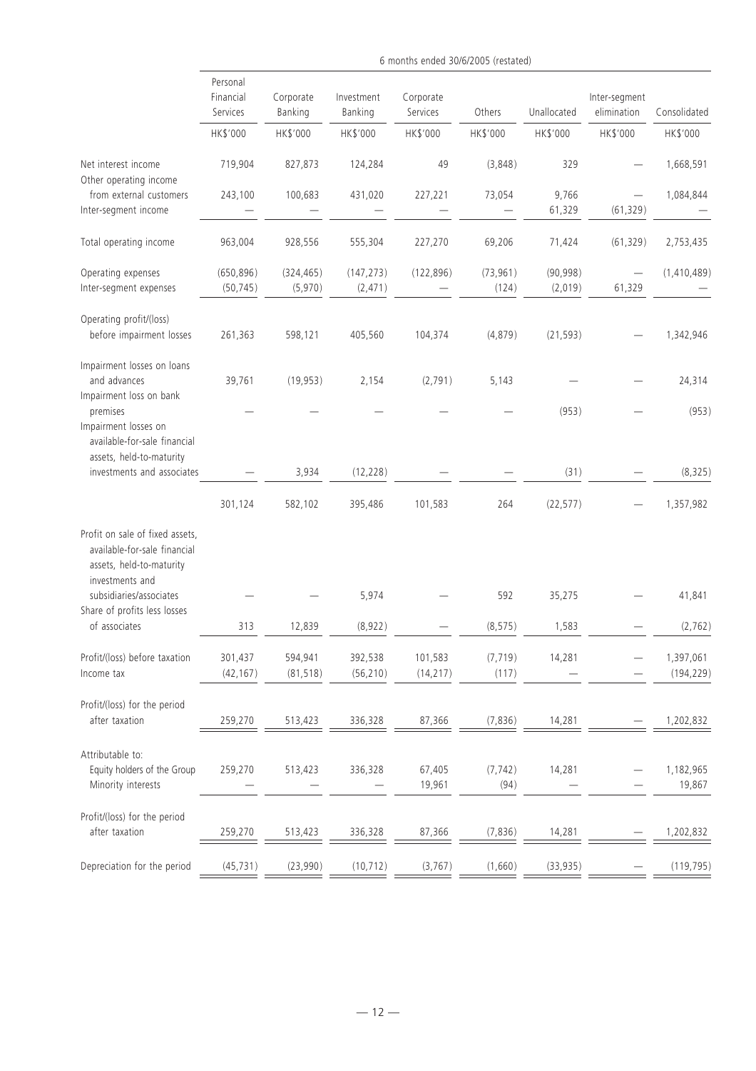| | 6 months ended 30/6/2005 (restated) | | | | | | | |
|---|---|---|---|---|---|---|---|---|
| | Personal Financial Services | Corporate Banking | Investment Banking | Corporate Services | Others | Unallocated | Inter-segment elimination | Consolidated |
| | HK$'000 | HK$'000 | HK$'000 | HK$'000 | HK$'000 | HK$'000 | HK$'000 | HK$'000 |
| Net interest income | 719,904 | 827,873 | 124,284 | 49 | (3,848) | 329 | — | 1,668,591 |
| Other operating income from external customers | 243,100 | 100,683 | 431,020 | 227,221 | 73,054 | 9,766 | — | 1,084,844 |
| Inter-segment income | — | — | — | — | — | 61,329 | (61,329) | — |
| Total operating income | 963,004 | 928,556 | 555,304 | 227,270 | 69,206 | 71,424 | (61,329) | 2,753,435 |
| Operating expenses | (650,896) | (324,465) | (147,273) | (122,896) | (73,961) | (90,998) | — | (1,410,489) |
| Inter-segment expenses | (50,745) | (5,970) | (2,471) | — | (124) | (2,019) | 61,329 | — |
| Operating profit/(loss) before impairment losses | 261,363 | 598,121 | 405,560 | 104,374 | (4,879) | (21,593) | — | 1,342,946 |
| Impairment losses on loans and advances | 39,761 | (19,953) | 2,154 | (2,791) | 5,143 | — | — | 24,314 |
| Impairment loss on bank premises | — | — | — | — | — | (953) | — | (953) |
| Impairment losses on available-for-sale financial assets, held-to-maturity investments and associates | — | 3,934 | (12,228) | — | — | (31) | — | (8,325) |
| | 301,124 | 582,102 | 395,486 | 101,583 | 264 | (22,577) | — | 1,357,982 |
| Profit on sale of fixed assets, available-for-sale financial assets, held-to-maturity investments and subsidiaries/associates | — | — | 5,974 | — | 592 | 35,275 | — | 41,841 |
| Share of profits less losses of associates | 313 | 12,839 | (8,922) | — | (8,575) | 1,583 | — | (2,762) |
| Profit/(loss) before taxation | 301,437 | 594,941 | 392,538 | 101,583 | (7,719) | 14,281 | — | 1,397,061 |
| Income tax | (42,167) | (81,518) | (56,210) | (14,217) | (117) | — | — | (194,229) |
| Profit/(loss) for the period after taxation | 259,270 | 513,423 | 336,328 | 87,366 | (7,836) | 14,281 | — | 1,202,832 |
| Attributable to: | | | | | | | | |
| Equity holders of the Group | 259,270 | 513,423 | 336,328 | 67,405 | (7,742) | 14,281 | — | 1,182,965 |
| Minority interests | — | — | — | 19,961 | (94) | — | — | 19,867 |
| Profit/(loss) for the period after taxation | 259,270 | 513,423 | 336,328 | 87,366 | (7,836) | 14,281 | — | 1,202,832 |
| Depreciation for the period | (45,731) | (23,990) | (10,712) | (3,767) | (1,660) | (33,935) | — | (119,795) |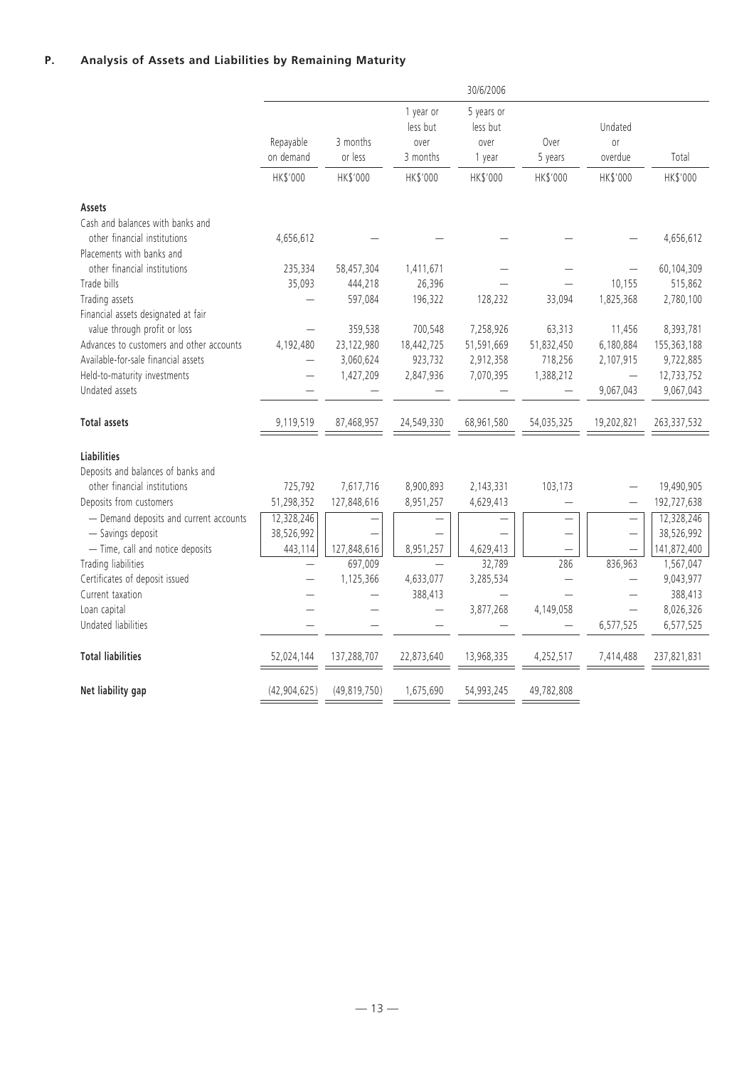## P. Analysis of Assets and Liabilities by Remaining Maturity

| | 30/6/2006 | | | | | | |
|---|---|---|---|---|---|---|---|
| | Repayable on demand | 3 months or less | 1 year or less but over 3 months | 5 years or less but over 1 year | Over 5 years | Undated or overdue | Total |
| | HK$'000 | HK$'000 | HK$'000 | HK$'000 | HK$'000 | HK$'000 | HK$'000 |
| **Assets** | | | | | | | |
| Cash and balances with banks and other financial institutions | 4,656,612 | — | — | — | — | — | 4,656,612 |
| Placements with banks and other financial institutions | 235,334 | 58,457,304 | 1,411,671 | — | — | — | 60,104,309 |
| Trade bills | 35,093 | 444,218 | 26,396 | — | — | 10,155 | 515,862 |
| Trading assets | — | 597,084 | 196,322 | 128,232 | 33,094 | 1,825,368 | 2,780,100 |
| Financial assets designated at fair value through profit or loss | — | 359,538 | 700,548 | 7,258,926 | 63,313 | 11,456 | 8,393,781 |
| Advances to customers and other accounts | 4,192,480 | 23,122,980 | 18,442,725 | 51,591,669 | 51,832,450 | 6,180,884 | 155,363,188 |
| Available-for-sale financial assets | — | 3,060,624 | 923,732 | 2,912,358 | 718,256 | 2,107,915 | 9,722,885 |
| Held-to-maturity investments | — | 1,427,209 | 2,847,936 | 7,070,395 | 1,388,212 | — | 12,733,752 |
| Undated assets | — | — | — | — | — | 9,067,043 | 9,067,043 |
| **Total assets** | 9,119,519 | 87,468,957 | 24,549,330 | 68,961,580 | 54,035,325 | 19,202,821 | 263,337,532 |
| **Liabilities** | | | | | | | |
| Deposits and balances of banks and other financial institutions | 725,792 | 7,617,716 | 8,900,893 | 2,143,331 | 103,173 | — | 19,490,905 |
| Deposits from customers | 51,298,352 | 127,848,616 | 8,951,257 | 4,629,413 | — | — | 192,727,638 |
| — Demand deposits and current accounts | 12,328,246 | — | — | — | — | — | 12,328,246 |
| — Savings deposit | 38,526,992 | — | — | — | — | — | 38,526,992 |
| — Time, call and notice deposits | 443,114 | 127,848,616 | 8,951,257 | 4,629,413 | — | — | 141,872,400 |
| Trading liabilities | — | 697,009 | — | 32,789 | 286 | 836,963 | 1,567,047 |
| Certificates of deposit issued | — | 1,125,366 | 4,633,077 | 3,285,534 | — | — | 9,043,977 |
| Current taxation | — | — | 388,413 | — | — | — | 388,413 |
| Loan capital | — | — | — | 3,877,268 | 4,149,058 | — | 8,026,326 |
| Undated liabilities | — | — | — | — | — | 6,577,525 | 6,577,525 |
| **Total liabilities** | 52,024,144 | 137,288,707 | 22,873,640 | 13,968,335 | 4,252,517 | 7,414,488 | 237,821,831 |
| **Net liability gap** | (42,904,625) | (49,819,750) | 1,675,690 | 54,993,245 | 49,782,808 | | |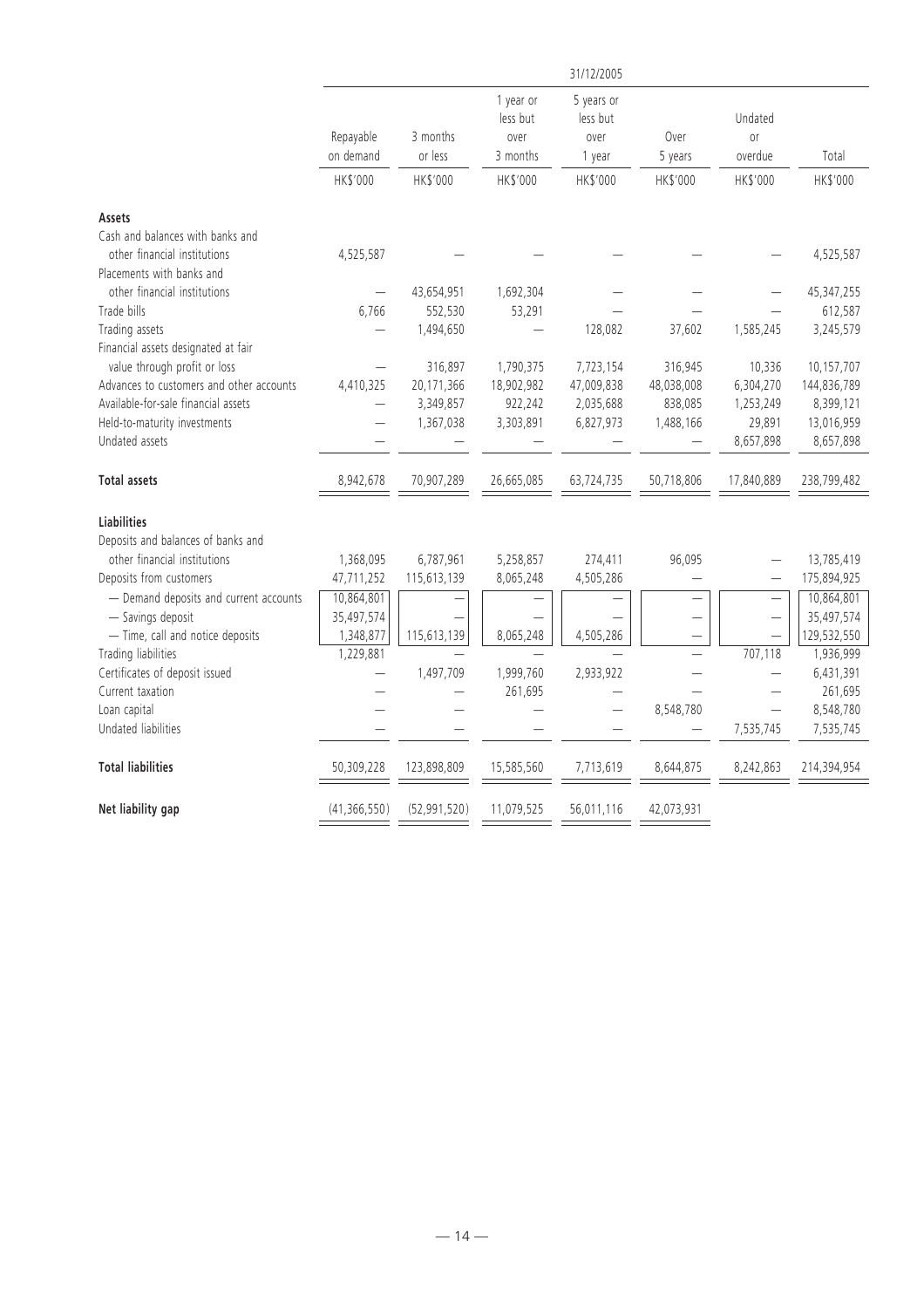| | 31/12/2005 | | | | | | |
|---|---|---|---|---|---|---|---|
| | Repayable on demand | 3 months or less | 1 year or less but over 3 months | 5 years or less but over 1 year | Over 5 years | Undated or overdue | Total |
| | HK$'000 | HK$'000 | HK$'000 | HK$'000 | HK$'000 | HK$'000 | HK$'000 |
| **Assets** | | | | | | | |
| Cash and balances with banks and other financial institutions | 4,525,587 | — | — | — | — | — | 4,525,587 |
| Placements with banks and other financial institutions | — | 43,654,951 | 1,692,304 | — | — | — | 45,347,255 |
| Trade bills | 6,766 | 552,530 | 53,291 | — | — | — | 612,587 |
| Trading assets | — | 1,494,650 | — | 128,082 | 37,602 | 1,585,245 | 3,245,579 |
| Financial assets designated at fair value through profit or loss | — | 316,897 | 1,790,375 | 7,723,154 | 316,945 | 10,336 | 10,157,707 |
| Advances to customers and other accounts | 4,410,325 | 20,171,366 | 18,902,982 | 47,009,838 | 48,038,008 | 6,304,270 | 144,836,789 |
| Available-for-sale financial assets | — | 3,349,857 | 922,242 | 2,035,688 | 838,085 | 1,253,249 | 8,399,121 |
| Held-to-maturity investments | — | 1,367,038 | 3,303,891 | 6,827,973 | 1,488,166 | 29,891 | 13,016,959 |
| Undated assets | — | — | — | — | — | 8,657,898 | 8,657,898 |
| **Total assets** | 8,942,678 | 70,907,289 | 26,665,085 | 63,724,735 | 50,718,806 | 17,840,889 | 238,799,482 |
| **Liabilities** | | | | | | | |
| Deposits and balances of banks and other financial institutions | 1,368,095 | 6,787,961 | 5,258,857 | 274,411 | 96,095 | — | 13,785,419 |
| Deposits from customers | 47,711,252 | 115,613,139 | 8,065,248 | 4,505,286 | — | — | 175,894,925 |
| — Demand deposits and current accounts | 10,864,801 | — | — | — | — | — | 10,864,801 |
| — Savings deposit | 35,497,574 | — | — | — | — | — | 35,497,574 |
| — Time, call and notice deposits | 1,348,877 | 115,613,139 | 8,065,248 | 4,505,286 | — | — | 129,532,550 |
| Trading liabilities | 1,229,881 | — | — | — | — | 707,118 | 1,936,999 |
| Certificates of deposit issued | — | 1,497,709 | 1,999,760 | 2,933,922 | — | — | 6,431,391 |
| Current taxation | — | — | 261,695 | — | — | — | 261,695 |
| Loan capital | — | — | — | — | 8,548,780 | — | 8,548,780 |
| Undated liabilities | — | — | — | — | — | 7,535,745 | 7,535,745 |
| **Total liabilities** | 50,309,228 | 123,898,809 | 15,585,560 | 7,713,619 | 8,644,875 | 8,242,863 | 214,394,954 |
| **Net liability gap** | (41,366,550) | (52,991,520) | 11,079,525 | 56,011,116 | 42,073,931 | | |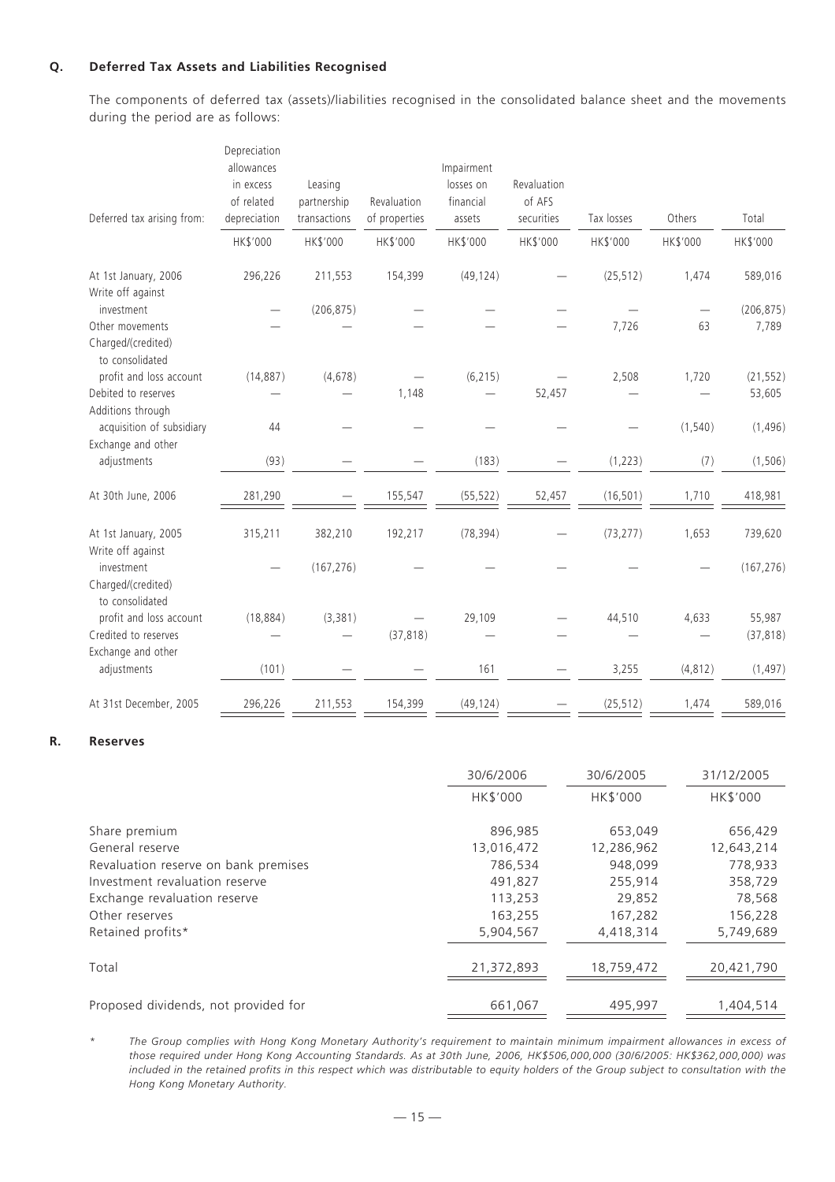## Q. Deferred Tax Assets and Liabilities Recognised

The components of deferred tax (assets)/liabilities recognised in the consolidated balance sheet and the movements during the period are as follows:

| Deferred tax arising from: | Depreciation allowances in excess of related depreciation | Leasing partnership transactions | Revaluation of properties | Impairment losses on financial assets | Revaluation of AFS securities | Tax losses | Others | Total |
|---|---|---|---|---|---|---|---|---|
| | HK$'000 | HK$'000 | HK$'000 | HK$'000 | HK$'000 | HK$'000 | HK$'000 | HK$'000 |
| At 1st January, 2006 | 296,226 | 211,553 | 154,399 | (49,124) | — | (25,512) | 1,474 | 589,016 |
| Write off against investment | — | (206,875) | — | — | — | — | — | (206,875) |
| Other movements | — | — | — | — | — | 7,726 | 63 | 7,789 |
| Charged/(credited) to consolidated profit and loss account | (14,887) | (4,678) | — | (6,215) | — | 2,508 | 1,720 | (21,552) |
| Debited to reserves | — | — | 1,148 | — | 52,457 | — | — | 53,605 |
| Additions through acquisition of subsidiary | 44 | — | — | — | — | — | (1,540) | (1,496) |
| Exchange and other adjustments | (93) | — | — | (183) | — | (1,223) | (7) | (1,506) |
| At 30th June, 2006 | 281,290 | — | 155,547 | (55,522) | 52,457 | (16,501) | 1,710 | 418,981 |
| At 1st January, 2005 | 315,211 | 382,210 | 192,217 | (78,394) | — | (73,277) | 1,653 | 739,620 |
| Write off against investment | — | (167,276) | — | — | — | — | — | (167,276) |
| Charged/(credited) to consolidated profit and loss account | (18,884) | (3,381) | — | 29,109 | — | 44,510 | 4,633 | 55,987 |
| Credited to reserves | — | — | (37,818) | — | — | — | — | (37,818) |
| Exchange and other adjustments | (101) | — | — | 161 | — | 3,255 | (4,812) | (1,497) |
| At 31st December, 2005 | 296,226 | 211,553 | 154,399 | (49,124) | — | (25,512) | 1,474 | 589,016 |

## R. Reserves

| | 30/6/2006 | 30/6/2005 | 31/12/2005 |
|---|---|---|---|
| | HK$'000 | HK$'000 | HK$'000 |
| Share premium | 896,985 | 653,049 | 656,429 |
| General reserve | 13,016,472 | 12,286,962 | 12,643,214 |
| Revaluation reserve on bank premises | 786,534 | 948,099 | 778,933 |
| Investment revaluation reserve | 491,827 | 255,914 | 358,729 |
| Exchange revaluation reserve | 113,253 | 29,852 | 78,568 |
| Other reserves | 163,255 | 167,282 | 156,228 |
| Retained profits* | 5,904,567 | 4,418,314 | 5,749,689 |
| Total | 21,372,893 | 18,759,472 | 20,421,790 |
| Proposed dividends, not provided for | 661,067 | 495,997 | 1,404,514 |

\* *The Group complies with Hong Kong Monetary Authority's requirement to maintain minimum impairment allowances in excess of those required under Hong Kong Accounting Standards. As at 30th June, 2006, HK$506,000,000 (30/6/2005: HK$362,000,000) was included in the retained profits in this respect which was distributable to equity holders of the Group subject to consultation with the Hong Kong Monetary Authority.*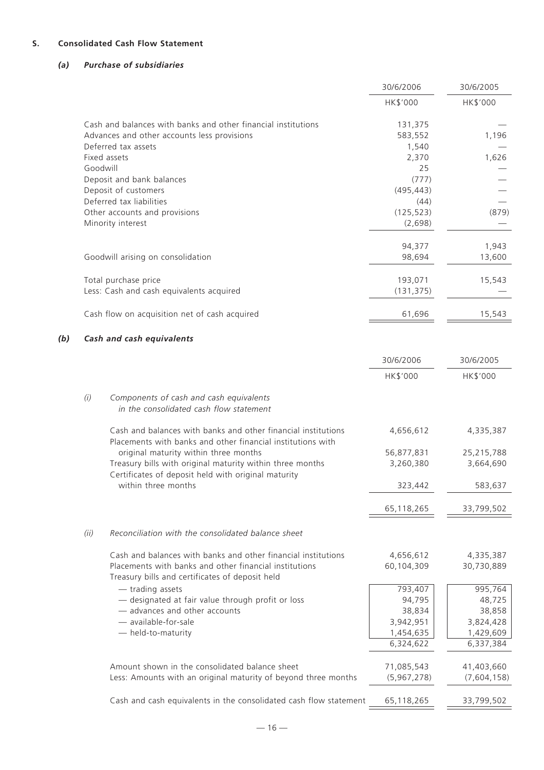## S. Consolidated Cash Flow Statement

### (a) *Purchase of subsidiaries*

| | 30/6/2006 | 30/6/2005 |
|---|---|---|
| | HK$'000 | HK$'000 |
| Cash and balances with banks and other financial institutions | 131,375 | — |
| Advances and other accounts less provisions | 583,552 | 1,196 |
| Deferred tax assets | 1,540 | — |
| Fixed assets | 2,370 | 1,626 |
| Goodwill | 25 | — |
| Deposit and bank balances | (777) | — |
| Deposit of customers | (495,443) | — |
| Deferred tax liabilities | (44) | — |
| Other accounts and provisions | (125,523) | (879) |
| Minority interest | (2,698) | — |
| | 94,377 | 1,943 |
| Goodwill arising on consolidation | 98,694 | 13,600 |
| Total purchase price | 193,071 | 15,543 |
| Less: Cash and cash equivalents acquired | (131,375) | — |
| Cash flow on acquisition net of cash acquired | 61,696 | 15,543 |

### (b) *Cash and cash equivalents*

| | 30/6/2006 | 30/6/2005 |
|---|---|---|
| | HK$'000 | HK$'000 |
| *(i) Components of cash and cash equivalents in the consolidated cash flow statement* | | |
| Cash and balances with banks and other financial institutions | 4,656,612 | 4,335,387 |
| Placements with banks and other financial institutions with original maturity within three months | 56,877,831 | 25,215,788 |
| Treasury bills with original maturity within three months | 3,260,380 | 3,664,690 |
| Certificates of deposit held with original maturity within three months | 323,442 | 583,637 |
| | 65,118,265 | 33,799,502 |
| *(ii) Reconciliation with the consolidated balance sheet* | | |
| Cash and balances with banks and other financial institutions | 4,656,612 | 4,335,387 |
| Placements with banks and other financial institutions | 60,104,309 | 30,730,889 |
| Treasury bills and certificates of deposit held | | |
| — trading assets | 793,407 | 995,764 |
| — designated at fair value through profit or loss | 94,795 | 48,725 |
| — advances and other accounts | 38,834 | 38,858 |
| — available-for-sale | 3,942,951 | 3,824,428 |
| — held-to-maturity | 1,454,635 | 1,429,609 |
| | 6,324,622 | 6,337,384 |
| Amount shown in the consolidated balance sheet | 71,085,543 | 41,403,660 |
| Less: Amounts with an original maturity of beyond three months | (5,967,278) | (7,604,158) |
| Cash and cash equivalents in the consolidated cash flow statement | 65,118,265 | 33,799,502 |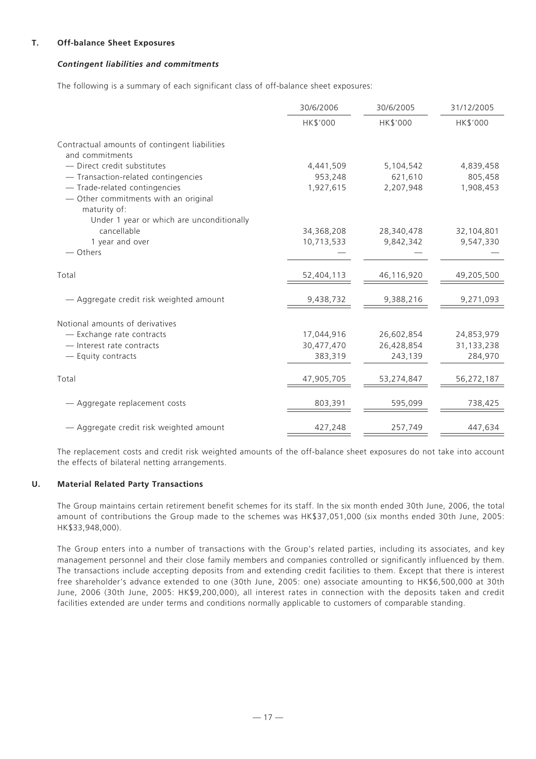## T. Off-balance Sheet Exposures

### *Contingent liabilities and commitments*

The following is a summary of each significant class of off-balance sheet exposures:

| | 30/6/2006 | 30/6/2005 | 31/12/2005 |
|---|---|---|---|
| | HK$'000 | HK$'000 | HK$'000 |
| Contractual amounts of contingent liabilities and commitments | | | |
| — Direct credit substitutes | 4,441,509 | 5,104,542 | 4,839,458 |
| — Transaction-related contingencies | 953,248 | 621,610 | 805,458 |
| — Trade-related contingencies | 1,927,615 | 2,207,948 | 1,908,453 |
| — Other commitments with an original maturity of: | | | |
| Under 1 year or which are unconditionally cancellable | 34,368,208 | 28,340,478 | 32,104,801 |
| 1 year and over | 10,713,533 | 9,842,342 | 9,547,330 |
| — Others | — | — | — |
| Total | 52,404,113 | 46,116,920 | 49,205,500 |
| — Aggregate credit risk weighted amount | 9,438,732 | 9,388,216 | 9,271,093 |
| Notional amounts of derivatives | | | |
| — Exchange rate contracts | 17,044,916 | 26,602,854 | 24,853,979 |
| — Interest rate contracts | 30,477,470 | 26,428,854 | 31,133,238 |
| — Equity contracts | 383,319 | 243,139 | 284,970 |
| Total | 47,905,705 | 53,274,847 | 56,272,187 |
| — Aggregate replacement costs | 803,391 | 595,099 | 738,425 |
| — Aggregate credit risk weighted amount | 427,248 | 257,749 | 447,634 |

The replacement costs and credit risk weighted amounts of the off-balance sheet exposures do not take into account the effects of bilateral netting arrangements.

## U. Material Related Party Transactions

The Group maintains certain retirement benefit schemes for its staff. In the six month ended 30th June, 2006, the total amount of contributions the Group made to the schemes was HK$37,051,000 (six months ended 30th June, 2005: HK$33,948,000).

The Group enters into a number of transactions with the Group's related parties, including its associates, and key management personnel and their close family members and companies controlled or significantly influenced by them. The transactions include accepting deposits from and extending credit facilities to them. Except that there is interest free shareholder's advance extended to one (30th June, 2005: one) associate amounting to HK$6,500,000 at 30th June, 2006 (30th June, 2005: HK$9,200,000), all interest rates in connection with the deposits taken and credit facilities extended are under terms and conditions normally applicable to customers of comparable standing.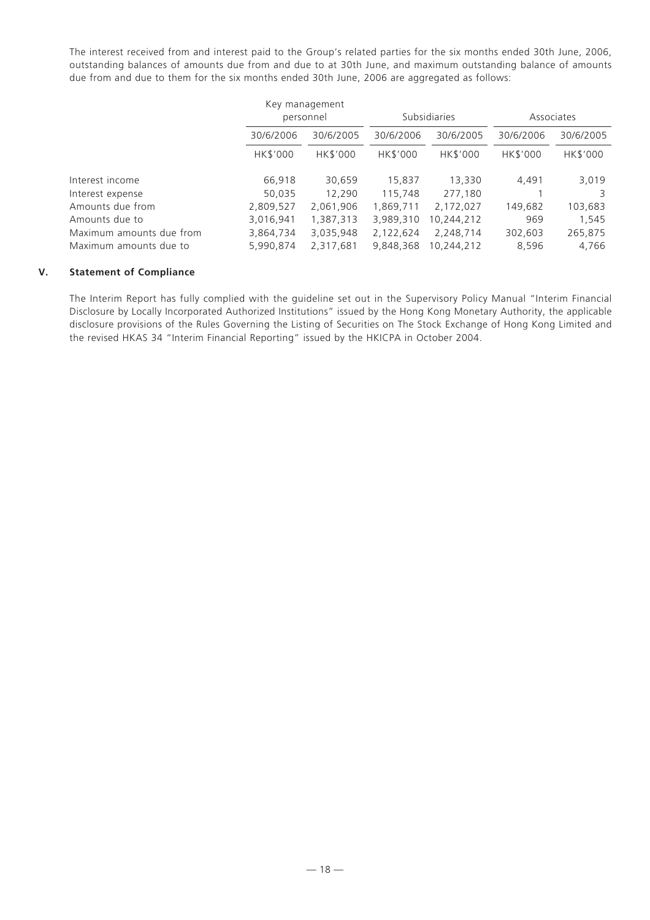The interest received from and interest paid to the Group's related parties for the six months ended 30th June, 2006, outstanding balances of amounts due from and due to at 30th June, and maximum outstanding balance of amounts due from and due to them for the six months ended 30th June, 2006 are aggregated as follows:

| | Key management personnel | | Subsidiaries | | Associates | |
|---|---|---|---|---|---|---|
| | 30/6/2006 | 30/6/2005 | 30/6/2006 | 30/6/2005 | 30/6/2006 | 30/6/2005 |
| | HK$'000 | HK$'000 | HK$'000 | HK$'000 | HK$'000 | HK$'000 |
| Interest income | 66,918 | 30,659 | 15,837 | 13,330 | 4,491 | 3,019 |
| Interest expense | 50,035 | 12,290 | 115,748 | 277,180 | 1 | 3 |
| Amounts due from | 2,809,527 | 2,061,906 | 1,869,711 | 2,172,027 | 149,682 | 103,683 |
| Amounts due to | 3,016,941 | 1,387,313 | 3,989,310 | 10,244,212 | 969 | 1,545 |
| Maximum amounts due from | 3,864,734 | 3,035,948 | 2,122,624 | 2,248,714 | 302,603 | 265,875 |
| Maximum amounts due to | 5,990,874 | 2,317,681 | 9,848,368 | 10,244,212 | 8,596 | 4,766 |

## V. Statement of Compliance

The Interim Report has fully complied with the guideline set out in the Supervisory Policy Manual "Interim Financial Disclosure by Locally Incorporated Authorized Institutions" issued by the Hong Kong Monetary Authority, the applicable disclosure provisions of the Rules Governing the Listing of Securities on The Stock Exchange of Hong Kong Limited and the revised HKAS 34 "Interim Financial Reporting" issued by the HKICPA in October 2004.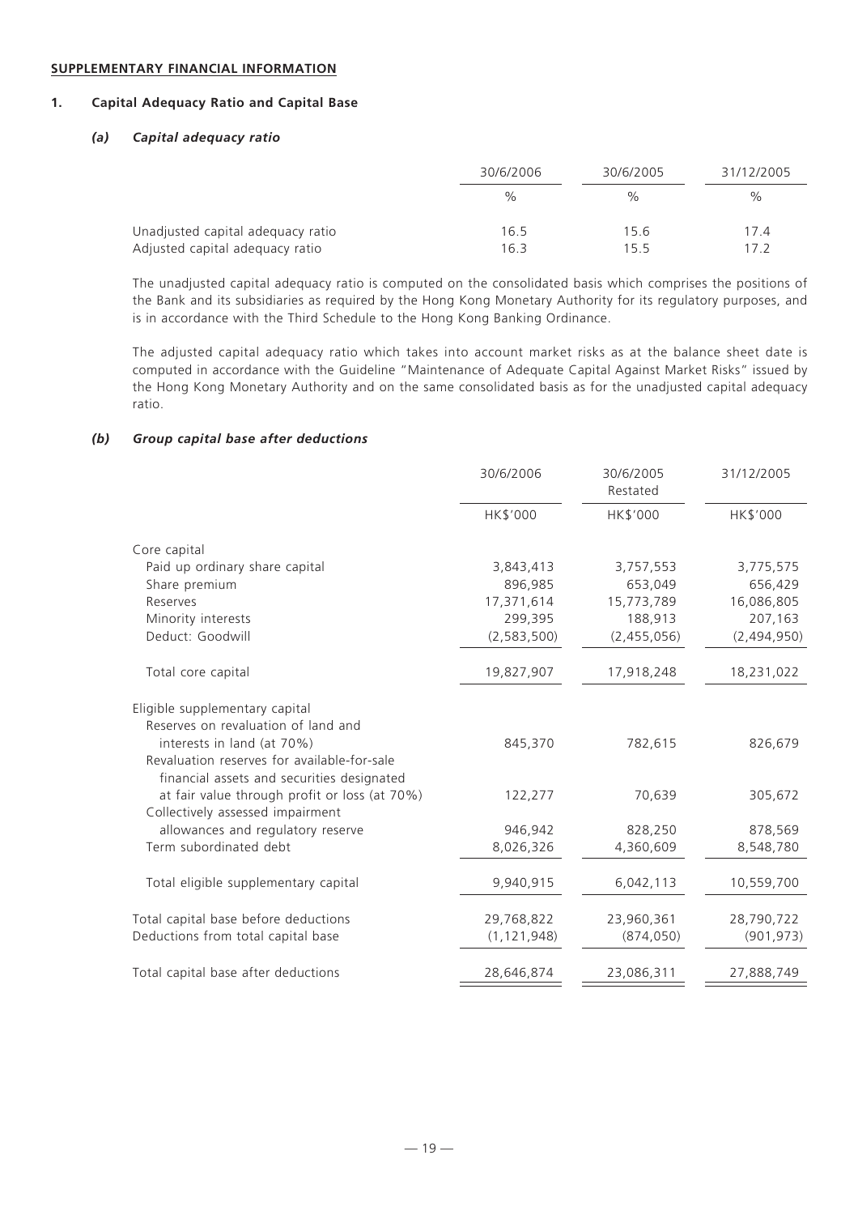**SUPPLEMENTARY FINANCIAL INFORMATION**

**1. Capital Adequacy Ratio and Capital Base**

***(a) Capital adequacy ratio***

| | 30/6/2006 | 30/6/2005 | 31/12/2005 |
|---|---|---|---|
| | % | % | % |
| Unadjusted capital adequacy ratio | 16.5 | 15.6 | 17.4 |
| Adjusted capital adequacy ratio | 16.3 | 15.5 | 17.2 |

The unadjusted capital adequacy ratio is computed on the consolidated basis which comprises the positions of the Bank and its subsidiaries as required by the Hong Kong Monetary Authority for its regulatory purposes, and is in accordance with the Third Schedule to the Hong Kong Banking Ordinance.

The adjusted capital adequacy ratio which takes into account market risks as at the balance sheet date is computed in accordance with the Guideline "Maintenance of Adequate Capital Against Market Risks" issued by the Hong Kong Monetary Authority and on the same consolidated basis as for the unadjusted capital adequacy ratio.

***(b) Group capital base after deductions***

| | 30/6/2006 | 30/6/2005 Restated | 31/12/2005 |
|---|---|---|---|
| | HK$'000 | HK$'000 | HK$'000 |
| Core capital | | | |
| Paid up ordinary share capital | 3,843,413 | 3,757,553 | 3,775,575 |
| Share premium | 896,985 | 653,049 | 656,429 |
| Reserves | 17,371,614 | 15,773,789 | 16,086,805 |
| Minority interests | 299,395 | 188,913 | 207,163 |
| Deduct: Goodwill | (2,583,500) | (2,455,056) | (2,494,950) |
| Total core capital | 19,827,907 | 17,918,248 | 18,231,022 |
| Eligible supplementary capital | | | |
| Reserves on revaluation of land and interests in land (at 70%) | 845,370 | 782,615 | 826,679 |
| Revaluation reserves for available-for-sale financial assets and securities designated at fair value through profit or loss (at 70%) | 122,277 | 70,639 | 305,672 |
| Collectively assessed impairment allowances and regulatory reserve | 946,942 | 828,250 | 878,569 |
| Term subordinated debt | 8,026,326 | 4,360,609 | 8,548,780 |
| Total eligible supplementary capital | 9,940,915 | 6,042,113 | 10,559,700 |
| Total capital base before deductions | 29,768,822 | 23,960,361 | 28,790,722 |
| Deductions from total capital base | (1,121,948) | (874,050) | (901,973) |
| Total capital base after deductions | 28,646,874 | 23,086,311 | 27,888,749 |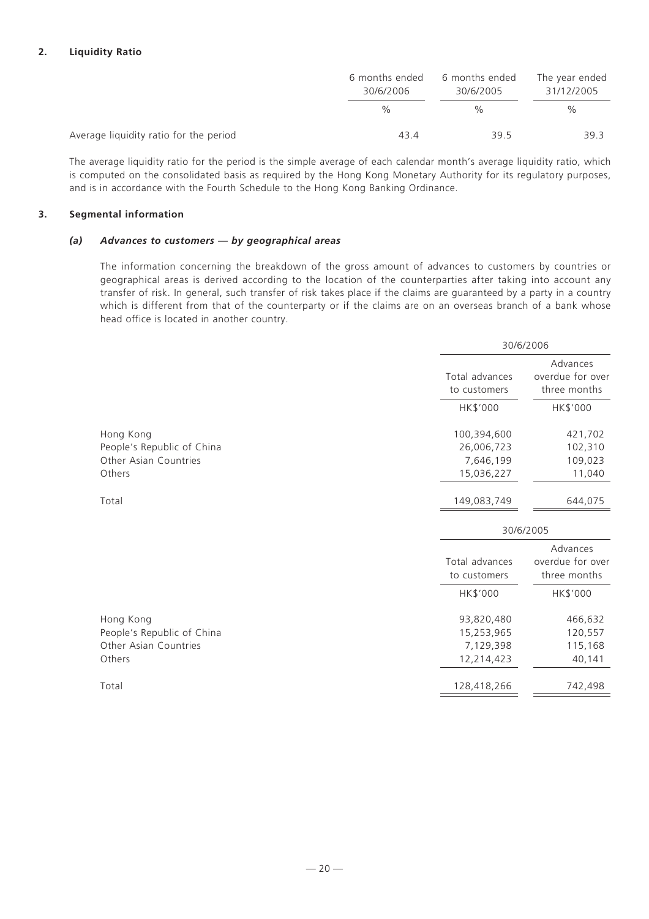## 2. Liquidity Ratio

| | 6 months ended 30/6/2006 | 6 months ended 30/6/2005 | The year ended 31/12/2005 |
|---|---|---|---|
| | % | % | % |
| Average liquidity ratio for the period | 43.4 | 39.5 | 39.3 |

The average liquidity ratio for the period is the simple average of each calendar month's average liquidity ratio, which is computed on the consolidated basis as required by the Hong Kong Monetary Authority for its regulatory purposes, and is in accordance with the Fourth Schedule to the Hong Kong Banking Ordinance.

## 3. Segmental information

### *(a) Advances to customers — by geographical areas*

The information concerning the breakdown of the gross amount of advances to customers by countries or geographical areas is derived according to the location of the counterparties after taking into account any transfer of risk. In general, such transfer of risk takes place if the claims are guaranteed by a party in a country which is different from that of the counterparty or if the claims are on an overseas branch of a bank whose head office is located in another country.

| | 30/6/2006 | |
|---|---|---|
| | Total advances to customers | Advances overdue for over three months |
| | HK$'000 | HK$'000 |
| Hong Kong | 100,394,600 | 421,702 |
| People's Republic of China | 26,006,723 | 102,310 |
| Other Asian Countries | 7,646,199 | 109,023 |
| Others | 15,036,227 | 11,040 |
| Total | 149,083,749 | 644,075 |

| | 30/6/2005 | |
|---|---|---|
| | Total advances to customers | Advances overdue for over three months |
| | HK$'000 | HK$'000 |
| Hong Kong | 93,820,480 | 466,632 |
| People's Republic of China | 15,253,965 | 120,557 |
| Other Asian Countries | 7,129,398 | 115,168 |
| Others | 12,214,423 | 40,141 |
| Total | 128,418,266 | 742,498 |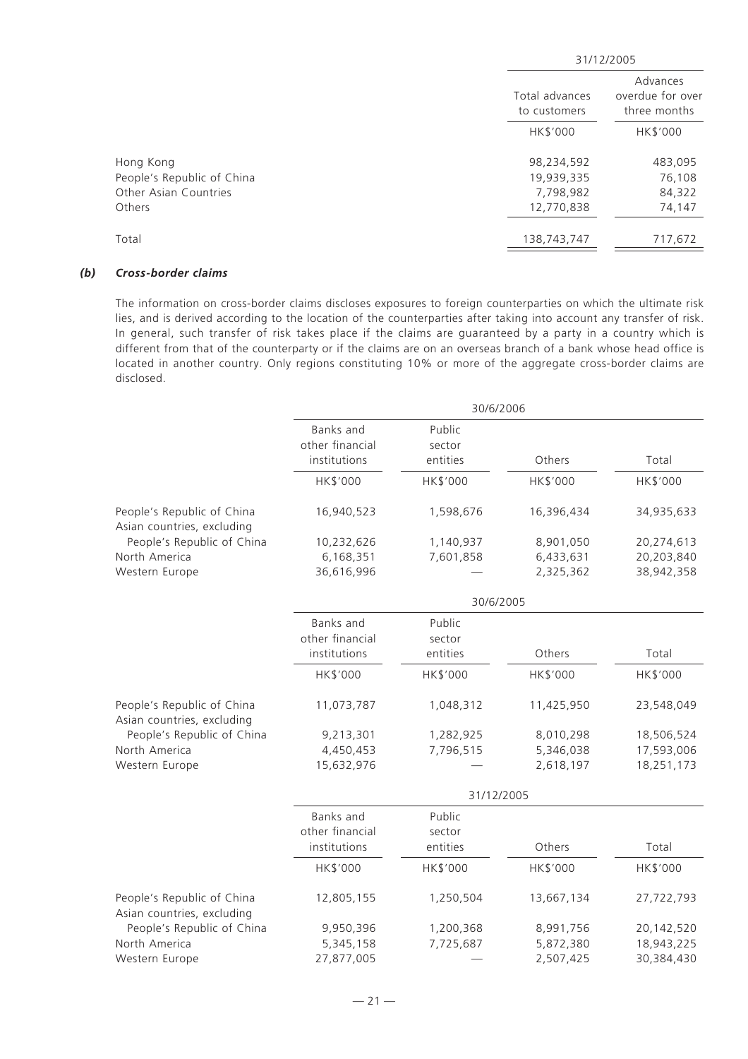| | 31/12/2005 | |
|---|---|---|
| | Total advances to customers | Advances overdue for over three months |
| | HK$'000 | HK$'000 |
| Hong Kong | 98,234,592 | 483,095 |
| People's Republic of China | 19,939,335 | 76,108 |
| Other Asian Countries | 7,798,982 | 84,322 |
| Others | 12,770,838 | 74,147 |
| Total | 138,743,747 | 717,672 |

### *(b) Cross-border claims*

The information on cross-border claims discloses exposures to foreign counterparties on which the ultimate risk lies, and is derived according to the location of the counterparties after taking into account any transfer of risk. In general, such transfer of risk takes place if the claims are guaranteed by a party in a country which is different from that of the counterparty or if the claims are on an overseas branch of a bank whose head office is located in another country. Only regions constituting 10% or more of the aggregate cross-border claims are disclosed.

| | 30/6/2006 | | | |
|---|---|---|---|---|
| | Banks and other financial institutions | Public sector entities | Others | Total |
| | HK$'000 | HK$'000 | HK$'000 | HK$'000 |
| People's Republic of China | 16,940,523 | 1,598,676 | 16,396,434 | 34,935,633 |
| Asian countries, excluding People's Republic of China | 10,232,626 | 1,140,937 | 8,901,050 | 20,274,613 |
| North America | 6,168,351 | 7,601,858 | 6,433,631 | 20,203,840 |
| Western Europe | 36,616,996 | — | 2,325,362 | 38,942,358 |

| | 30/6/2005 | | | |
|---|---|---|---|---|
| | Banks and other financial institutions | Public sector entities | Others | Total |
| | HK$'000 | HK$'000 | HK$'000 | HK$'000 |
| People's Republic of China | 11,073,787 | 1,048,312 | 11,425,950 | 23,548,049 |
| Asian countries, excluding People's Republic of China | 9,213,301 | 1,282,925 | 8,010,298 | 18,506,524 |
| North America | 4,450,453 | 7,796,515 | 5,346,038 | 17,593,006 |
| Western Europe | 15,632,976 | — | 2,618,197 | 18,251,173 |

| | 31/12/2005 | | | |
|---|---|---|---|---|
| | Banks and other financial institutions | Public sector entities | Others | Total |
| | HK$'000 | HK$'000 | HK$'000 | HK$'000 |
| People's Republic of China | 12,805,155 | 1,250,504 | 13,667,134 | 27,722,793 |
| Asian countries, excluding People's Republic of China | 9,950,396 | 1,200,368 | 8,991,756 | 20,142,520 |
| North America | 5,345,158 | 7,725,687 | 5,872,380 | 18,943,225 |
| Western Europe | 27,877,005 | — | 2,507,425 | 30,384,430 |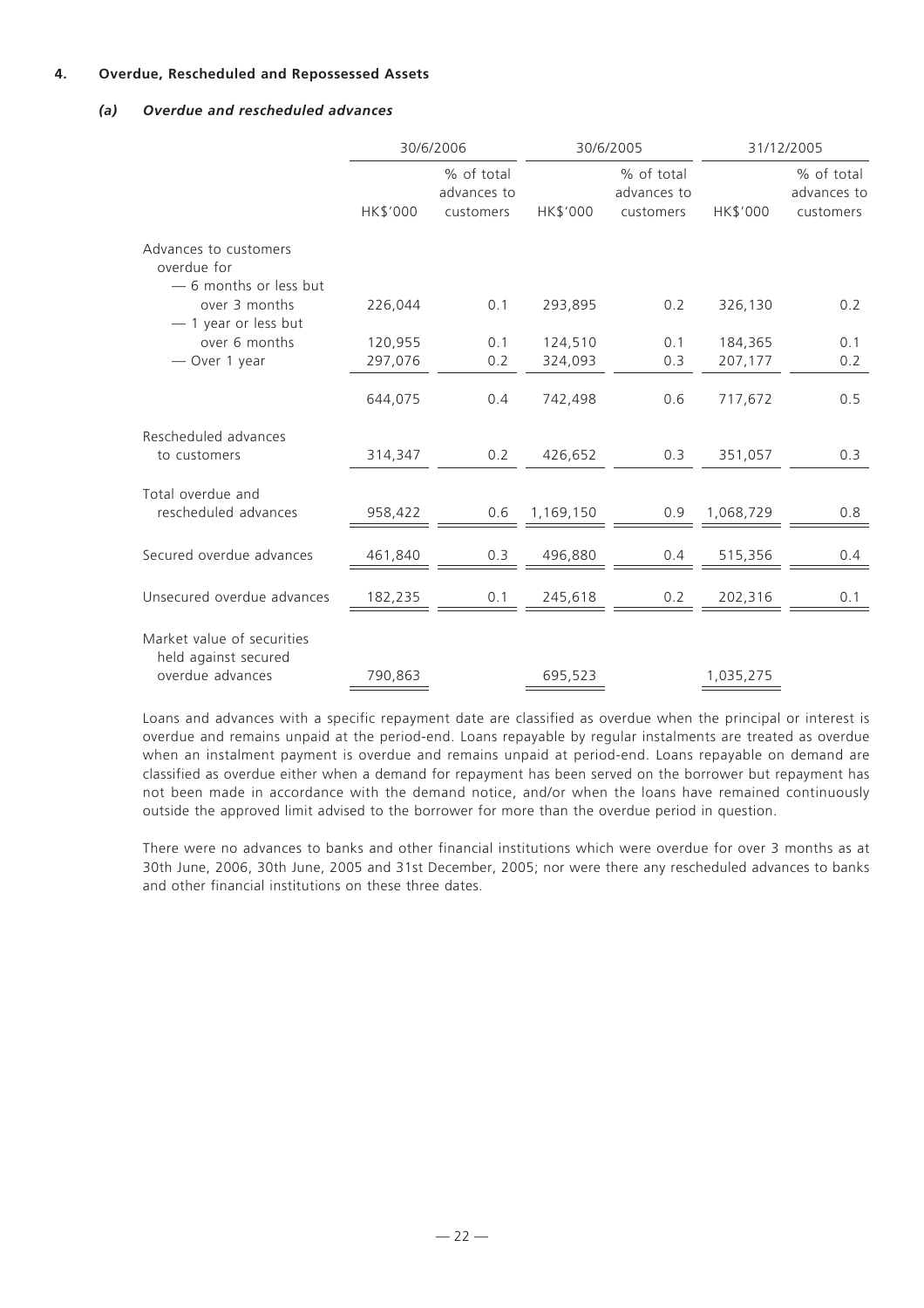### 4. Overdue, Rescheduled and Repossessed Assets

#### *(a) Overdue and rescheduled advances*

| | 30/6/2006 | | 30/6/2005 | | 31/12/2005 | |
|---|---|---|---|---|---|---|
| | HK$'000 | % of total advances to customers | HK$'000 | % of total advances to customers | HK$'000 | % of total advances to customers |
| Advances to customers overdue for | | | | | | |
| — 6 months or less but over 3 months | 226,044 | 0.1 | 293,895 | 0.2 | 326,130 | 0.2 |
| — 1 year or less but over 6 months | 120,955 | 0.1 | 124,510 | 0.1 | 184,365 | 0.1 |
| — Over 1 year | 297,076 | 0.2 | 324,093 | 0.3 | 207,177 | 0.2 |
| | 644,075 | 0.4 | 742,498 | 0.6 | 717,672 | 0.5 |
| Rescheduled advances to customers | 314,347 | 0.2 | 426,652 | 0.3 | 351,057 | 0.3 |
| Total overdue and rescheduled advances | 958,422 | 0.6 | 1,169,150 | 0.9 | 1,068,729 | 0.8 |
| Secured overdue advances | 461,840 | 0.3 | 496,880 | 0.4 | 515,356 | 0.4 |
| Unsecured overdue advances | 182,235 | 0.1 | 245,618 | 0.2 | 202,316 | 0.1 |
| Market value of securities held against secured overdue advances | 790,863 | | 695,523 | | 1,035,275 | |

Loans and advances with a specific repayment date are classified as overdue when the principal or interest is overdue and remains unpaid at the period-end. Loans repayable by regular instalments are treated as overdue when an instalment payment is overdue and remains unpaid at period-end. Loans repayable on demand are classified as overdue either when a demand for repayment has been served on the borrower but repayment has not been made in accordance with the demand notice, and/or when the loans have remained continuously outside the approved limit advised to the borrower for more than the overdue period in question.

There were no advances to banks and other financial institutions which were overdue for over 3 months as at 30th June, 2006, 30th June, 2005 and 31st December, 2005; nor were there any rescheduled advances to banks and other financial institutions on these three dates.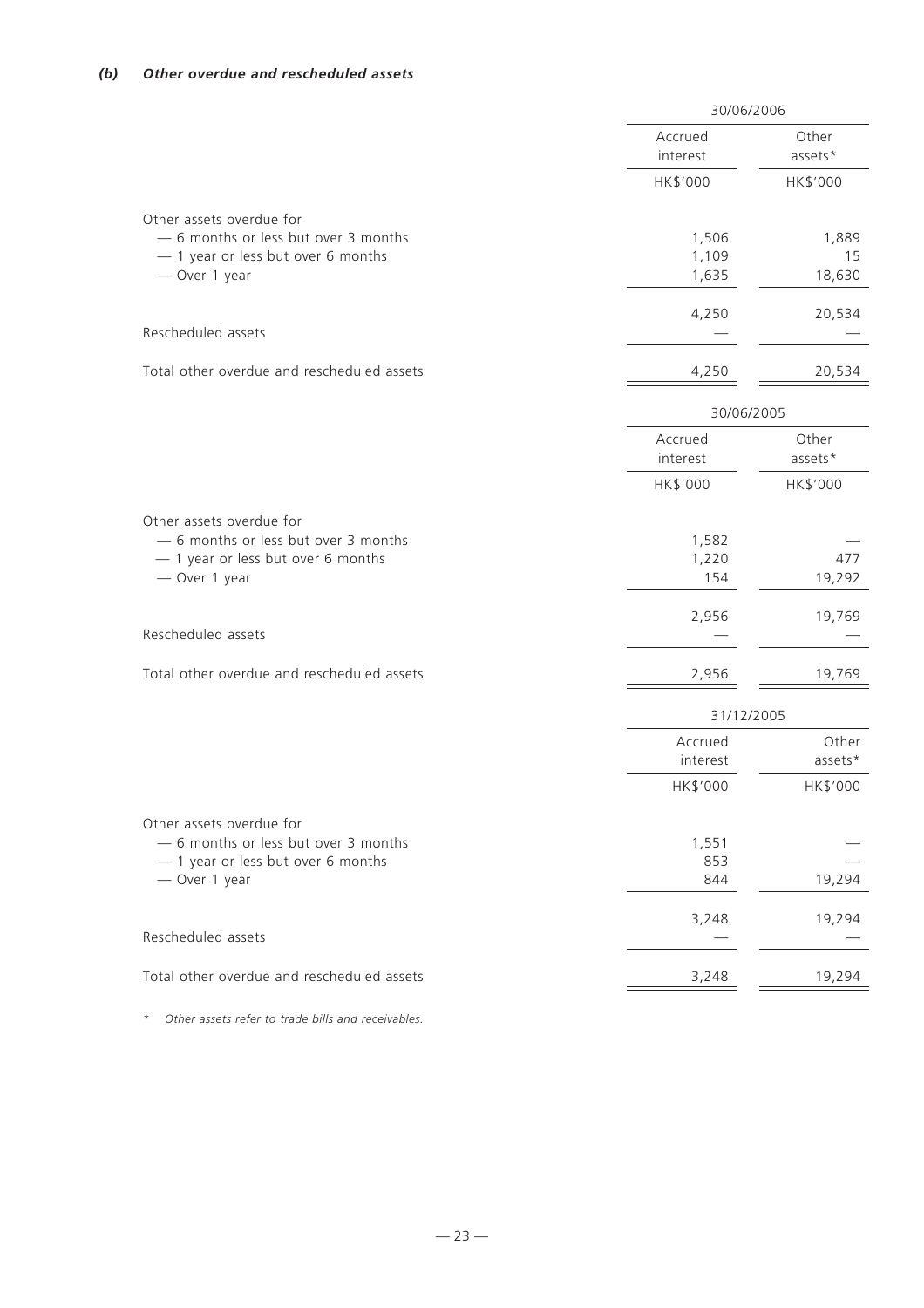### *(b) Other overdue and rescheduled assets*

| | 30/06/2006 | |
|---|---|---|
| | Accrued interest | Other assets* |
| | HK$'000 | HK$'000 |
| Other assets overdue for | | |
| — 6 months or less but over 3 months | 1,506 | 1,889 |
| — 1 year or less but over 6 months | 1,109 | 15 |
| — Over 1 year | 1,635 | 18,630 |
| | 4,250 | 20,534 |
| Rescheduled assets | — | — |
| Total other overdue and rescheduled assets | 4,250 | 20,534 |

| | 30/06/2005 | |
|---|---|---|
| | Accrued interest | Other assets* |
| | HK$'000 | HK$'000 |
| Other assets overdue for | | |
| — 6 months or less but over 3 months | 1,582 | — |
| — 1 year or less but over 6 months | 1,220 | 477 |
| — Over 1 year | 154 | 19,292 |
| | 2,956 | 19,769 |
| Rescheduled assets | — | — |
| Total other overdue and rescheduled assets | 2,956 | 19,769 |

| | 31/12/2005 | |
|---|---|---|
| | Accrued interest | Other assets* |
| | HK$'000 | HK$'000 |
| Other assets overdue for | | |
| — 6 months or less but over 3 months | 1,551 | — |
| — 1 year or less but over 6 months | 853 | — |
| — Over 1 year | 844 | 19,294 |
| | 3,248 | 19,294 |
| Rescheduled assets | — | — |
| Total other overdue and rescheduled assets | 3,248 | 19,294 |

\* *Other assets refer to trade bills and receivables.*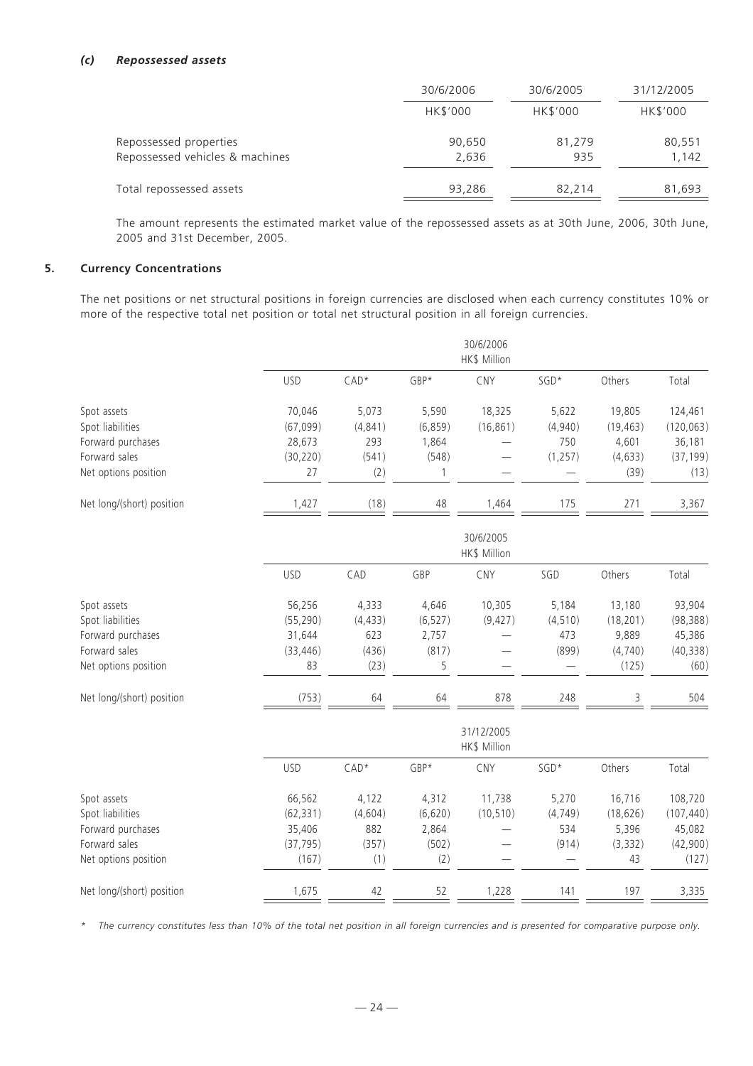### *(c) Repossessed assets*

| | 30/6/2006 | 30/6/2005 | 31/12/2005 |
|---|---|---|---|
| | HK$'000 | HK$'000 | HK$'000 |
| Repossessed properties | 90,650 | 81,279 | 80,551 |
| Repossessed vehicles & machines | 2,636 | 935 | 1,142 |
| Total repossessed assets | 93,286 | 82,214 | 81,693 |

The amount represents the estimated market value of the repossessed assets as at 30th June, 2006, 30th June, 2005 and 31st December, 2005.

## 5. Currency Concentrations

The net positions or net structural positions in foreign currencies are disclosed when each currency constitutes 10% or more of the respective total net position or total net structural position in all foreign currencies.

| | 30/6/2006 HK$ Million | | | | | | |
|---|---|---|---|---|---|---|---|
| | USD | CAD* | GBP* | CNY | SGD* | Others | Total |
| Spot assets | 70,046 | 5,073 | 5,590 | 18,325 | 5,622 | 19,805 | 124,461 |
| Spot liabilities | (67,099) | (4,841) | (6,859) | (16,861) | (4,940) | (19,463) | (120,063) |
| Forward purchases | 28,673 | 293 | 1,864 | — | 750 | 4,601 | 36,181 |
| Forward sales | (30,220) | (541) | (548) | — | (1,257) | (4,633) | (37,199) |
| Net options position | 27 | (2) | 1 | — | — | (39) | (13) |
| Net long/(short) position | 1,427 | (18) | 48 | 1,464 | 175 | 271 | 3,367 |

| | 30/6/2005 HK$ Million | | | | | | |
|---|---|---|---|---|---|---|---|
| | USD | CAD | GBP | CNY | SGD | Others | Total |
| Spot assets | 56,256 | 4,333 | 4,646 | 10,305 | 5,184 | 13,180 | 93,904 |
| Spot liabilities | (55,290) | (4,433) | (6,527) | (9,427) | (4,510) | (18,201) | (98,388) |
| Forward purchases | 31,644 | 623 | 2,757 | — | 473 | 9,889 | 45,386 |
| Forward sales | (33,446) | (436) | (817) | — | (899) | (4,740) | (40,338) |
| Net options position | 83 | (23) | 5 | — | — | (125) | (60) |
| Net long/(short) position | (753) | 64 | 64 | 878 | 248 | 3 | 504 |

| | 31/12/2005 HK$ Million | | | | | | |
|---|---|---|---|---|---|---|---|
| | USD | CAD* | GBP* | CNY | SGD* | Others | Total |
| Spot assets | 66,562 | 4,122 | 4,312 | 11,738 | 5,270 | 16,716 | 108,720 |
| Spot liabilities | (62,331) | (4,604) | (6,620) | (10,510) | (4,749) | (18,626) | (107,440) |
| Forward purchases | 35,406 | 882 | 2,864 | — | 534 | 5,396 | 45,082 |
| Forward sales | (37,795) | (357) | (502) | — | (914) | (3,332) | (42,900) |
| Net options position | (167) | (1) | (2) | — | — | 43 | (127) |
| Net long/(short) position | 1,675 | 42 | 52 | 1,228 | 141 | 197 | 3,335 |

*\* The currency constitutes less than 10% of the total net position in all foreign currencies and is presented for comparative purpose only.*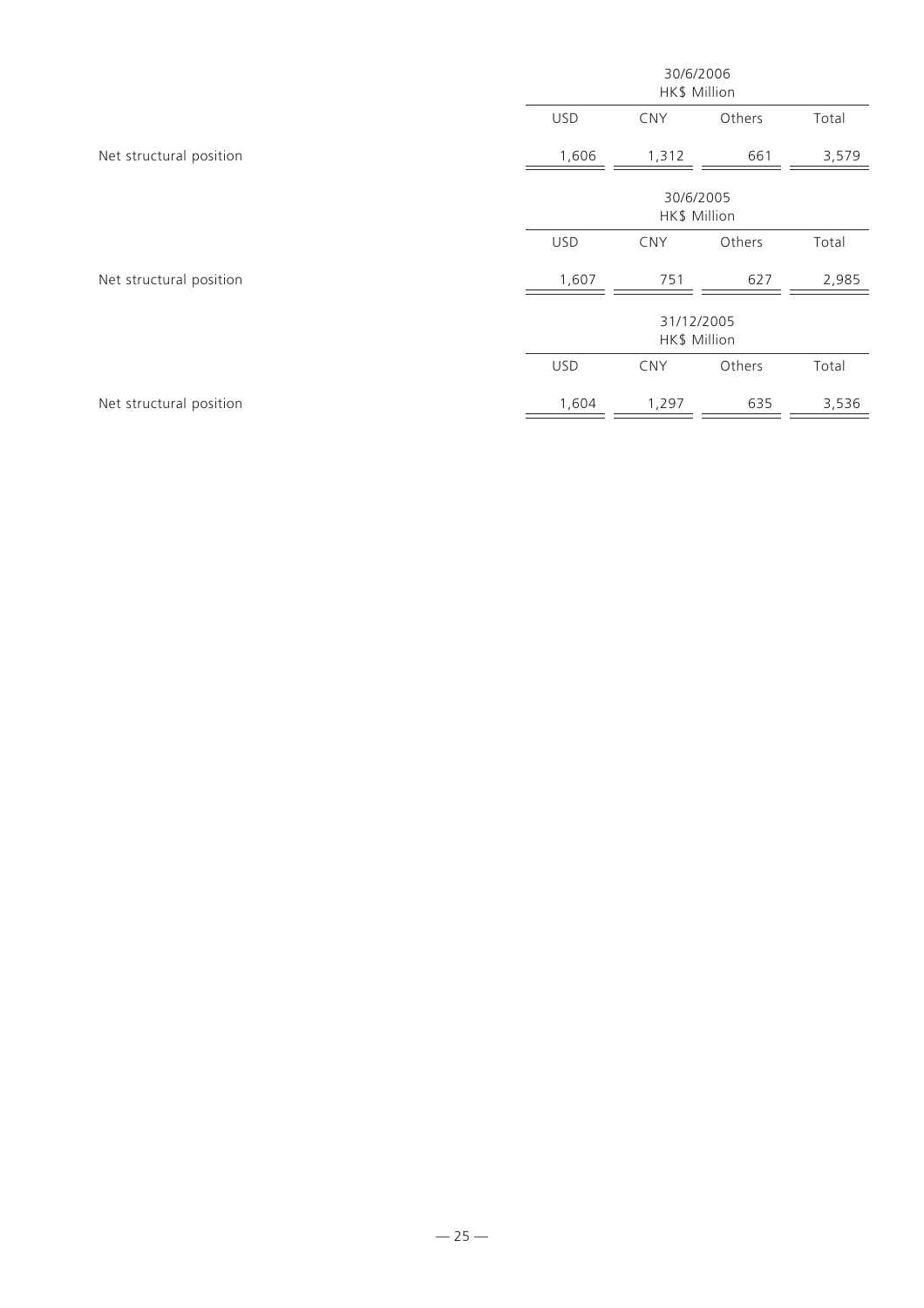| | 30/6/2006 HK$ Million | | | |
|---|---|---|---|---|
| | USD | CNY | Others | Total |
| Net structural position | 1,606 | 1,312 | 661 | 3,579 |

| | 30/6/2005 HK$ Million | | | |
|---|---|---|---|---|
| | USD | CNY | Others | Total |
| Net structural position | 1,607 | 751 | 627 | 2,985 |

| | 31/12/2005 HK$ Million | | | |
|---|---|---|---|---|
| | USD | CNY | Others | Total |
| Net structural position | 1,604 | 1,297 | 635 | 3,536 |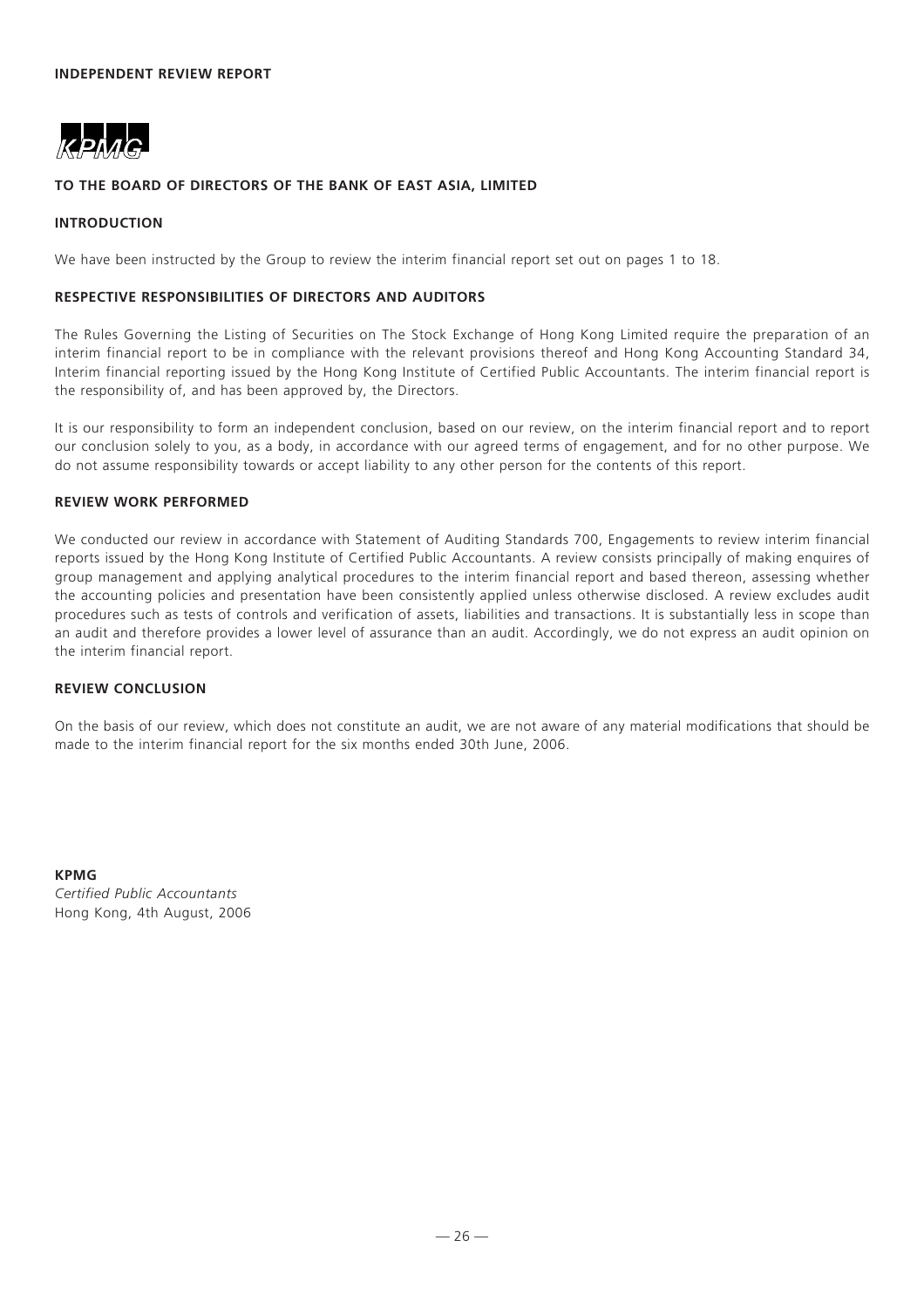**INDEPENDENT REVIEW REPORT**

KPMG

**TO THE BOARD OF DIRECTORS OF THE BANK OF EAST ASIA, LIMITED**

**INTRODUCTION**

We have been instructed by the Group to review the interim financial report set out on pages 1 to 18.

**RESPECTIVE RESPONSIBILITIES OF DIRECTORS AND AUDITORS**

The Rules Governing the Listing of Securities on The Stock Exchange of Hong Kong Limited require the preparation of an interim financial report to be in compliance with the relevant provisions thereof and Hong Kong Accounting Standard 34, Interim financial reporting issued by the Hong Kong Institute of Certified Public Accountants. The interim financial report is the responsibility of, and has been approved by, the Directors.

It is our responsibility to form an independent conclusion, based on our review, on the interim financial report and to report our conclusion solely to you, as a body, in accordance with our agreed terms of engagement, and for no other purpose. We do not assume responsibility towards or accept liability to any other person for the contents of this report.

**REVIEW WORK PERFORMED**

We conducted our review in accordance with Statement of Auditing Standards 700, Engagements to review interim financial reports issued by the Hong Kong Institute of Certified Public Accountants. A review consists principally of making enquires of group management and applying analytical procedures to the interim financial report and based thereon, assessing whether the accounting policies and presentation have been consistently applied unless otherwise disclosed. A review excludes audit procedures such as tests of controls and verification of assets, liabilities and transactions. It is substantially less in scope than an audit and therefore provides a lower level of assurance than an audit. Accordingly, we do not express an audit opinion on the interim financial report.

**REVIEW CONCLUSION**

On the basis of our review, which does not constitute an audit, we are not aware of any material modifications that should be made to the interim financial report for the six months ended 30th June, 2006.

**KPMG**
*Certified Public Accountants*
Hong Kong, 4th August, 2006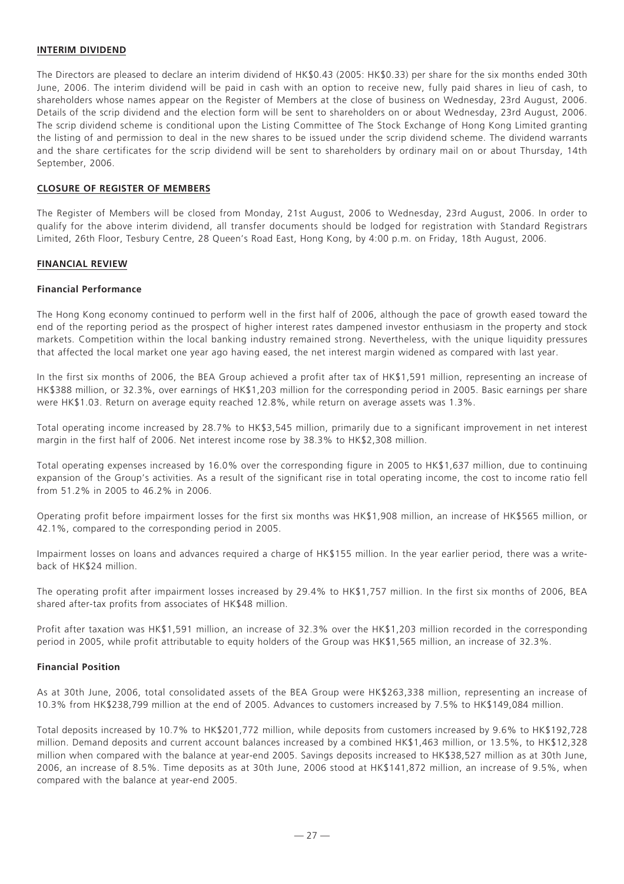## INTERIM DIVIDEND

The Directors are pleased to declare an interim dividend of HK$0.43 (2005: HK$0.33) per share for the six months ended 30th June, 2006. The interim dividend will be paid in cash with an option to receive new, fully paid shares in lieu of cash, to shareholders whose names appear on the Register of Members at the close of business on Wednesday, 23rd August, 2006. Details of the scrip dividend and the election form will be sent to shareholders on or about Wednesday, 23rd August, 2006. The scrip dividend scheme is conditional upon the Listing Committee of The Stock Exchange of Hong Kong Limited granting the listing of and permission to deal in the new shares to be issued under the scrip dividend scheme. The dividend warrants and the share certificates for the scrip dividend will be sent to shareholders by ordinary mail on or about Thursday, 14th September, 2006.

## CLOSURE OF REGISTER OF MEMBERS

The Register of Members will be closed from Monday, 21st August, 2006 to Wednesday, 23rd August, 2006. In order to qualify for the above interim dividend, all transfer documents should be lodged for registration with Standard Registrars Limited, 26th Floor, Tesbury Centre, 28 Queen's Road East, Hong Kong, by 4:00 p.m. on Friday, 18th August, 2006.

## FINANCIAL REVIEW

### Financial Performance

The Hong Kong economy continued to perform well in the first half of 2006, although the pace of growth eased toward the end of the reporting period as the prospect of higher interest rates dampened investor enthusiasm in the property and stock markets. Competition within the local banking industry remained strong. Nevertheless, with the unique liquidity pressures that affected the local market one year ago having eased, the net interest margin widened as compared with last year.

In the first six months of 2006, the BEA Group achieved a profit after tax of HK$1,591 million, representing an increase of HK$388 million, or 32.3%, over earnings of HK$1,203 million for the corresponding period in 2005. Basic earnings per share were HK$1.03. Return on average equity reached 12.8%, while return on average assets was 1.3%.

Total operating income increased by 28.7% to HK$3,545 million, primarily due to a significant improvement in net interest margin in the first half of 2006. Net interest income rose by 38.3% to HK$2,308 million.

Total operating expenses increased by 16.0% over the corresponding figure in 2005 to HK$1,637 million, due to continuing expansion of the Group's activities. As a result of the significant rise in total operating income, the cost to income ratio fell from 51.2% in 2005 to 46.2% in 2006.

Operating profit before impairment losses for the first six months was HK$1,908 million, an increase of HK$565 million, or 42.1%, compared to the corresponding period in 2005.

Impairment losses on loans and advances required a charge of HK$155 million. In the year earlier period, there was a write-back of HK$24 million.

The operating profit after impairment losses increased by 29.4% to HK$1,757 million. In the first six months of 2006, BEA shared after-tax profits from associates of HK$48 million.

Profit after taxation was HK$1,591 million, an increase of 32.3% over the HK$1,203 million recorded in the corresponding period in 2005, while profit attributable to equity holders of the Group was HK$1,565 million, an increase of 32.3%.

### Financial Position

As at 30th June, 2006, total consolidated assets of the BEA Group were HK$263,338 million, representing an increase of 10.3% from HK$238,799 million at the end of 2005. Advances to customers increased by 7.5% to HK$149,084 million.

Total deposits increased by 10.7% to HK$201,772 million, while deposits from customers increased by 9.6% to HK$192,728 million. Demand deposits and current account balances increased by a combined HK$1,463 million, or 13.5%, to HK$12,328 million when compared with the balance at year-end 2005. Savings deposits increased to HK$38,527 million as at 30th June, 2006, an increase of 8.5%. Time deposits as at 30th June, 2006 stood at HK$141,872 million, an increase of 9.5%, when compared with the balance at year-end 2005.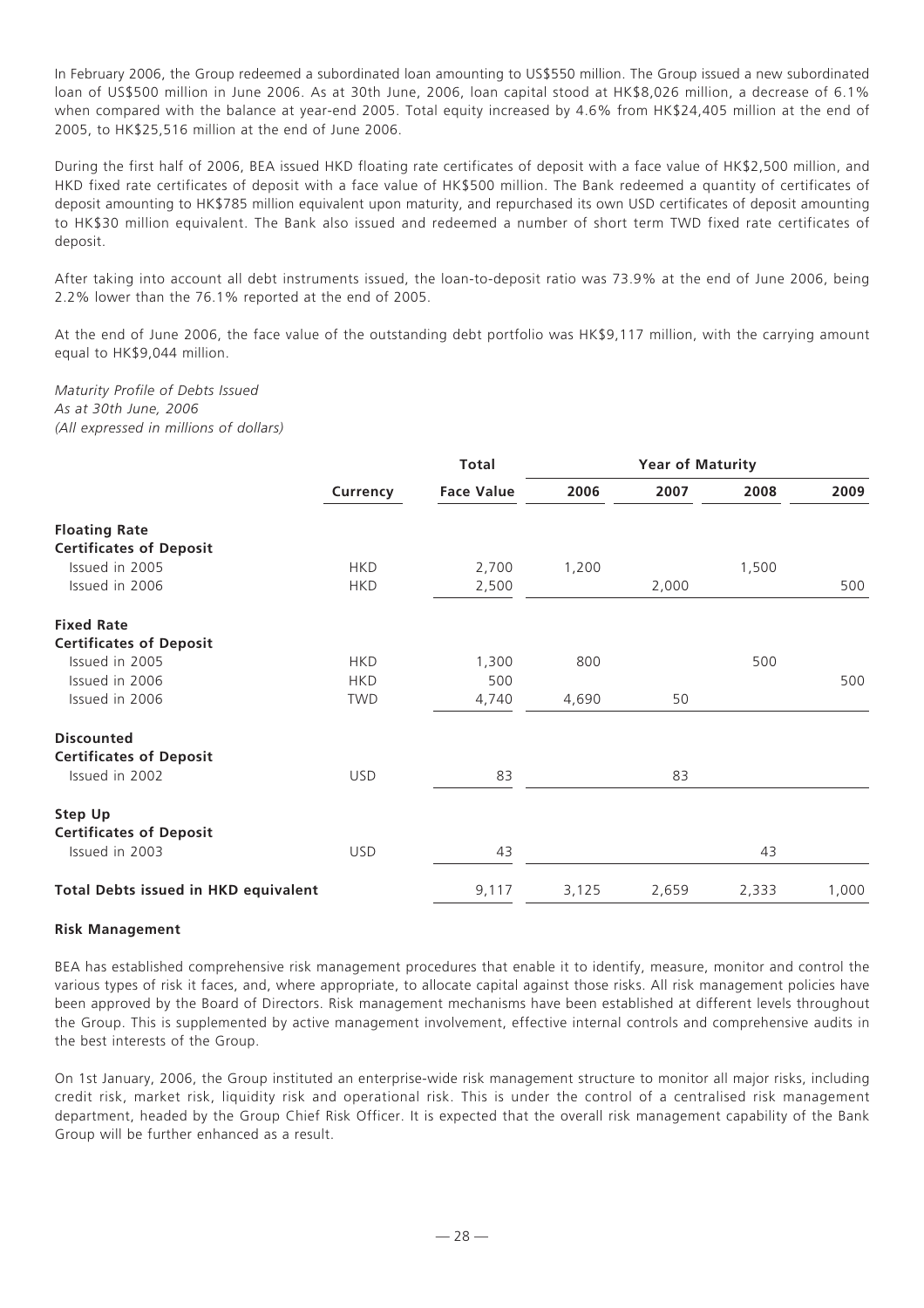In February 2006, the Group redeemed a subordinated loan amounting to US$550 million. The Group issued a new subordinated loan of US$500 million in June 2006. As at 30th June, 2006, loan capital stood at HK$8,026 million, a decrease of 6.1% when compared with the balance at year-end 2005. Total equity increased by 4.6% from HK$24,405 million at the end of 2005, to HK$25,516 million at the end of June 2006.

During the first half of 2006, BEA issued HKD floating rate certificates of deposit with a face value of HK$2,500 million, and HKD fixed rate certificates of deposit with a face value of HK$500 million. The Bank redeemed a quantity of certificates of deposit amounting to HK$785 million equivalent upon maturity, and repurchased its own USD certificates of deposit amounting to HK$30 million equivalent. The Bank also issued and redeemed a number of short term TWD fixed rate certificates of deposit.

After taking into account all debt instruments issued, the loan-to-deposit ratio was 73.9% at the end of June 2006, being 2.2% lower than the 76.1% reported at the end of 2005.

At the end of June 2006, the face value of the outstanding debt portfolio was HK$9,117 million, with the carrying amount equal to HK$9,044 million.

*Maturity Profile of Debts Issued*
*As at 30th June, 2006*
*(All expressed in millions of dollars)*

| | | Total | Year of Maturity | | | |
|---|---|---|---|---|---|---|
| | Currency | Face Value | 2006 | 2007 | 2008 | 2009 |
| **Floating Rate Certificates of Deposit** | | | | | | |
| Issued in 2005 | HKD | 2,700 | 1,200 | | 1,500 | |
| Issued in 2006 | HKD | 2,500 | | 2,000 | | 500 |
| **Fixed Rate Certificates of Deposit** | | | | | | |
| Issued in 2005 | HKD | 1,300 | 800 | | 500 | |
| Issued in 2006 | HKD | 500 | | | | 500 |
| Issued in 2006 | TWD | 4,740 | 4,690 | 50 | | |
| **Discounted Certificates of Deposit** | | | | | | |
| Issued in 2002 | USD | 83 | | 83 | | |
| **Step Up Certificates of Deposit** | | | | | | |
| Issued in 2003 | USD | 43 | | | 43 | |
| **Total Debts issued in HKD equivalent** | | 9,117 | 3,125 | 2,659 | 2,333 | 1,000 |

**Risk Management**

BEA has established comprehensive risk management procedures that enable it to identify, measure, monitor and control the various types of risk it faces, and, where appropriate, to allocate capital against those risks. All risk management policies have been approved by the Board of Directors. Risk management mechanisms have been established at different levels throughout the Group. This is supplemented by active management involvement, effective internal controls and comprehensive audits in the best interests of the Group.

On 1st January, 2006, the Group instituted an enterprise-wide risk management structure to monitor all major risks, including credit risk, market risk, liquidity risk and operational risk. This is under the control of a centralised risk management department, headed by the Group Chief Risk Officer. It is expected that the overall risk management capability of the Bank Group will be further enhanced as a result.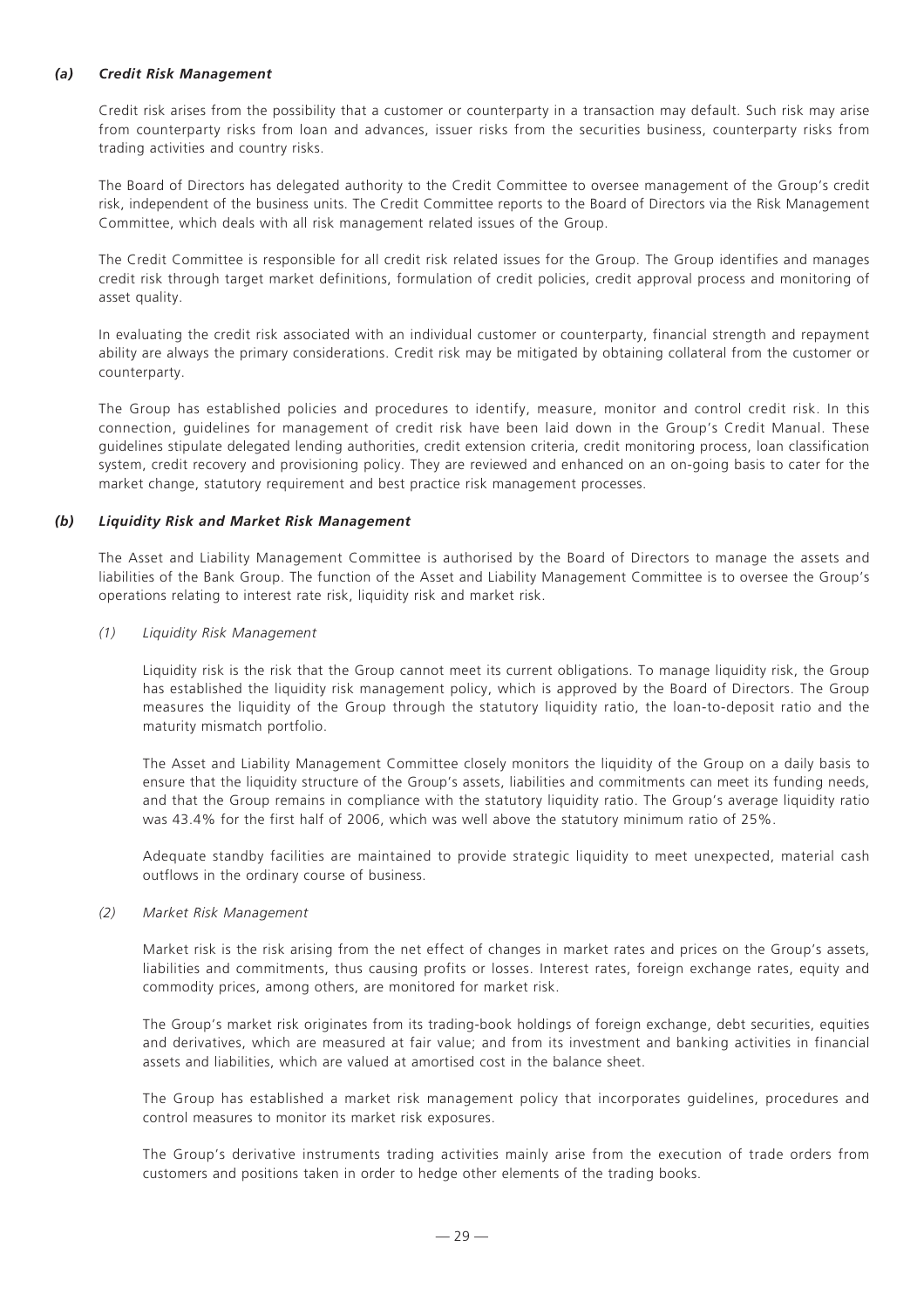### *(a) Credit Risk Management*

Credit risk arises from the possibility that a customer or counterparty in a transaction may default. Such risk may arise from counterparty risks from loan and advances, issuer risks from the securities business, counterparty risks from trading activities and country risks.

The Board of Directors has delegated authority to the Credit Committee to oversee management of the Group's credit risk, independent of the business units. The Credit Committee reports to the Board of Directors via the Risk Management Committee, which deals with all risk management related issues of the Group.

The Credit Committee is responsible for all credit risk related issues for the Group. The Group identifies and manages credit risk through target market definitions, formulation of credit policies, credit approval process and monitoring of asset quality.

In evaluating the credit risk associated with an individual customer or counterparty, financial strength and repayment ability are always the primary considerations. Credit risk may be mitigated by obtaining collateral from the customer or counterparty.

The Group has established policies and procedures to identify, measure, monitor and control credit risk. In this connection, guidelines for management of credit risk have been laid down in the Group's Credit Manual. These guidelines stipulate delegated lending authorities, credit extension criteria, credit monitoring process, loan classification system, credit recovery and provisioning policy. They are reviewed and enhanced on an on-going basis to cater for the market change, statutory requirement and best practice risk management processes.

### *(b) Liquidity Risk and Market Risk Management*

The Asset and Liability Management Committee is authorised by the Board of Directors to manage the assets and liabilities of the Bank Group. The function of the Asset and Liability Management Committee is to oversee the Group's operations relating to interest rate risk, liquidity risk and market risk.

*(1) Liquidity Risk Management*

Liquidity risk is the risk that the Group cannot meet its current obligations. To manage liquidity risk, the Group has established the liquidity risk management policy, which is approved by the Board of Directors. The Group measures the liquidity of the Group through the statutory liquidity ratio, the loan-to-deposit ratio and the maturity mismatch portfolio.

The Asset and Liability Management Committee closely monitors the liquidity of the Group on a daily basis to ensure that the liquidity structure of the Group's assets, liabilities and commitments can meet its funding needs, and that the Group remains in compliance with the statutory liquidity ratio. The Group's average liquidity ratio was 43.4% for the first half of 2006, which was well above the statutory minimum ratio of 25%.

Adequate standby facilities are maintained to provide strategic liquidity to meet unexpected, material cash outflows in the ordinary course of business.

*(2) Market Risk Management*

Market risk is the risk arising from the net effect of changes in market rates and prices on the Group's assets, liabilities and commitments, thus causing profits or losses. Interest rates, foreign exchange rates, equity and commodity prices, among others, are monitored for market risk.

The Group's market risk originates from its trading-book holdings of foreign exchange, debt securities, equities and derivatives, which are measured at fair value; and from its investment and banking activities in financial assets and liabilities, which are valued at amortised cost in the balance sheet.

The Group has established a market risk management policy that incorporates guidelines, procedures and control measures to monitor its market risk exposures.

The Group's derivative instruments trading activities mainly arise from the execution of trade orders from customers and positions taken in order to hedge other elements of the trading books.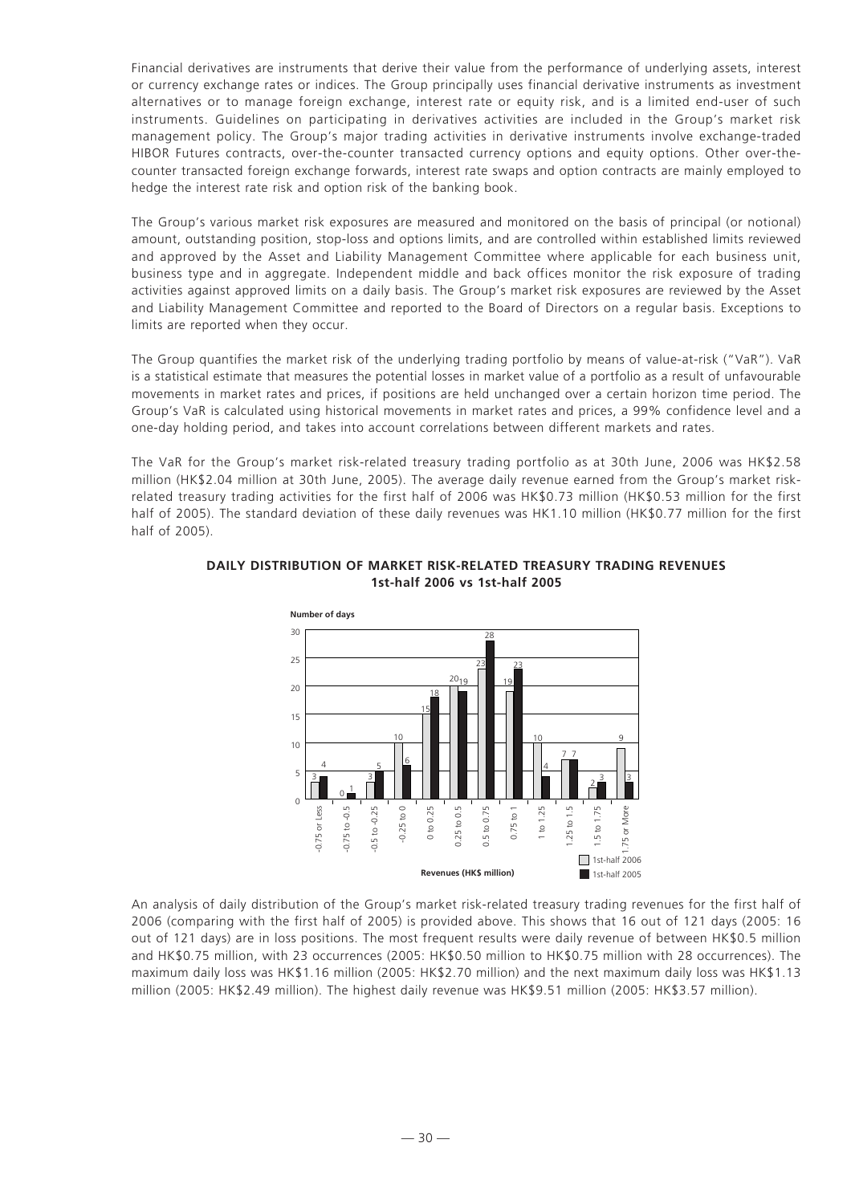Financial derivatives are instruments that derive their value from the performance of underlying assets, interest or currency exchange rates or indices. The Group principally uses financial derivative instruments as investment alternatives or to manage foreign exchange, interest rate or equity risk, and is a limited end-user of such instruments. Guidelines on participating in derivatives activities are included in the Group's market risk management policy. The Group's major trading activities in derivative instruments involve exchange-traded HIBOR Futures contracts, over-the-counter transacted currency options and equity options. Other over-the-counter transacted foreign exchange forwards, interest rate swaps and option contracts are mainly employed to hedge the interest rate risk and option risk of the banking book.

The Group's various market risk exposures are measured and monitored on the basis of principal (or notional) amount, outstanding position, stop-loss and options limits, and are controlled within established limits reviewed and approved by the Asset and Liability Management Committee where applicable for each business unit, business type and in aggregate. Independent middle and back offices monitor the risk exposure of trading activities against approved limits on a daily basis. The Group's market risk exposures are reviewed by the Asset and Liability Management Committee and reported to the Board of Directors on a regular basis. Exceptions to limits are reported when they occur.

The Group quantifies the market risk of the underlying trading portfolio by means of value-at-risk ("VaR"). VaR is a statistical estimate that measures the potential losses in market value of a portfolio as a result of unfavourable movements in market rates and prices, if positions are held unchanged over a certain horizon time period. The Group's VaR is calculated using historical movements in market rates and prices, a 99% confidence level and a one-day holding period, and takes into account correlations between different markets and rates.

The VaR for the Group's market risk-related treasury trading portfolio as at 30th June, 2006 was HK$2.58 million (HK$2.04 million at 30th June, 2005). The average daily revenue earned from the Group's market risk-related treasury trading activities for the first half of 2006 was HK$0.73 million (HK$0.53 million for the first half of 2005). The standard deviation of these daily revenues was HK1.10 million (HK$0.77 million for the first half of 2005).

**DAILY DISTRIBUTION OF MARKET RISK-RELATED TREASURY TRADING REVENUES**
**1st-half 2006 vs 1st-half 2005**

Number of days

| Revenues (HK$ million) | 1st-half 2006 | 1st-half 2005 |
|---|---|---|
| -0.75 or Less | 3 | 4 |
| -0.75 to -0.5 | 0 | 1 |
| -0.5 to -0.25 | 3 | 5 |
| -0.25 to 0 | 10 | 6 |
| 0 to 0.25 | 15 | 18 |
| 0.25 to 0.5 | 20 | 19 |
| 0.5 to 0.75 | 23 | 28 |
| 0.75 to 1 | 19 | 23 |
| 1 to 1.25 | 10 | 4 |
| 1.25 to 1.5 | 7 | 7 |
| 1.5 to 1.75 | 2 | 3 |
| 1.75 or More | 9 | 3 |

An analysis of daily distribution of the Group's market risk-related treasury trading revenues for the first half of 2006 (comparing with the first half of 2005) is provided above. This shows that 16 out of 121 days (2005: 16 out of 121 days) are in loss positions. The most frequent results were daily revenue of between HK$0.5 million and HK$0.75 million, with 23 occurrences (2005: HK$0.50 million to HK$0.75 million with 28 occurrences). The maximum daily loss was HK$1.16 million (2005: HK$2.70 million) and the next maximum daily loss was HK$1.13 million (2005: HK$2.49 million). The highest daily revenue was HK$9.51 million (2005: HK$3.57 million).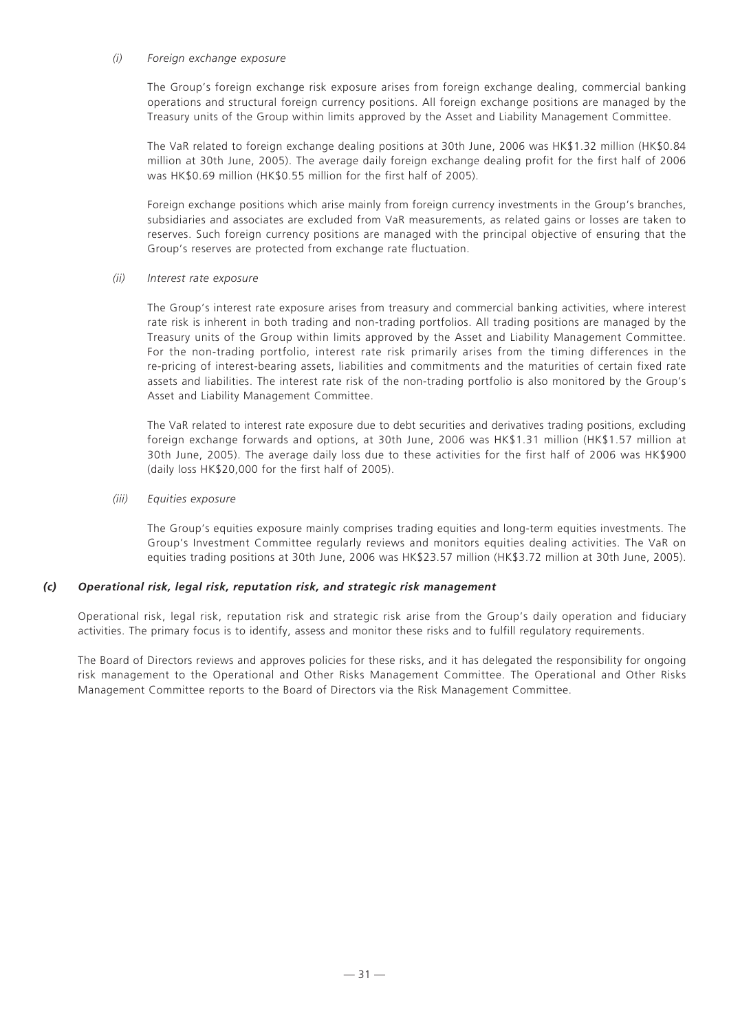*(i) Foreign exchange exposure*

The Group's foreign exchange risk exposure arises from foreign exchange dealing, commercial banking operations and structural foreign currency positions. All foreign exchange positions are managed by the Treasury units of the Group within limits approved by the Asset and Liability Management Committee.

The VaR related to foreign exchange dealing positions at 30th June, 2006 was HK$1.32 million (HK$0.84 million at 30th June, 2005). The average daily foreign exchange dealing profit for the first half of 2006 was HK$0.69 million (HK$0.55 million for the first half of 2005).

Foreign exchange positions which arise mainly from foreign currency investments in the Group's branches, subsidiaries and associates are excluded from VaR measurements, as related gains or losses are taken to reserves. Such foreign currency positions are managed with the principal objective of ensuring that the Group's reserves are protected from exchange rate fluctuation.

*(ii) Interest rate exposure*

The Group's interest rate exposure arises from treasury and commercial banking activities, where interest rate risk is inherent in both trading and non-trading portfolios. All trading positions are managed by the Treasury units of the Group within limits approved by the Asset and Liability Management Committee. For the non-trading portfolio, interest rate risk primarily arises from the timing differences in the re-pricing of interest-bearing assets, liabilities and commitments and the maturities of certain fixed rate assets and liabilities. The interest rate risk of the non-trading portfolio is also monitored by the Group's Asset and Liability Management Committee.

The VaR related to interest rate exposure due to debt securities and derivatives trading positions, excluding foreign exchange forwards and options, at 30th June, 2006 was HK$1.31 million (HK$1.57 million at 30th June, 2005). The average daily loss due to these activities for the first half of 2006 was HK$900 (daily loss HK$20,000 for the first half of 2005).

*(iii) Equities exposure*

The Group's equities exposure mainly comprises trading equities and long-term equities investments. The Group's Investment Committee regularly reviews and monitors equities dealing activities. The VaR on equities trading positions at 30th June, 2006 was HK$23.57 million (HK$3.72 million at 30th June, 2005).

***(c) Operational risk, legal risk, reputation risk, and strategic risk management***

Operational risk, legal risk, reputation risk and strategic risk arise from the Group's daily operation and fiduciary activities. The primary focus is to identify, assess and monitor these risks and to fulfill regulatory requirements.

The Board of Directors reviews and approves policies for these risks, and it has delegated the responsibility for ongoing risk management to the Operational and Other Risks Management Committee. The Operational and Other Risks Management Committee reports to the Board of Directors via the Risk Management Committee.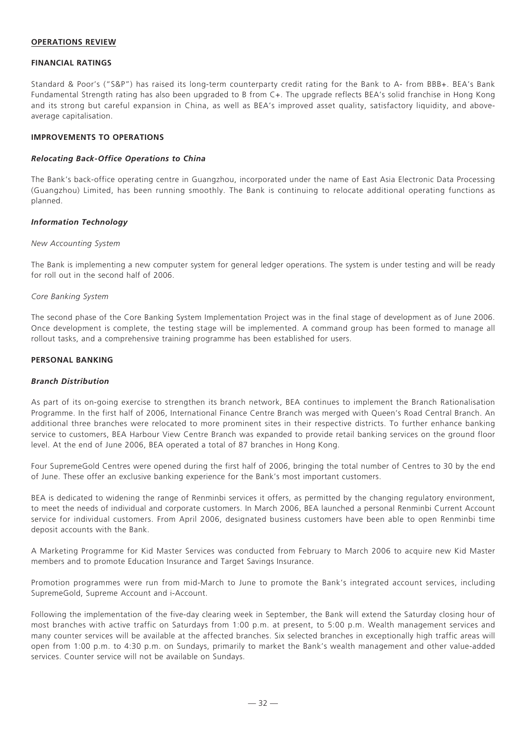## OPERATIONS REVIEW

### FINANCIAL RATINGS

Standard & Poor's ("S&P") has raised its long-term counterparty credit rating for the Bank to A- from BBB+. BEA's Bank Fundamental Strength rating has also been upgraded to B from C+. The upgrade reflects BEA's solid franchise in Hong Kong and its strong but careful expansion in China, as well as BEA's improved asset quality, satisfactory liquidity, and above-average capitalisation.

### IMPROVEMENTS TO OPERATIONS

#### *Relocating Back-Office Operations to China*

The Bank's back-office operating centre in Guangzhou, incorporated under the name of East Asia Electronic Data Processing (Guangzhou) Limited, has been running smoothly. The Bank is continuing to relocate additional operating functions as planned.

#### *Information Technology*

*New Accounting System*

The Bank is implementing a new computer system for general ledger operations. The system is under testing and will be ready for roll out in the second half of 2006.

*Core Banking System*

The second phase of the Core Banking System Implementation Project was in the final stage of development as of June 2006. Once development is complete, the testing stage will be implemented. A command group has been formed to manage all rollout tasks, and a comprehensive training programme has been established for users.

### PERSONAL BANKING

#### *Branch Distribution*

As part of its on-going exercise to strengthen its branch network, BEA continues to implement the Branch Rationalisation Programme. In the first half of 2006, International Finance Centre Branch was merged with Queen's Road Central Branch. An additional three branches were relocated to more prominent sites in their respective districts. To further enhance banking service to customers, BEA Harbour View Centre Branch was expanded to provide retail banking services on the ground floor level. At the end of June 2006, BEA operated a total of 87 branches in Hong Kong.

Four SupremeGold Centres were opened during the first half of 2006, bringing the total number of Centres to 30 by the end of June. These offer an exclusive banking experience for the Bank's most important customers.

BEA is dedicated to widening the range of Renminbi services it offers, as permitted by the changing regulatory environment, to meet the needs of individual and corporate customers. In March 2006, BEA launched a personal Renminbi Current Account service for individual customers. From April 2006, designated business customers have been able to open Renminbi time deposit accounts with the Bank.

A Marketing Programme for Kid Master Services was conducted from February to March 2006 to acquire new Kid Master members and to promote Education Insurance and Target Savings Insurance.

Promotion programmes were run from mid-March to June to promote the Bank's integrated account services, including SupremeGold, Supreme Account and i-Account.

Following the implementation of the five-day clearing week in September, the Bank will extend the Saturday closing hour of most branches with active traffic on Saturdays from 1:00 p.m. at present, to 5:00 p.m. Wealth management services and many counter services will be available at the affected branches. Six selected branches in exceptionally high traffic areas will open from 1:00 p.m. to 4:30 p.m. on Sundays, primarily to market the Bank's wealth management and other value-added services. Counter service will not be available on Sundays.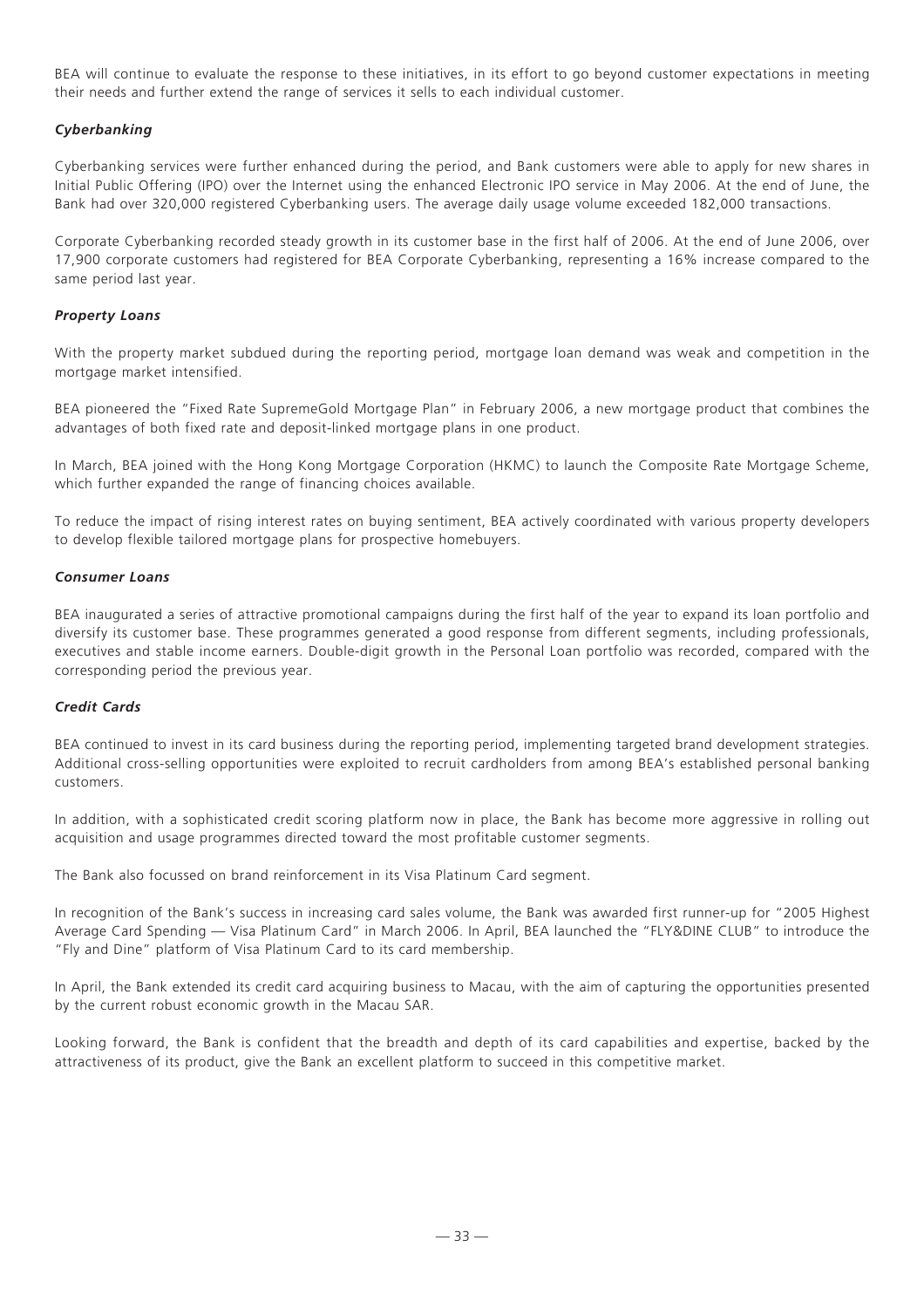BEA will continue to evaluate the response to these initiatives, in its effort to go beyond customer expectations in meeting their needs and further extend the range of services it sells to each individual customer.

### *Cyberbanking*

Cyberbanking services were further enhanced during the period, and Bank customers were able to apply for new shares in Initial Public Offering (IPO) over the Internet using the enhanced Electronic IPO service in May 2006. At the end of June, the Bank had over 320,000 registered Cyberbanking users. The average daily usage volume exceeded 182,000 transactions.

Corporate Cyberbanking recorded steady growth in its customer base in the first half of 2006. At the end of June 2006, over 17,900 corporate customers had registered for BEA Corporate Cyberbanking, representing a 16% increase compared to the same period last year.

### *Property Loans*

With the property market subdued during the reporting period, mortgage loan demand was weak and competition in the mortgage market intensified.

BEA pioneered the "Fixed Rate SupremeGold Mortgage Plan" in February 2006, a new mortgage product that combines the advantages of both fixed rate and deposit-linked mortgage plans in one product.

In March, BEA joined with the Hong Kong Mortgage Corporation (HKMC) to launch the Composite Rate Mortgage Scheme, which further expanded the range of financing choices available.

To reduce the impact of rising interest rates on buying sentiment, BEA actively coordinated with various property developers to develop flexible tailored mortgage plans for prospective homebuyers.

### *Consumer Loans*

BEA inaugurated a series of attractive promotional campaigns during the first half of the year to expand its loan portfolio and diversify its customer base. These programmes generated a good response from different segments, including professionals, executives and stable income earners. Double-digit growth in the Personal Loan portfolio was recorded, compared with the corresponding period the previous year.

### *Credit Cards*

BEA continued to invest in its card business during the reporting period, implementing targeted brand development strategies. Additional cross-selling opportunities were exploited to recruit cardholders from among BEA's established personal banking customers.

In addition, with a sophisticated credit scoring platform now in place, the Bank has become more aggressive in rolling out acquisition and usage programmes directed toward the most profitable customer segments.

The Bank also focussed on brand reinforcement in its Visa Platinum Card segment.

In recognition of the Bank's success in increasing card sales volume, the Bank was awarded first runner-up for "2005 Highest Average Card Spending — Visa Platinum Card" in March 2006. In April, BEA launched the "FLY&DINE CLUB" to introduce the "Fly and Dine" platform of Visa Platinum Card to its card membership.

In April, the Bank extended its credit card acquiring business to Macau, with the aim of capturing the opportunities presented by the current robust economic growth in the Macau SAR.

Looking forward, the Bank is confident that the breadth and depth of its card capabilities and expertise, backed by the attractiveness of its product, give the Bank an excellent platform to succeed in this competitive market.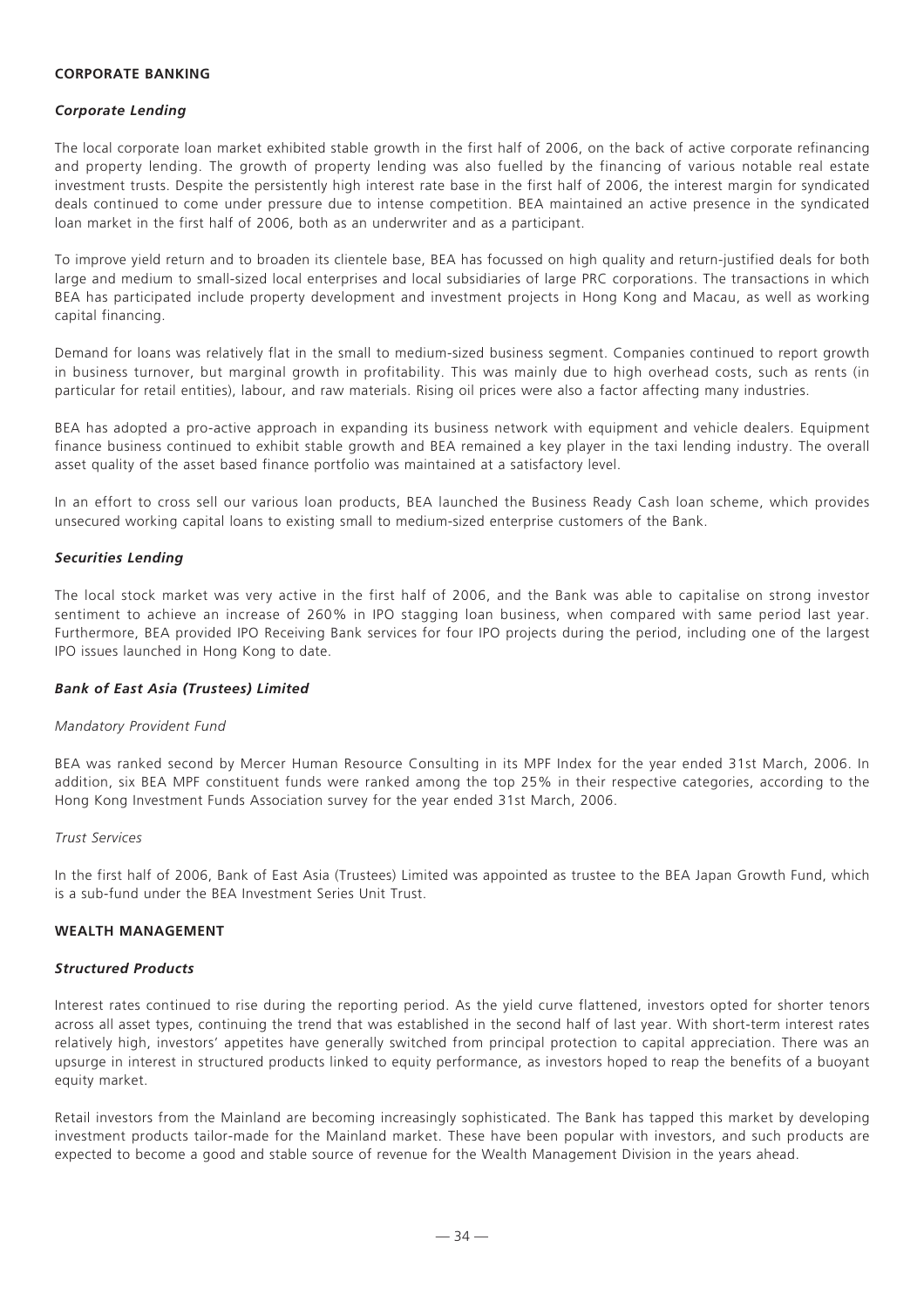## CORPORATE BANKING

### *Corporate Lending*

The local corporate loan market exhibited stable growth in the first half of 2006, on the back of active corporate refinancing and property lending. The growth of property lending was also fuelled by the financing of various notable real estate investment trusts. Despite the persistently high interest rate base in the first half of 2006, the interest margin for syndicated deals continued to come under pressure due to intense competition. BEA maintained an active presence in the syndicated loan market in the first half of 2006, both as an underwriter and as a participant.

To improve yield return and to broaden its clientele base, BEA has focussed on high quality and return-justified deals for both large and medium to small-sized local enterprises and local subsidiaries of large PRC corporations. The transactions in which BEA has participated include property development and investment projects in Hong Kong and Macau, as well as working capital financing.

Demand for loans was relatively flat in the small to medium-sized business segment. Companies continued to report growth in business turnover, but marginal growth in profitability. This was mainly due to high overhead costs, such as rents (in particular for retail entities), labour, and raw materials. Rising oil prices were also a factor affecting many industries.

BEA has adopted a pro-active approach in expanding its business network with equipment and vehicle dealers. Equipment finance business continued to exhibit stable growth and BEA remained a key player in the taxi lending industry. The overall asset quality of the asset based finance portfolio was maintained at a satisfactory level.

In an effort to cross sell our various loan products, BEA launched the Business Ready Cash loan scheme, which provides unsecured working capital loans to existing small to medium-sized enterprise customers of the Bank.

### *Securities Lending*

The local stock market was very active in the first half of 2006, and the Bank was able to capitalise on strong investor sentiment to achieve an increase of 260% in IPO stagging loan business, when compared with same period last year. Furthermore, BEA provided IPO Receiving Bank services for four IPO projects during the period, including one of the largest IPO issues launched in Hong Kong to date.

### *Bank of East Asia (Trustees) Limited*

*Mandatory Provident Fund*

BEA was ranked second by Mercer Human Resource Consulting in its MPF Index for the year ended 31st March, 2006. In addition, six BEA MPF constituent funds were ranked among the top 25% in their respective categories, according to the Hong Kong Investment Funds Association survey for the year ended 31st March, 2006.

*Trust Services*

In the first half of 2006, Bank of East Asia (Trustees) Limited was appointed as trustee to the BEA Japan Growth Fund, which is a sub-fund under the BEA Investment Series Unit Trust.

## WEALTH MANAGEMENT

### *Structured Products*

Interest rates continued to rise during the reporting period. As the yield curve flattened, investors opted for shorter tenors across all asset types, continuing the trend that was established in the second half of last year. With short-term interest rates relatively high, investors' appetites have generally switched from principal protection to capital appreciation. There was an upsurge in interest in structured products linked to equity performance, as investors hoped to reap the benefits of a buoyant equity market.

Retail investors from the Mainland are becoming increasingly sophisticated. The Bank has tapped this market by developing investment products tailor-made for the Mainland market. These have been popular with investors, and such products are expected to become a good and stable source of revenue for the Wealth Management Division in the years ahead.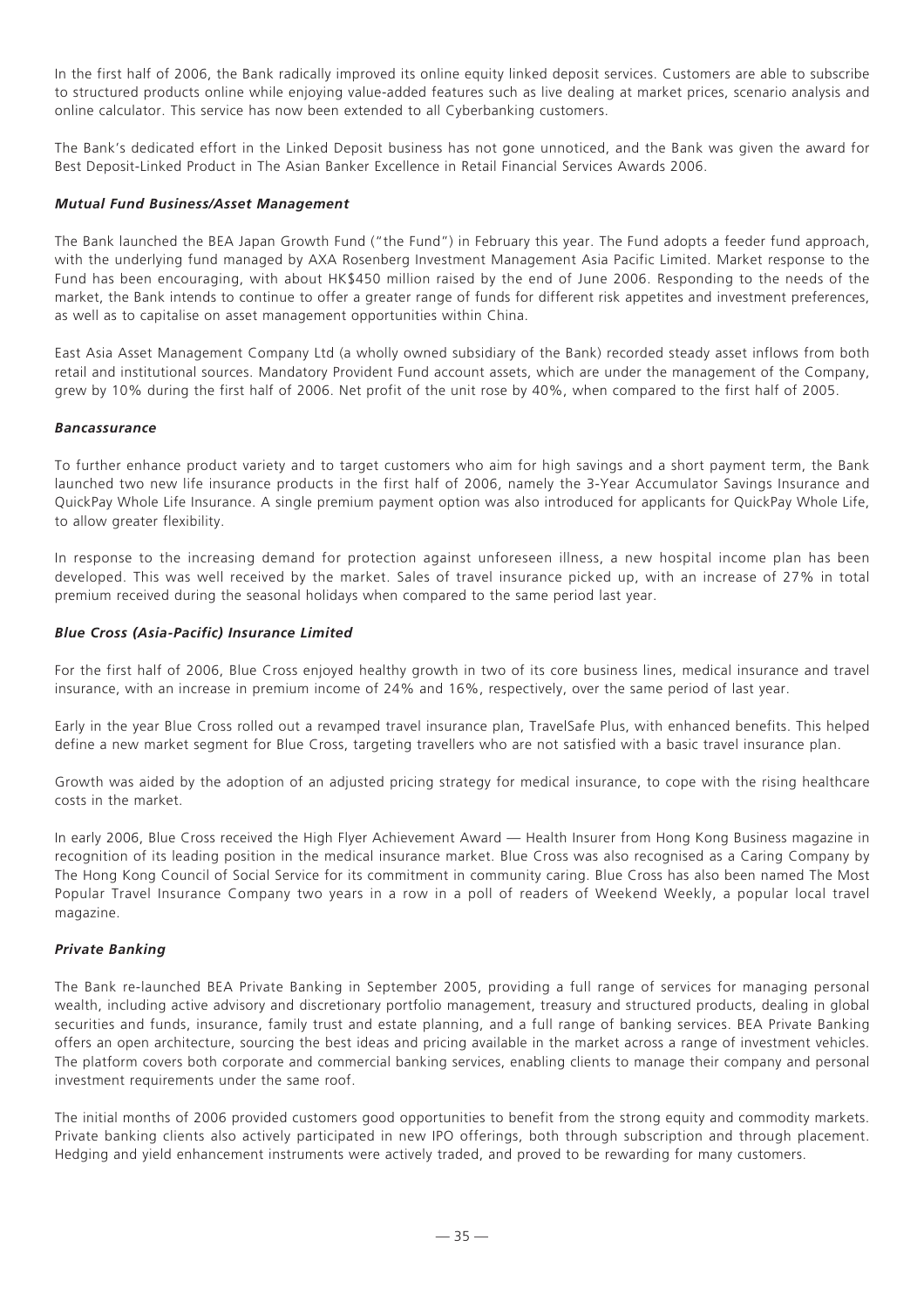In the first half of 2006, the Bank radically improved its online equity linked deposit services. Customers are able to subscribe to structured products online while enjoying value-added features such as live dealing at market prices, scenario analysis and online calculator. This service has now been extended to all Cyberbanking customers.

The Bank's dedicated effort in the Linked Deposit business has not gone unnoticed, and the Bank was given the award for Best Deposit-Linked Product in The Asian Banker Excellence in Retail Financial Services Awards 2006.

### *Mutual Fund Business/Asset Management*

The Bank launched the BEA Japan Growth Fund ("the Fund") in February this year. The Fund adopts a feeder fund approach, with the underlying fund managed by AXA Rosenberg Investment Management Asia Pacific Limited. Market response to the Fund has been encouraging, with about HK$450 million raised by the end of June 2006. Responding to the needs of the market, the Bank intends to continue to offer a greater range of funds for different risk appetites and investment preferences, as well as to capitalise on asset management opportunities within China.

East Asia Asset Management Company Ltd (a wholly owned subsidiary of the Bank) recorded steady asset inflows from both retail and institutional sources. Mandatory Provident Fund account assets, which are under the management of the Company, grew by 10% during the first half of 2006. Net profit of the unit rose by 40%, when compared to the first half of 2005.

### *Bancassurance*

To further enhance product variety and to target customers who aim for high savings and a short payment term, the Bank launched two new life insurance products in the first half of 2006, namely the 3-Year Accumulator Savings Insurance and QuickPay Whole Life Insurance. A single premium payment option was also introduced for applicants for QuickPay Whole Life, to allow greater flexibility.

In response to the increasing demand for protection against unforeseen illness, a new hospital income plan has been developed. This was well received by the market. Sales of travel insurance picked up, with an increase of 27% in total premium received during the seasonal holidays when compared to the same period last year.

### *Blue Cross (Asia-Pacific) Insurance Limited*

For the first half of 2006, Blue Cross enjoyed healthy growth in two of its core business lines, medical insurance and travel insurance, with an increase in premium income of 24% and 16%, respectively, over the same period of last year.

Early in the year Blue Cross rolled out a revamped travel insurance plan, TravelSafe Plus, with enhanced benefits. This helped define a new market segment for Blue Cross, targeting travellers who are not satisfied with a basic travel insurance plan.

Growth was aided by the adoption of an adjusted pricing strategy for medical insurance, to cope with the rising healthcare costs in the market.

In early 2006, Blue Cross received the High Flyer Achievement Award — Health Insurer from Hong Kong Business magazine in recognition of its leading position in the medical insurance market. Blue Cross was also recognised as a Caring Company by The Hong Kong Council of Social Service for its commitment in community caring. Blue Cross has also been named The Most Popular Travel Insurance Company two years in a row in a poll of readers of Weekend Weekly, a popular local travel magazine.

### *Private Banking*

The Bank re-launched BEA Private Banking in September 2005, providing a full range of services for managing personal wealth, including active advisory and discretionary portfolio management, treasury and structured products, dealing in global securities and funds, insurance, family trust and estate planning, and a full range of banking services. BEA Private Banking offers an open architecture, sourcing the best ideas and pricing available in the market across a range of investment vehicles. The platform covers both corporate and commercial banking services, enabling clients to manage their company and personal investment requirements under the same roof.

The initial months of 2006 provided customers good opportunities to benefit from the strong equity and commodity markets. Private banking clients also actively participated in new IPO offerings, both through subscription and through placement. Hedging and yield enhancement instruments were actively traded, and proved to be rewarding for many customers.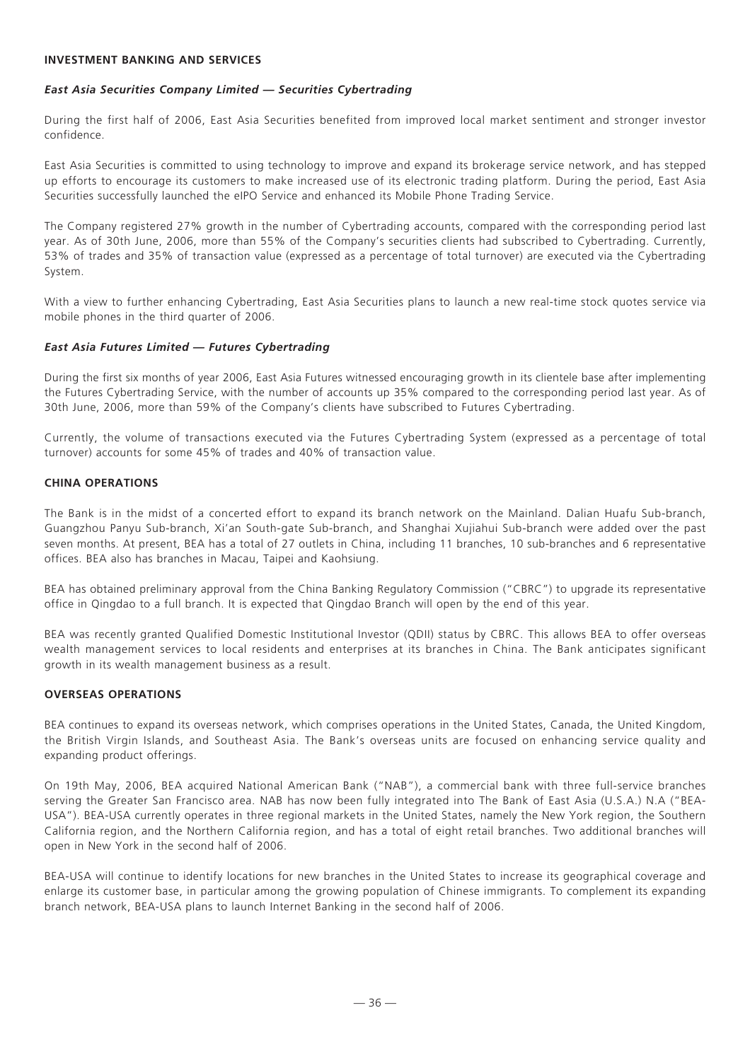## INVESTMENT BANKING AND SERVICES

### *East Asia Securities Company Limited — Securities Cybertrading*

During the first half of 2006, East Asia Securities benefited from improved local market sentiment and stronger investor confidence.

East Asia Securities is committed to using technology to improve and expand its brokerage service network, and has stepped up efforts to encourage its customers to make increased use of its electronic trading platform. During the period, East Asia Securities successfully launched the eIPO Service and enhanced its Mobile Phone Trading Service.

The Company registered 27% growth in the number of Cybertrading accounts, compared with the corresponding period last year. As of 30th June, 2006, more than 55% of the Company's securities clients had subscribed to Cybertrading. Currently, 53% of trades and 35% of transaction value (expressed as a percentage of total turnover) are executed via the Cybertrading System.

With a view to further enhancing Cybertrading, East Asia Securities plans to launch a new real-time stock quotes service via mobile phones in the third quarter of 2006.

### *East Asia Futures Limited — Futures Cybertrading*

During the first six months of year 2006, East Asia Futures witnessed encouraging growth in its clientele base after implementing the Futures Cybertrading Service, with the number of accounts up 35% compared to the corresponding period last year. As of 30th June, 2006, more than 59% of the Company's clients have subscribed to Futures Cybertrading.

Currently, the volume of transactions executed via the Futures Cybertrading System (expressed as a percentage of total turnover) accounts for some 45% of trades and 40% of transaction value.

## CHINA OPERATIONS

The Bank is in the midst of a concerted effort to expand its branch network on the Mainland. Dalian Huafu Sub-branch, Guangzhou Panyu Sub-branch, Xi'an South-gate Sub-branch, and Shanghai Xujiahui Sub-branch were added over the past seven months. At present, BEA has a total of 27 outlets in China, including 11 branches, 10 sub-branches and 6 representative offices. BEA also has branches in Macau, Taipei and Kaohsiung.

BEA has obtained preliminary approval from the China Banking Regulatory Commission ("CBRC") to upgrade its representative office in Qingdao to a full branch. It is expected that Qingdao Branch will open by the end of this year.

BEA was recently granted Qualified Domestic Institutional Investor (QDII) status by CBRC. This allows BEA to offer overseas wealth management services to local residents and enterprises at its branches in China. The Bank anticipates significant growth in its wealth management business as a result.

## OVERSEAS OPERATIONS

BEA continues to expand its overseas network, which comprises operations in the United States, Canada, the United Kingdom, the British Virgin Islands, and Southeast Asia. The Bank's overseas units are focused on enhancing service quality and expanding product offerings.

On 19th May, 2006, BEA acquired National American Bank ("NAB"), a commercial bank with three full-service branches serving the Greater San Francisco area. NAB has now been fully integrated into The Bank of East Asia (U.S.A.) N.A ("BEA-USA"). BEA-USA currently operates in three regional markets in the United States, namely the New York region, the Southern California region, and the Northern California region, and has a total of eight retail branches. Two additional branches will open in New York in the second half of 2006.

BEA-USA will continue to identify locations for new branches in the United States to increase its geographical coverage and enlarge its customer base, in particular among the growing population of Chinese immigrants. To complement its expanding branch network, BEA-USA plans to launch Internet Banking in the second half of 2006.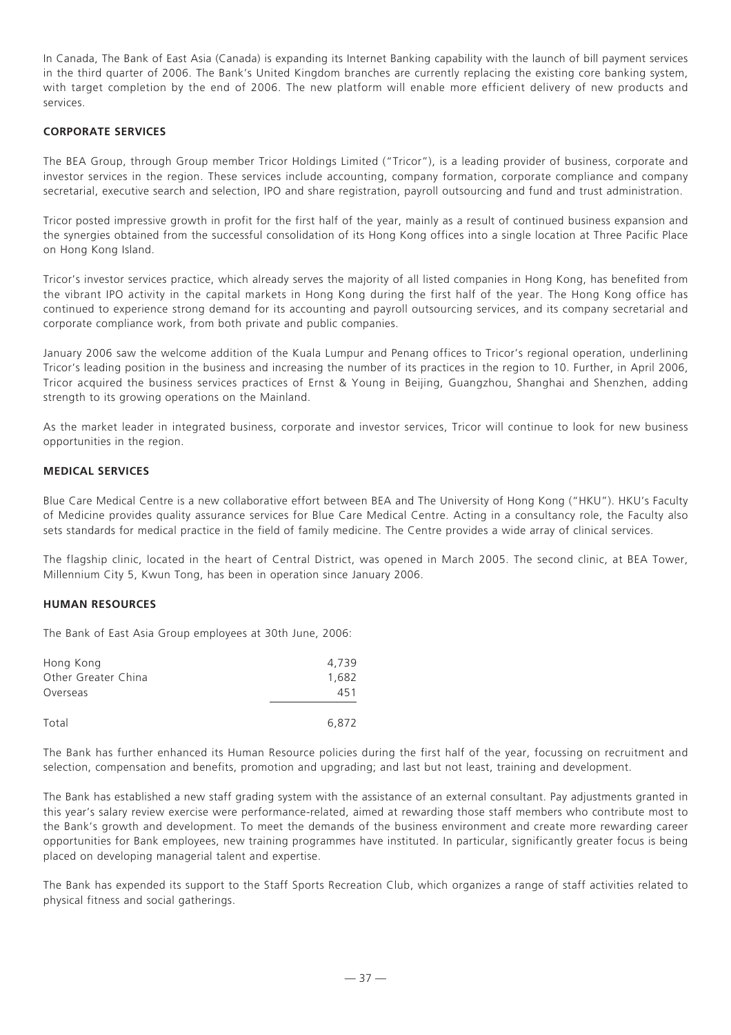In Canada, The Bank of East Asia (Canada) is expanding its Internet Banking capability with the launch of bill payment services in the third quarter of 2006. The Bank's United Kingdom branches are currently replacing the existing core banking system, with target completion by the end of 2006. The new platform will enable more efficient delivery of new products and services.

## CORPORATE SERVICES

The BEA Group, through Group member Tricor Holdings Limited ("Tricor"), is a leading provider of business, corporate and investor services in the region. These services include accounting, company formation, corporate compliance and company secretarial, executive search and selection, IPO and share registration, payroll outsourcing and fund and trust administration.

Tricor posted impressive growth in profit for the first half of the year, mainly as a result of continued business expansion and the synergies obtained from the successful consolidation of its Hong Kong offices into a single location at Three Pacific Place on Hong Kong Island.

Tricor's investor services practice, which already serves the majority of all listed companies in Hong Kong, has benefited from the vibrant IPO activity in the capital markets in Hong Kong during the first half of the year. The Hong Kong office has continued to experience strong demand for its accounting and payroll outsourcing services, and its company secretarial and corporate compliance work, from both private and public companies.

January 2006 saw the welcome addition of the Kuala Lumpur and Penang offices to Tricor's regional operation, underlining Tricor's leading position in the business and increasing the number of its practices in the region to 10. Further, in April 2006, Tricor acquired the business services practices of Ernst & Young in Beijing, Guangzhou, Shanghai and Shenzhen, adding strength to its growing operations on the Mainland.

As the market leader in integrated business, corporate and investor services, Tricor will continue to look for new business opportunities in the region.

## MEDICAL SERVICES

Blue Care Medical Centre is a new collaborative effort between BEA and The University of Hong Kong ("HKU"). HKU's Faculty of Medicine provides quality assurance services for Blue Care Medical Centre. Acting in a consultancy role, the Faculty also sets standards for medical practice in the field of family medicine. The Centre provides a wide array of clinical services.

The flagship clinic, located in the heart of Central District, was opened in March 2005. The second clinic, at BEA Tower, Millennium City 5, Kwun Tong, has been in operation since January 2006.

## HUMAN RESOURCES

The Bank of East Asia Group employees at 30th June, 2006:

| | |
|---|---|
| Hong Kong | 4,739 |
| Other Greater China | 1,682 |
| Overseas | 451 |
| Total | 6,872 |

The Bank has further enhanced its Human Resource policies during the first half of the year, focussing on recruitment and selection, compensation and benefits, promotion and upgrading; and last but not least, training and development.

The Bank has established a new staff grading system with the assistance of an external consultant. Pay adjustments granted in this year's salary review exercise were performance-related, aimed at rewarding those staff members who contribute most to the Bank's growth and development. To meet the demands of the business environment and create more rewarding career opportunities for Bank employees, new training programmes have instituted. In particular, significantly greater focus is being placed on developing managerial talent and expertise.

The Bank has expended its support to the Staff Sports Recreation Club, which organizes a range of staff activities related to physical fitness and social gatherings.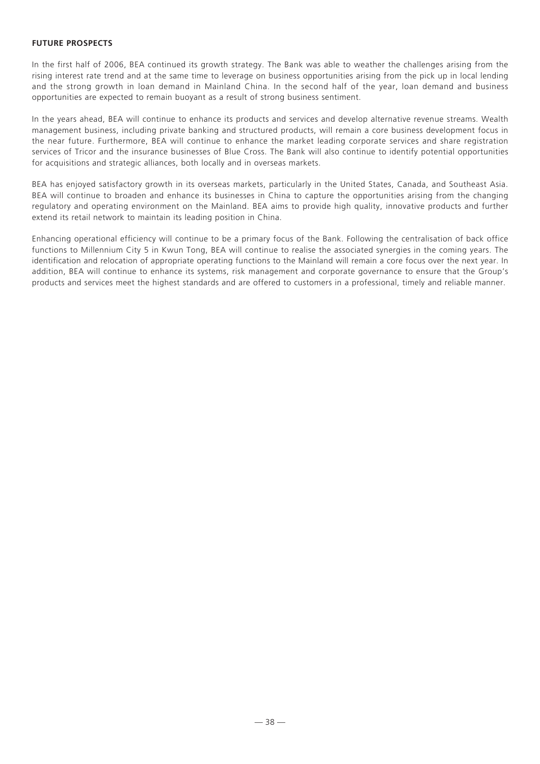**FUTURE PROSPECTS**

In the first half of 2006, BEA continued its growth strategy. The Bank was able to weather the challenges arising from the rising interest rate trend and at the same time to leverage on business opportunities arising from the pick up in local lending and the strong growth in loan demand in Mainland China. In the second half of the year, loan demand and business opportunities are expected to remain buoyant as a result of strong business sentiment.

In the years ahead, BEA will continue to enhance its products and services and develop alternative revenue streams. Wealth management business, including private banking and structured products, will remain a core business development focus in the near future. Furthermore, BEA will continue to enhance the market leading corporate services and share registration services of Tricor and the insurance businesses of Blue Cross. The Bank will also continue to identify potential opportunities for acquisitions and strategic alliances, both locally and in overseas markets.

BEA has enjoyed satisfactory growth in its overseas markets, particularly in the United States, Canada, and Southeast Asia. BEA will continue to broaden and enhance its businesses in China to capture the opportunities arising from the changing regulatory and operating environment on the Mainland. BEA aims to provide high quality, innovative products and further extend its retail network to maintain its leading position in China.

Enhancing operational efficiency will continue to be a primary focus of the Bank. Following the centralisation of back office functions to Millennium City 5 in Kwun Tong, BEA will continue to realise the associated synergies in the coming years. The identification and relocation of appropriate operating functions to the Mainland will remain a core focus over the next year. In addition, BEA will continue to enhance its systems, risk management and corporate governance to ensure that the Group's products and services meet the highest standards and are offered to customers in a professional, timely and reliable manner.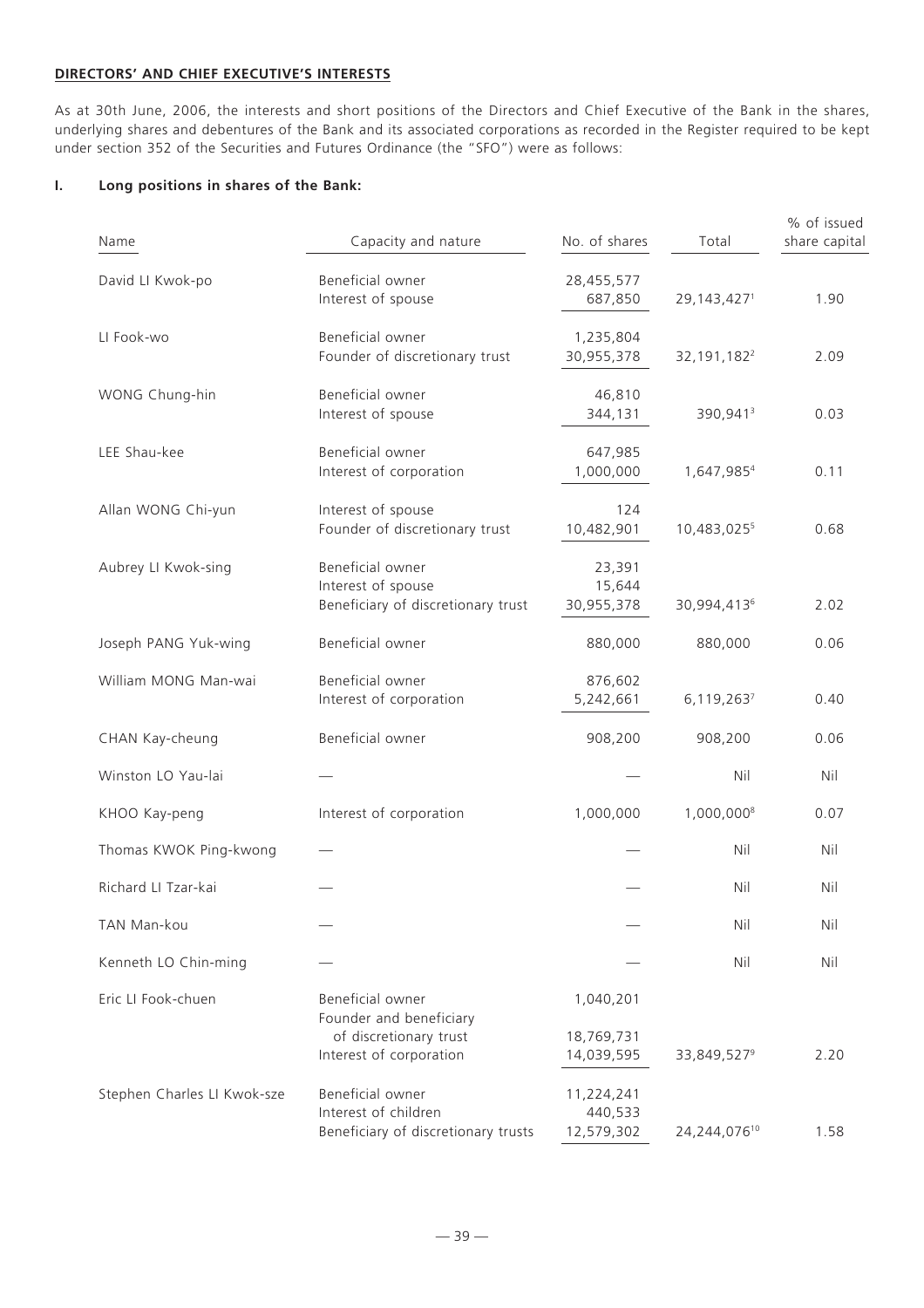**DIRECTORS' AND CHIEF EXECUTIVE'S INTERESTS**

As at 30th June, 2006, the interests and short positions of the Directors and Chief Executive of the Bank in the shares, underlying shares and debentures of the Bank and its associated corporations as recorded in the Register required to be kept under section 352 of the Securities and Futures Ordinance (the "SFO") were as follows:

**I. Long positions in shares of the Bank:**

| Name | Capacity and nature | No. of shares | Total | % of issued share capital |
|---|---|---|---|---|
| David LI Kwok-po | Beneficial owner | 28,455,577 | | |
| | Interest of spouse | 687,850 | 29,143,427[1] | 1.90 |
| LI Fook-wo | Beneficial owner | 1,235,804 | | |
| | Founder of discretionary trust | 30,955,378 | 32,191,182[2] | 2.09 |
| WONG Chung-hin | Beneficial owner | 46,810 | | |
| | Interest of spouse | 344,131 | 390,941[3] | 0.03 |
| LEE Shau-kee | Beneficial owner | 647,985 | | |
| | Interest of corporation | 1,000,000 | 1,647,985[4] | 0.11 |
| Allan WONG Chi-yun | Interest of spouse | 124 | | |
| | Founder of discretionary trust | 10,482,901 | 10,483,025[5] | 0.68 |
| Aubrey LI Kwok-sing | Beneficial owner | 23,391 | | |
| | Interest of spouse | 15,644 | | |
| | Beneficiary of discretionary trust | 30,955,378 | 30,994,413[6] | 2.02 |
| Joseph PANG Yuk-wing | Beneficial owner | 880,000 | 880,000 | 0.06 |
| William MONG Man-wai | Beneficial owner | 876,602 | | |
| | Interest of corporation | 5,242,661 | 6,119,263[7] | 0.40 |
| CHAN Kay-cheung | Beneficial owner | 908,200 | 908,200 | 0.06 |
| Winston LO Yau-lai | — | — | Nil | Nil |
| KHOO Kay-peng | Interest of corporation | 1,000,000 | 1,000,000[8] | 0.07 |
| Thomas KWOK Ping-kwong | — | — | Nil | Nil |
| Richard LI Tzar-kai | — | — | Nil | Nil |
| TAN Man-kou | — | — | Nil | Nil |
| Kenneth LO Chin-ming | — | — | Nil | Nil |
| Eric LI Fook-chuen | Beneficial owner | 1,040,201 | | |
| | Founder and beneficiary of discretionary trust | 18,769,731 | | |
| | Interest of corporation | 14,039,595 | 33,849,527[9] | 2.20 |
| Stephen Charles LI Kwok-sze | Beneficial owner | 11,224,241 | | |
| | Interest of children | 440,533 | | |
| | Beneficiary of discretionary trusts | 12,579,302 | 24,244,076[10] | 1.58 |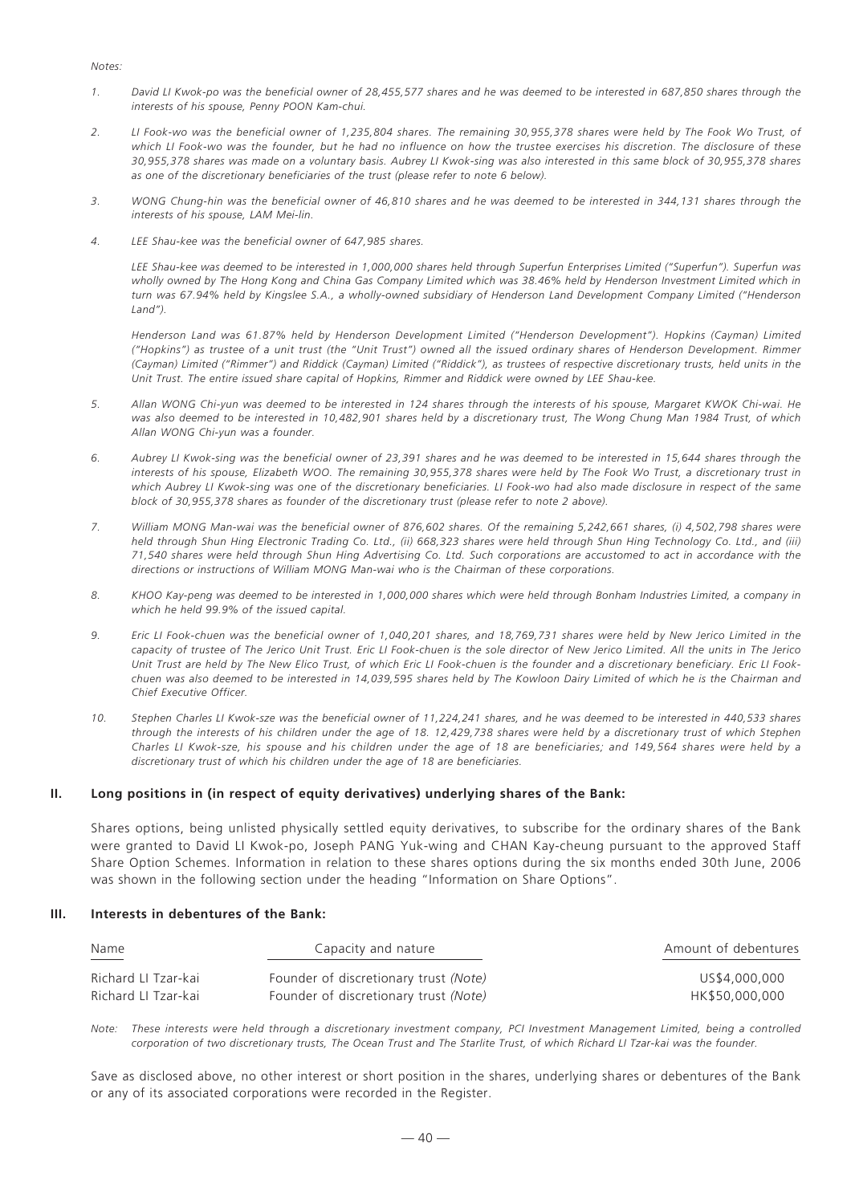*Notes:*

1. *David LI Kwok-po was the beneficial owner of 28,455,577 shares and he was deemed to be interested in 687,850 shares through the interests of his spouse, Penny POON Kam-chui.*

2. *LI Fook-wo was the beneficial owner of 1,235,804 shares. The remaining 30,955,378 shares were held by The Fook Wo Trust, of which LI Fook-wo was the founder, but he had no influence on how the trustee exercises his discretion. The disclosure of these 30,955,378 shares was made on a voluntary basis. Aubrey LI Kwok-sing was also interested in this same block of 30,955,378 shares as one of the discretionary beneficiaries of the trust (please refer to note 6 below).*

3. *WONG Chung-hin was the beneficial owner of 46,810 shares and he was deemed to be interested in 344,131 shares through the interests of his spouse, LAM Mei-lin.*

4. *LEE Shau-kee was the beneficial owner of 647,985 shares.*

   *LEE Shau-kee was deemed to be interested in 1,000,000 shares held through Superfun Enterprises Limited ("Superfun"). Superfun was wholly owned by The Hong Kong and China Gas Company Limited which was 38.46% held by Henderson Investment Limited which in turn was 67.94% held by Kingslee S.A., a wholly-owned subsidiary of Henderson Land Development Company Limited ("Henderson Land").*

   *Henderson Land was 61.87% held by Henderson Development Limited ("Henderson Development"). Hopkins (Cayman) Limited ("Hopkins") as trustee of a unit trust (the "Unit Trust") owned all the issued ordinary shares of Henderson Development. Rimmer (Cayman) Limited ("Rimmer") and Riddick (Cayman) Limited ("Riddick"), as trustees of respective discretionary trusts, held units in the Unit Trust. The entire issued share capital of Hopkins, Rimmer and Riddick were owned by LEE Shau-kee.*

5. *Allan WONG Chi-yun was deemed to be interested in 124 shares through the interests of his spouse, Margaret KWOK Chi-wai. He was also deemed to be interested in 10,482,901 shares held by a discretionary trust, The Wong Chung Man 1984 Trust, of which Allan WONG Chi-yun was a founder.*

6. *Aubrey LI Kwok-sing was the beneficial owner of 23,391 shares and he was deemed to be interested in 15,644 shares through the interests of his spouse, Elizabeth WOO. The remaining 30,955,378 shares were held by The Fook Wo Trust, a discretionary trust in which Aubrey LI Kwok-sing was one of the discretionary beneficiaries. LI Fook-wo had also made disclosure in respect of the same block of 30,955,378 shares as founder of the discretionary trust (please refer to note 2 above).*

7. *William MONG Man-wai was the beneficial owner of 876,602 shares. Of the remaining 5,242,661 shares, (i) 4,502,798 shares were held through Shun Hing Electronic Trading Co. Ltd., (ii) 668,323 shares were held through Shun Hing Technology Co. Ltd., and (iii) 71,540 shares were held through Shun Hing Advertising Co. Ltd. Such corporations are accustomed to act in accordance with the directions or instructions of William MONG Man-wai who is the Chairman of these corporations.*

8. *KHOO Kay-peng was deemed to be interested in 1,000,000 shares which were held through Bonham Industries Limited, a company in which he held 99.9% of the issued capital.*

9. *Eric LI Fook-chuen was the beneficial owner of 1,040,201 shares, and 18,769,731 shares were held by New Jerico Limited in the capacity of trustee of The Jerico Unit Trust. Eric LI Fook-chuen is the sole director of New Jerico Limited. All the units in The Jerico Unit Trust are held by The New Elico Trust, of which Eric LI Fook-chuen is the founder and a discretionary beneficiary. Eric LI Fook-chuen was also deemed to be interested in 14,039,595 shares held by The Kowloon Dairy Limited of which he is the Chairman and Chief Executive Officer.*

10. *Stephen Charles LI Kwok-sze was the beneficial owner of 11,224,241 shares, and he was deemed to be interested in 440,533 shares through the interests of his children under the age of 18. 12,429,738 shares were held by a discretionary trust of which Stephen Charles LI Kwok-sze, his spouse and his children under the age of 18 are beneficiaries; and 149,564 shares were held by a discretionary trust of which his children under the age of 18 are beneficiaries.*

## II. Long positions in (in respect of equity derivatives) underlying shares of the Bank:

Shares options, being unlisted physically settled equity derivatives, to subscribe for the ordinary shares of the Bank were granted to David LI Kwok-po, Joseph PANG Yuk-wing and CHAN Kay-cheung pursuant to the approved Staff Share Option Schemes. Information in relation to these shares options during the six months ended 30th June, 2006 was shown in the following section under the heading "Information on Share Options".

## III. Interests in debentures of the Bank:

| Name | Capacity and nature | Amount of debentures |
|---|---|---|
| Richard LI Tzar-kai | Founder of discretionary trust *(Note)* | US$4,000,000 |
| Richard LI Tzar-kai | Founder of discretionary trust *(Note)* | HK$50,000,000 |

*Note: These interests were held through a discretionary investment company, PCI Investment Management Limited, being a controlled corporation of two discretionary trusts, The Ocean Trust and The Starlite Trust, of which Richard LI Tzar-kai was the founder.*

Save as disclosed above, no other interest or short position in the shares, underlying shares or debentures of the Bank or any of its associated corporations were recorded in the Register.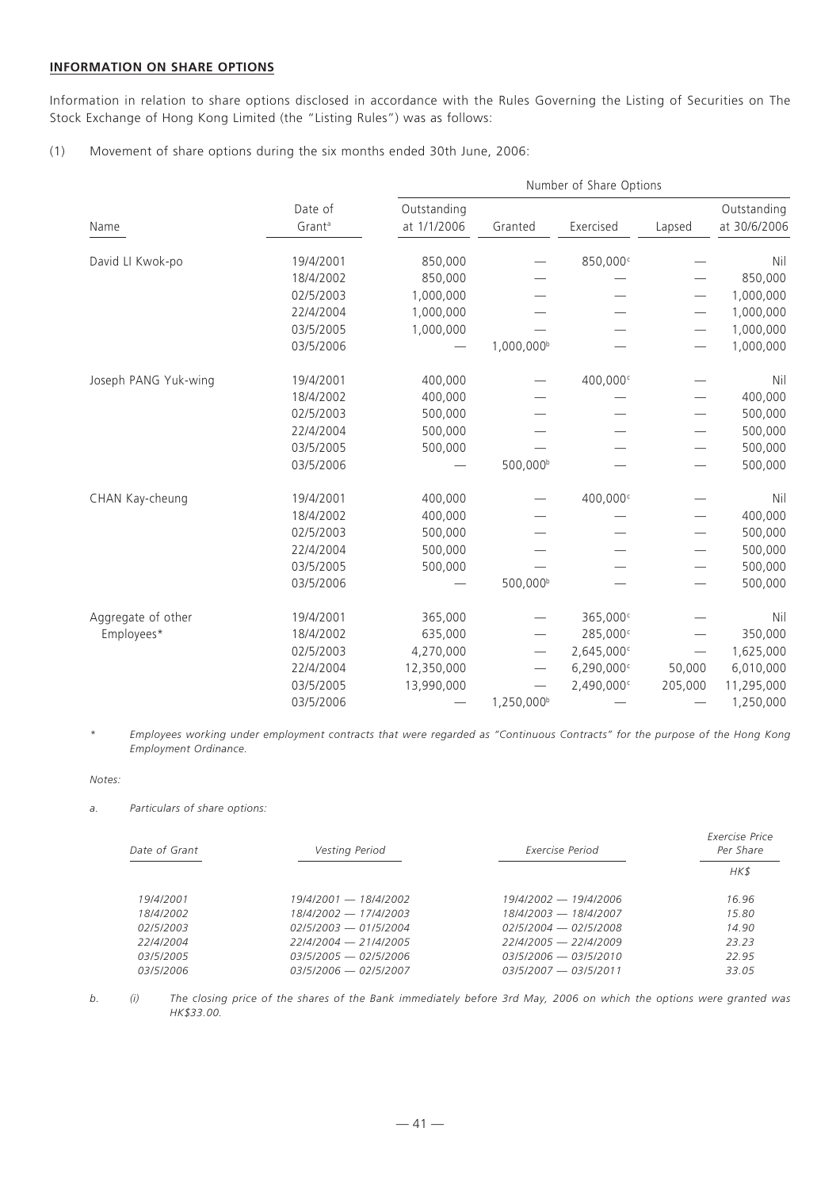**INFORMATION ON SHARE OPTIONS**

Information in relation to share options disclosed in accordance with the Rules Governing the Listing of Securities on The Stock Exchange of Hong Kong Limited (the "Listing Rules") was as follows:

(1) Movement of share options during the six months ended 30th June, 2006:

| Name | Date of Grant[a] | Number of Share Options | | | | |
|---|---|---|---|---|---|---|
| | | Outstanding at 1/1/2006 | Granted | Exercised | Lapsed | Outstanding at 30/6/2006 |
| David LI Kwok-po | 19/4/2001 | 850,000 | — | 850,000[c] | — | Nil |
| | 18/4/2002 | 850,000 | — | — | — | 850,000 |
| | 02/5/2003 | 1,000,000 | — | — | — | 1,000,000 |
| | 22/4/2004 | 1,000,000 | — | — | — | 1,000,000 |
| | 03/5/2005 | 1,000,000 | — | — | — | 1,000,000 |
| | 03/5/2006 | — | 1,000,000[b] | — | — | 1,000,000 |
| Joseph PANG Yuk-wing | 19/4/2001 | 400,000 | — | 400,000[c] | — | Nil |
| | 18/4/2002 | 400,000 | — | — | — | 400,000 |
| | 02/5/2003 | 500,000 | — | — | — | 500,000 |
| | 22/4/2004 | 500,000 | — | — | — | 500,000 |
| | 03/5/2005 | 500,000 | — | — | — | 500,000 |
| | 03/5/2006 | — | 500,000[b] | — | — | 500,000 |
| CHAN Kay-cheung | 19/4/2001 | 400,000 | — | 400,000[c] | — | Nil |
| | 18/4/2002 | 400,000 | — | — | — | 400,000 |
| | 02/5/2003 | 500,000 | — | — | — | 500,000 |
| | 22/4/2004 | 500,000 | — | — | — | 500,000 |
| | 03/5/2005 | 500,000 | — | — | — | 500,000 |
| | 03/5/2006 | — | 500,000[b] | — | — | 500,000 |
| Aggregate of other Employees* | 19/4/2001 | 365,000 | — | 365,000[c] | — | Nil |
| | 18/4/2002 | 635,000 | — | 285,000[c] | — | 350,000 |
| | 02/5/2003 | 4,270,000 | — | 2,645,000[c] | — | 1,625,000 |
| | 22/4/2004 | 12,350,000 | — | 6,290,000[c] | 50,000 | 6,010,000 |
| | 03/5/2005 | 13,990,000 | — | 2,490,000[c] | 205,000 | 11,295,000 |
| | 03/5/2006 | — | 1,250,000[b] | — | — | 1,250,000 |

\* *Employees working under employment contracts that were regarded as "Continuous Contracts" for the purpose of the Hong Kong Employment Ordinance.*

*Notes:*

a. *Particulars of share options:*

| *Date of Grant* | *Vesting Period* | *Exercise Period* | *Exercise Price Per Share* |
|---|---|---|---|
| | | | *HK$* |
| *19/4/2001* | *19/4/2001 — 18/4/2002* | *19/4/2002 — 19/4/2006* | *16.96* |
| *18/4/2002* | *18/4/2002 — 17/4/2003* | *18/4/2003 — 18/4/2007* | *15.80* |
| *02/5/2003* | *02/5/2003 — 01/5/2004* | *02/5/2004 — 02/5/2008* | *14.90* |
| *22/4/2004* | *22/4/2004 — 21/4/2005* | *22/4/2005 — 22/4/2009* | *23.23* |
| *03/5/2005* | *03/5/2005 — 02/5/2006* | *03/5/2006 — 03/5/2010* | *22.95* |
| *03/5/2006* | *03/5/2006 — 02/5/2007* | *03/5/2007 — 03/5/2011* | *33.05* |

b. (i) *The closing price of the shares of the Bank immediately before 3rd May, 2006 on which the options were granted was HK$33.00.*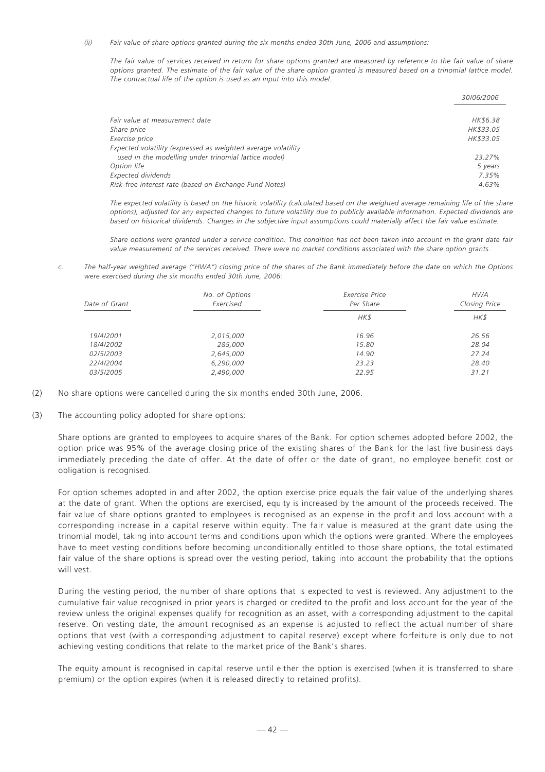*(ii) Fair value of share options granted during the six months ended 30th June, 2006 and assumptions:*

*The fair value of services received in return for share options granted are measured by reference to the fair value of share options granted. The estimate of the fair value of the share option granted is measured based on a trinomial lattice model. The contractual life of the option is used as an input into this model.*

| | *30/06/2006* |
|---|---|
| *Fair value at measurement date* | *HK$6.38* |
| *Share price* | *HK$33.05* |
| *Exercise price* | *HK$33.05* |
| *Expected volatility (expressed as weighted average volatility used in the modelling under trinomial lattice model)* | *23.27%* |
| *Option life* | *5 years* |
| *Expected dividends* | *7.35%* |
| *Risk-free interest rate (based on Exchange Fund Notes)* | *4.63%* |

*The expected volatility is based on the historic volatility (calculated based on the weighted average remaining life of the share options), adjusted for any expected changes to future volatility due to publicly available information. Expected dividends are based on historical dividends. Changes in the subjective input assumptions could materially affect the fair value estimate.*

*Share options were granted under a service condition. This condition has not been taken into account in the grant date fair value measurement of the services received. There were no market conditions associated with the share option grants.*

*c. The half-year weighted average ("HWA") closing price of the shares of the Bank immediately before the date on which the Options were exercised during the six months ended 30th June, 2006:*

| *Date of Grant* | *No. of Options Exercised* | *Exercise Price Per Share* | *HWA Closing Price* |
|---|---|---|---|
| | | *HK$* | *HK$* |
| *19/4/2001* | *2,015,000* | *16.96* | *26.56* |
| *18/4/2002* | *285,000* | *15.80* | *28.04* |
| *02/5/2003* | *2,645,000* | *14.90* | *27.24* |
| *22/4/2004* | *6,290,000* | *23.23* | *28.40* |
| *03/5/2005* | *2,490,000* | *22.95* | *31.21* |

(2) No share options were cancelled during the six months ended 30th June, 2006.

(3) The accounting policy adopted for share options:

Share options are granted to employees to acquire shares of the Bank. For option schemes adopted before 2002, the option price was 95% of the average closing price of the existing shares of the Bank for the last five business days immediately preceding the date of offer. At the date of offer or the date of grant, no employee benefit cost or obligation is recognised.

For option schemes adopted in and after 2002, the option exercise price equals the fair value of the underlying shares at the date of grant. When the options are exercised, equity is increased by the amount of the proceeds received. The fair value of share options granted to employees is recognised as an expense in the profit and loss account with a corresponding increase in a capital reserve within equity. The fair value is measured at the grant date using the trinomial model, taking into account terms and conditions upon which the options were granted. Where the employees have to meet vesting conditions before becoming unconditionally entitled to those share options, the total estimated fair value of the share options is spread over the vesting period, taking into account the probability that the options will vest.

During the vesting period, the number of share options that is expected to vest is reviewed. Any adjustment to the cumulative fair value recognised in prior years is charged or credited to the profit and loss account for the year of the review unless the original expenses qualify for recognition as an asset, with a corresponding adjustment to the capital reserve. On vesting date, the amount recognised as an expense is adjusted to reflect the actual number of share options that vest (with a corresponding adjustment to capital reserve) except where forfeiture is only due to not achieving vesting conditions that relate to the market price of the Bank's shares.

The equity amount is recognised in capital reserve until either the option is exercised (when it is transferred to share premium) or the option expires (when it is released directly to retained profits).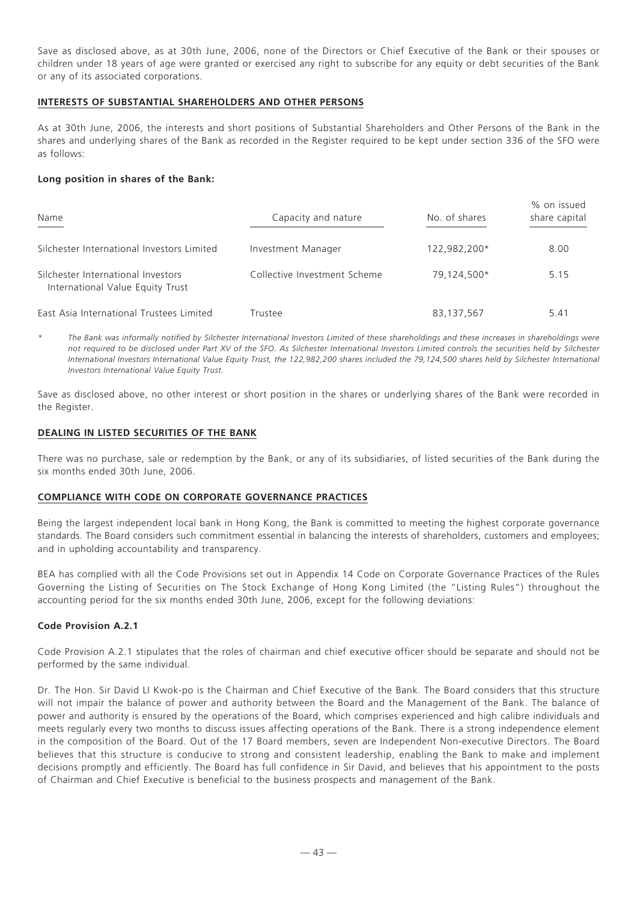Save as disclosed above, as at 30th June, 2006, none of the Directors or Chief Executive of the Bank or their spouses or children under 18 years of age were granted or exercised any right to subscribe for any equity or debt securities of the Bank or any of its associated corporations.

## INTERESTS OF SUBSTANTIAL SHAREHOLDERS AND OTHER PERSONS

As at 30th June, 2006, the interests and short positions of Substantial Shareholders and Other Persons of the Bank in the shares and underlying shares of the Bank as recorded in the Register required to be kept under section 336 of the SFO were as follows:

**Long position in shares of the Bank:**

| Name | Capacity and nature | No. of shares | % on issued share capital |
|---|---|---|---|
| Silchester International Investors Limited | Investment Manager | 122,982,200* | 8.00 |
| Silchester International Investors International Value Equity Trust | Collective Investment Scheme | 79,124,500* | 5.15 |
| East Asia International Trustees Limited | Trustee | 83,137,567 | 5.41 |

\* *The Bank was informally notified by Silchester International Investors Limited of these shareholdings and these increases in shareholdings were not required to be disclosed under Part XV of the SFO. As Silchester International Investors Limited controls the securities held by Silchester International Investors International Value Equity Trust, the 122,982,200 shares included the 79,124,500 shares held by Silchester International Investors International Value Equity Trust.*

Save as disclosed above, no other interest or short position in the shares or underlying shares of the Bank were recorded in the Register.

## DEALING IN LISTED SECURITIES OF THE BANK

There was no purchase, sale or redemption by the Bank, or any of its subsidiaries, of listed securities of the Bank during the six months ended 30th June, 2006.

## COMPLIANCE WITH CODE ON CORPORATE GOVERNANCE PRACTICES

Being the largest independent local bank in Hong Kong, the Bank is committed to meeting the highest corporate governance standards. The Board considers such commitment essential in balancing the interests of shareholders, customers and employees; and in upholding accountability and transparency.

BEA has complied with all the Code Provisions set out in Appendix 14 Code on Corporate Governance Practices of the Rules Governing the Listing of Securities on The Stock Exchange of Hong Kong Limited (the "Listing Rules") throughout the accounting period for the six months ended 30th June, 2006, except for the following deviations:

### Code Provision A.2.1

Code Provision A.2.1 stipulates that the roles of chairman and chief executive officer should be separate and should not be performed by the same individual.

Dr. The Hon. Sir David LI Kwok-po is the Chairman and Chief Executive of the Bank. The Board considers that this structure will not impair the balance of power and authority between the Board and the Management of the Bank. The balance of power and authority is ensured by the operations of the Board, which comprises experienced and high calibre individuals and meets regularly every two months to discuss issues affecting operations of the Bank. There is a strong independence element in the composition of the Board. Out of the 17 Board members, seven are Independent Non-executive Directors. The Board believes that this structure is conducive to strong and consistent leadership, enabling the Bank to make and implement decisions promptly and efficiently. The Board has full confidence in Sir David, and believes that his appointment to the posts of Chairman and Chief Executive is beneficial to the business prospects and management of the Bank.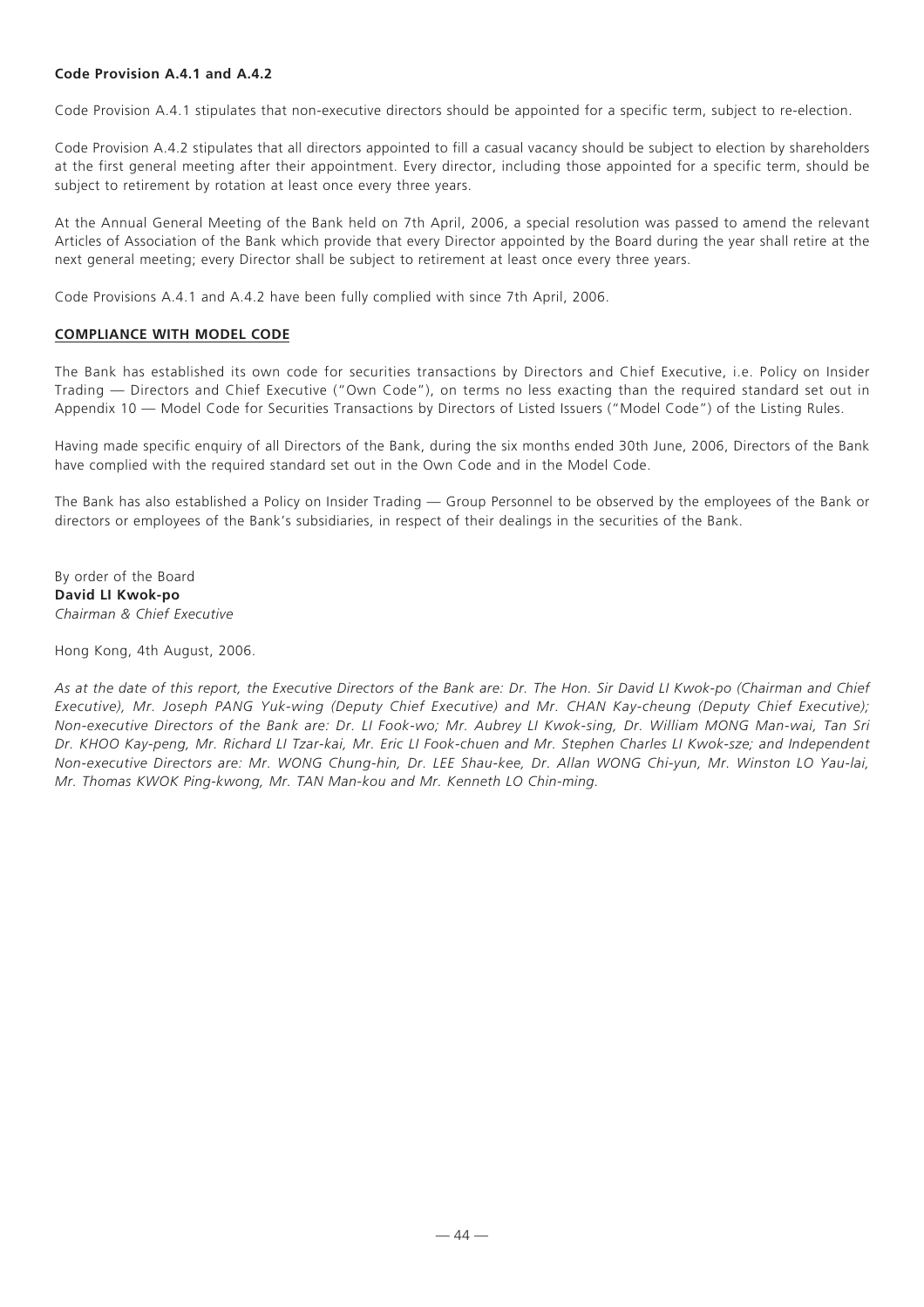**Code Provision A.4.1 and A.4.2**

Code Provision A.4.1 stipulates that non-executive directors should be appointed for a specific term, subject to re-election.

Code Provision A.4.2 stipulates that all directors appointed to fill a casual vacancy should be subject to election by shareholders at the first general meeting after their appointment. Every director, including those appointed for a specific term, should be subject to retirement by rotation at least once every three years.

At the Annual General Meeting of the Bank held on 7th April, 2006, a special resolution was passed to amend the relevant Articles of Association of the Bank which provide that every Director appointed by the Board during the year shall retire at the next general meeting; every Director shall be subject to retirement at least once every three years.

Code Provisions A.4.1 and A.4.2 have been fully complied with since 7th April, 2006.

## COMPLIANCE WITH MODEL CODE

The Bank has established its own code for securities transactions by Directors and Chief Executive, i.e. Policy on Insider Trading — Directors and Chief Executive ("Own Code"), on terms no less exacting than the required standard set out in Appendix 10 — Model Code for Securities Transactions by Directors of Listed Issuers ("Model Code") of the Listing Rules.

Having made specific enquiry of all Directors of the Bank, during the six months ended 30th June, 2006, Directors of the Bank have complied with the required standard set out in the Own Code and in the Model Code.

The Bank has also established a Policy on Insider Trading — Group Personnel to be observed by the employees of the Bank or directors or employees of the Bank's subsidiaries, in respect of their dealings in the securities of the Bank.

By order of the Board
**David LI Kwok-po**
*Chairman & Chief Executive*

Hong Kong, 4th August, 2006.

*As at the date of this report, the Executive Directors of the Bank are: Dr. The Hon. Sir David LI Kwok-po (Chairman and Chief Executive), Mr. Joseph PANG Yuk-wing (Deputy Chief Executive) and Mr. CHAN Kay-cheung (Deputy Chief Executive); Non-executive Directors of the Bank are: Dr. LI Fook-wo; Mr. Aubrey LI Kwok-sing, Dr. William MONG Man-wai, Tan Sri Dr. KHOO Kay-peng, Mr. Richard LI Tzar-kai, Mr. Eric LI Fook-chuen and Mr. Stephen Charles LI Kwok-sze; and Independent Non-executive Directors are: Mr. WONG Chung-hin, Dr. LEE Shau-kee, Dr. Allan WONG Chi-yun, Mr. Winston LO Yau-lai, Mr. Thomas KWOK Ping-kwong, Mr. TAN Man-kou and Mr. Kenneth LO Chin-ming.*